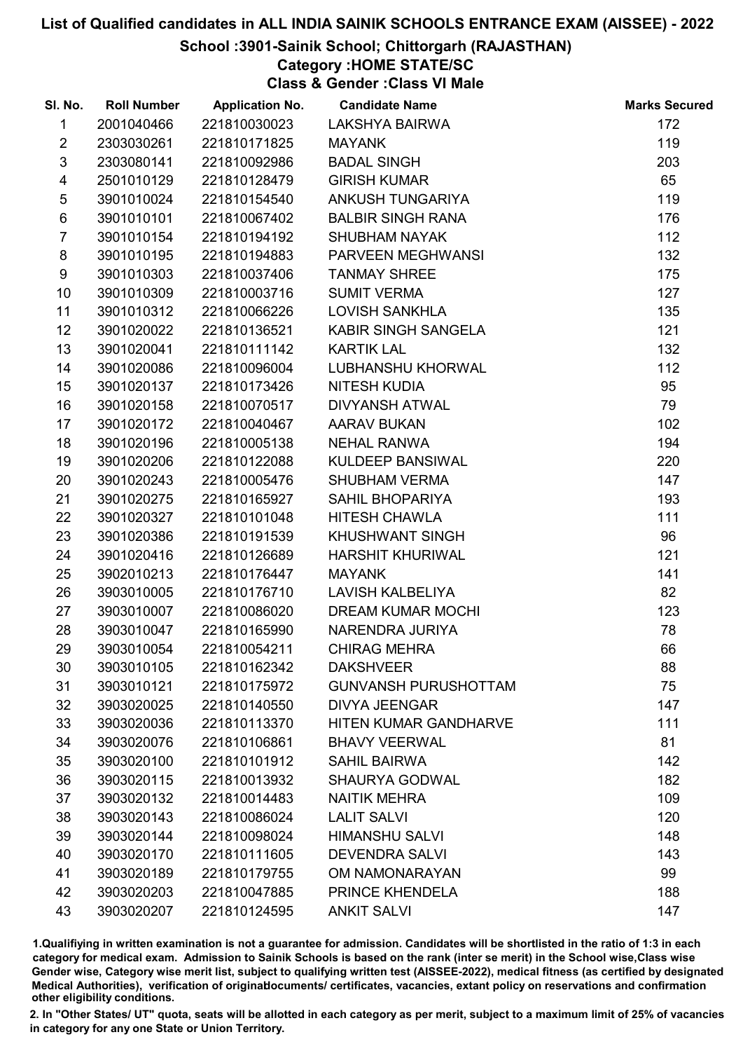# List of Qualified candidates in ALL INDIA SAINIK SCHOOLS ENTRANCE EXAM (AISSEE) - 2022

## School :3901-Sainik School; Chittorgarh (RAJASTHAN)

### Category :HOME STATE/SC

### Class & Gender :Class VI Male

| Sl. No. | Roll Number | Application No. | Candidate Name | Marks Secured |
|---|---|---|---|---|
| 1 | 2001040466 | 221810030023 | LAKSHYA BAIRWA | 172 |
| 2 | 2303030261 | 221810171825 | MAYANK | 119 |
| 3 | 2303080141 | 221810092986 | BADAL SINGH | 203 |
| 4 | 2501010129 | 221810128479 | GIRISH KUMAR | 65 |
| 5 | 3901010024 | 221810154540 | ANKUSH TUNGARIYA | 119 |
| 6 | 3901010101 | 221810067402 | BALBIR SINGH RANA | 176 |
| 7 | 3901010154 | 221810194192 | SHUBHAM NAYAK | 112 |
| 8 | 3901010195 | 221810194883 | PARVEEN MEGHWANSI | 132 |
| 9 | 3901010303 | 221810037406 | TANMAY SHREE | 175 |
| 10 | 3901010309 | 221810003716 | SUMIT VERMA | 127 |
| 11 | 3901010312 | 221810066226 | LOVISH SANKHLA | 135 |
| 12 | 3901020022 | 221810136521 | KABIR SINGH SANGELA | 121 |
| 13 | 3901020041 | 221810111142 | KARTIK LAL | 132 |
| 14 | 3901020086 | 221810096004 | LUBHANSHU KHORWAL | 112 |
| 15 | 3901020137 | 221810173426 | NITESH KUDIA | 95 |
| 16 | 3901020158 | 221810070517 | DIVYANSH ATWAL | 79 |
| 17 | 3901020172 | 221810040467 | AARAV BUKAN | 102 |
| 18 | 3901020196 | 221810005138 | NEHAL RANWA | 194 |
| 19 | 3901020206 | 221810122088 | KULDEEP BANSIWAL | 220 |
| 20 | 3901020243 | 221810005476 | SHUBHAM VERMA | 147 |
| 21 | 3901020275 | 221810165927 | SAHIL BHOPARIYA | 193 |
| 22 | 3901020327 | 221810101048 | HITESH CHAWLA | 111 |
| 23 | 3901020386 | 221810191539 | KHUSHWANT SINGH | 96 |
| 24 | 3901020416 | 221810126689 | HARSHIT KHURIWAL | 121 |
| 25 | 3902010213 | 221810176447 | MAYANK | 141 |
| 26 | 3903010005 | 221810176710 | LAVISH KALBELIYA | 82 |
| 27 | 3903010007 | 221810086020 | DREAM KUMAR MOCHI | 123 |
| 28 | 3903010047 | 221810165990 | NARENDRA JURIYA | 78 |
| 29 | 3903010054 | 221810054211 | CHIRAG MEHRA | 66 |
| 30 | 3903010105 | 221810162342 | DAKSHVEER | 88 |
| 31 | 3903010121 | 221810175972 | GUNVANSH PURUSHOTTAM | 75 |
| 32 | 3903020025 | 221810140550 | DIVYA JEENGAR | 147 |
| 33 | 3903020036 | 221810113370 | HITEN KUMAR GANDHARVE | 111 |
| 34 | 3903020076 | 221810106861 | BHAVY VEERWAL | 81 |
| 35 | 3903020100 | 221810101912 | SAHIL BAIRWA | 142 |
| 36 | 3903020115 | 221810013932 | SHAURYA GODWAL | 182 |
| 37 | 3903020132 | 221810014483 | NAITIK MEHRA | 109 |
| 38 | 3903020143 | 221810086024 | LALIT SALVI | 120 |
| 39 | 3903020144 | 221810098024 | HIMANSHU SALVI | 148 |
| 40 | 3903020170 | 221810111605 | DEVENDRA SALVI | 143 |
| 41 | 3903020189 | 221810179755 | OM NAMONARAYAN | 99 |
| 42 | 3903020203 | 221810047885 | PRINCE KHENDELA | 188 |
| 43 | 3903020207 | 221810124595 | ANKIT SALVI | 147 |

1.Qualifying in written examination is not a guarantee for admission. Candidates will be shortlisted in the ratio of 1:3 in each category for medical exam. Admission to Sainik Schools is based on the rank (inter se merit) in the School wise,Class wise Gender wise, Category wise merit list, subject to qualifying written test (AISSEE-2022), medical fitness (as certified by designated Medical Authorities), verification of originaldocuments/ certificates, vacancies, extant policy on reservations and confirmation other eligibility conditions.

2. In "Other States/ UT" quota, seats will be allotted in each category as per merit, subject to a maximum limit of 25% of vacancies in category for any one State or Union Territory.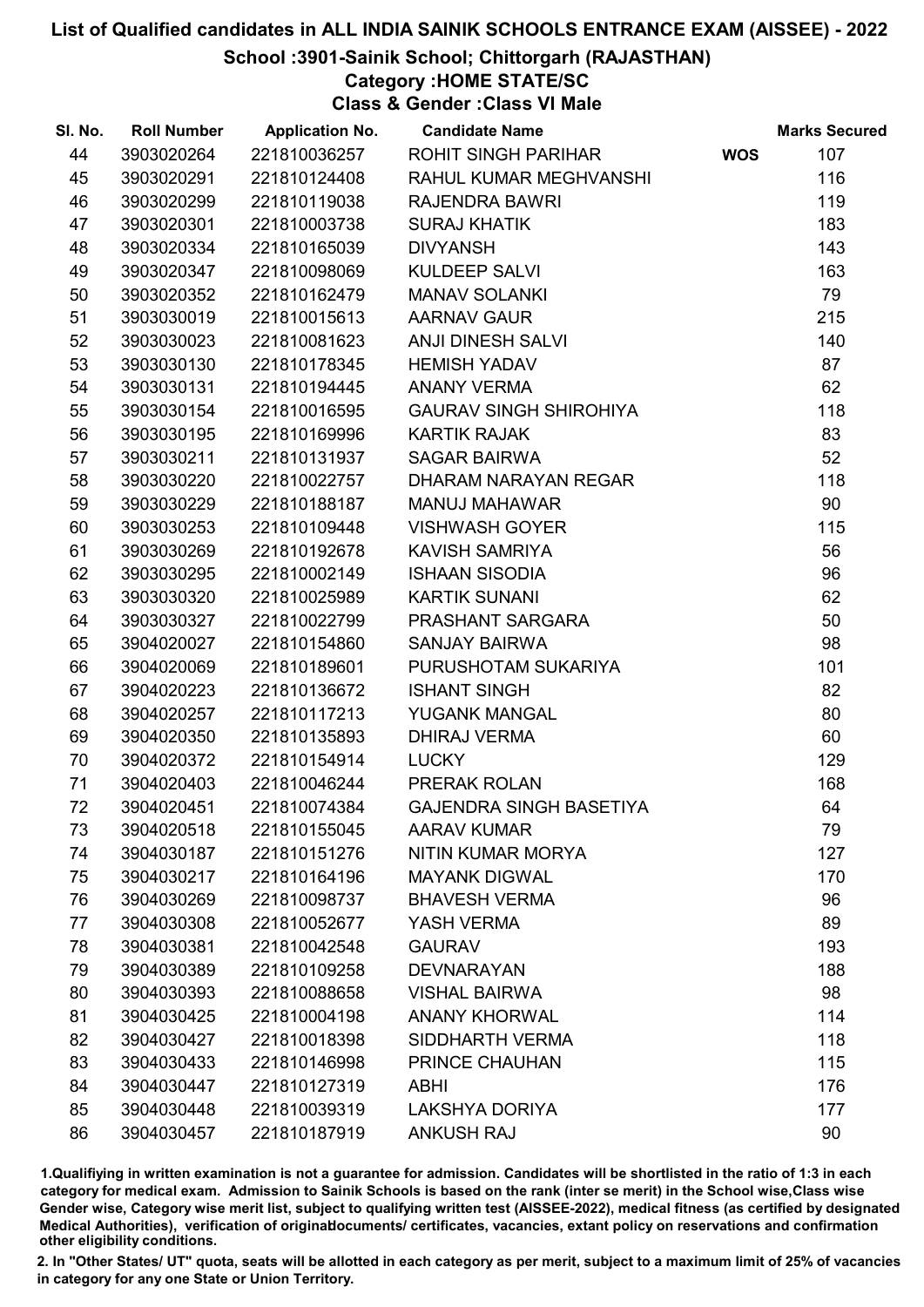# List of Qualified candidates in ALL INDIA SAINIK SCHOOLS ENTRANCE EXAM (AISSEE) - 2022

## School :3901-Sainik School; Chittorgarh (RAJASTHAN)

### Category :HOME STATE/SC

### Class & Gender :Class VI Male

| Sl. No. | Roll Number | Application No. | Candidate Name | | Marks Secured |
|---|---|---|---|---|---|
| 44 | 3903020264 | 221810036257 | ROHIT SINGH PARIHAR | WOS | 107 |
| 45 | 3903020291 | 221810124408 | RAHUL KUMAR MEGHVANSHI | | 116 |
| 46 | 3903020299 | 221810119038 | RAJENDRA BAWRI | | 119 |
| 47 | 3903020301 | 221810003738 | SURAJ KHATIK | | 183 |
| 48 | 3903020334 | 221810165039 | DIVYANSH | | 143 |
| 49 | 3903020347 | 221810098069 | KULDEEP SALVI | | 163 |
| 50 | 3903020352 | 221810162479 | MANAV SOLANKI | | 79 |
| 51 | 3903030019 | 221810015613 | AARNAV GAUR | | 215 |
| 52 | 3903030023 | 221810081623 | ANJI DINESH SALVI | | 140 |
| 53 | 3903030130 | 221810178345 | HEMISH YADAV | | 87 |
| 54 | 3903030131 | 221810194445 | ANANY VERMA | | 62 |
| 55 | 3903030154 | 221810016595 | GAURAV SINGH SHIROHIYA | | 118 |
| 56 | 3903030195 | 221810169996 | KARTIK RAJAK | | 83 |
| 57 | 3903030211 | 221810131937 | SAGAR BAIRWA | | 52 |
| 58 | 3903030220 | 221810022757 | DHARAM NARAYAN REGAR | | 118 |
| 59 | 3903030229 | 221810188187 | MANUJ MAHAWAR | | 90 |
| 60 | 3903030253 | 221810109448 | VISHWASH GOYER | | 115 |
| 61 | 3903030269 | 221810192678 | KAVISH SAMRIYA | | 56 |
| 62 | 3903030295 | 221810002149 | ISHAAN SISODIA | | 96 |
| 63 | 3903030320 | 221810025989 | KARTIK SUNANI | | 62 |
| 64 | 3903030327 | 221810022799 | PRASHANT SARGARA | | 50 |
| 65 | 3904020027 | 221810154860 | SANJAY BAIRWA | | 98 |
| 66 | 3904020069 | 221810189601 | PURUSHOTAM SUKARIYA | | 101 |
| 67 | 3904020223 | 221810136672 | ISHANT SINGH | | 82 |
| 68 | 3904020257 | 221810117213 | YUGANK MANGAL | | 80 |
| 69 | 3904020350 | 221810135893 | DHIRAJ VERMA | | 60 |
| 70 | 3904020372 | 221810154914 | LUCKY | | 129 |
| 71 | 3904020403 | 221810046244 | PRERAK ROLAN | | 168 |
| 72 | 3904020451 | 221810074384 | GAJENDRA SINGH BASETIYA | | 64 |
| 73 | 3904020518 | 221810155045 | AARAV KUMAR | | 79 |
| 74 | 3904030187 | 221810151276 | NITIN KUMAR MORYA | | 127 |
| 75 | 3904030217 | 221810164196 | MAYANK DIGWAL | | 170 |
| 76 | 3904030269 | 221810098737 | BHAVESH VERMA | | 96 |
| 77 | 3904030308 | 221810052677 | YASH VERMA | | 89 |
| 78 | 3904030381 | 221810042548 | GAURAV | | 193 |
| 79 | 3904030389 | 221810109258 | DEVNARAYAN | | 188 |
| 80 | 3904030393 | 221810088658 | VISHAL BAIRWA | | 98 |
| 81 | 3904030425 | 221810004198 | ANANY KHORWAL | | 114 |
| 82 | 3904030427 | 221810018398 | SIDDHARTH VERMA | | 118 |
| 83 | 3904030433 | 221810146998 | PRINCE CHAUHAN | | 115 |
| 84 | 3904030447 | 221810127319 | ABHI | | 176 |
| 85 | 3904030448 | 221810039319 | LAKSHYA DORIYA | | 177 |
| 86 | 3904030457 | 221810187919 | ANKUSH RAJ | | 90 |

1.Qualifying in written examination is not a guarantee for admission. Candidates will be shortlisted in the ratio of 1:3 in each category for medical exam. Admission to Sainik Schools is based on the rank (inter se merit) in the School wise,Class wise Gender wise, Category wise merit list, subject to qualifying written test (AISSEE-2022), medical fitness (as certified by designated Medical Authorities), verification of originaldocuments/ certificates, vacancies, extant policy on reservations and confirmation other eligibility conditions.

2. In "Other States/ UT" quota, seats will be allotted in each category as per merit, subject to a maximum limit of 25% of vacancies in category for any one State or Union Territory.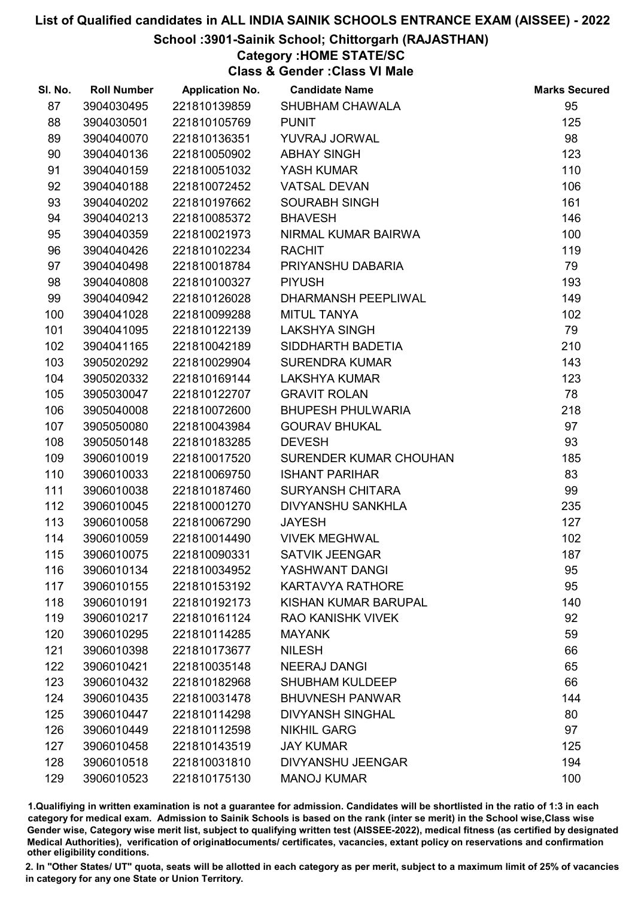# List of Qualified candidates in ALL INDIA SAINIK SCHOOLS ENTRANCE EXAM (AISSEE) - 2022

## School :3901-Sainik School; Chittorgarh (RAJASTHAN)

### Category :HOME STATE/SC

### Class & Gender :Class VI Male

| Sl. No. | Roll Number | Application No. | Candidate Name | Marks Secured |
|---|---|---|---|---|
| 87 | 3904030495 | 221810139859 | SHUBHAM CHAWALA | 95 |
| 88 | 3904030501 | 221810105769 | PUNIT | 125 |
| 89 | 3904040070 | 221810136351 | YUVRAJ JORWAL | 98 |
| 90 | 3904040136 | 221810050902 | ABHAY SINGH | 123 |
| 91 | 3904040159 | 221810051032 | YASH KUMAR | 110 |
| 92 | 3904040188 | 221810072452 | VATSAL DEVAN | 106 |
| 93 | 3904040202 | 221810197662 | SOURABH SINGH | 161 |
| 94 | 3904040213 | 221810085372 | BHAVESH | 146 |
| 95 | 3904040359 | 221810021973 | NIRMAL KUMAR BAIRWA | 100 |
| 96 | 3904040426 | 221810102234 | RACHIT | 119 |
| 97 | 3904040498 | 221810018784 | PRIYANSHU DABARIA | 79 |
| 98 | 3904040808 | 221810100327 | PIYUSH | 193 |
| 99 | 3904040942 | 221810126028 | DHARMANSH PEEPLIWAL | 149 |
| 100 | 3904041028 | 221810099288 | MITUL TANYA | 102 |
| 101 | 3904041095 | 221810122139 | LAKSHYA SINGH | 79 |
| 102 | 3904041165 | 221810042189 | SIDDHARTH BADETIA | 210 |
| 103 | 3905020292 | 221810029904 | SURENDRA KUMAR | 143 |
| 104 | 3905020332 | 221810169144 | LAKSHYA KUMAR | 123 |
| 105 | 3905030047 | 221810122707 | GRAVIT ROLAN | 78 |
| 106 | 3905040008 | 221810072600 | BHUPESH PHULWARIA | 218 |
| 107 | 3905050080 | 221810043984 | GOURAV BHUKAL | 97 |
| 108 | 3905050148 | 221810183285 | DEVESH | 93 |
| 109 | 3906010019 | 221810017520 | SURENDER KUMAR CHOUHAN | 185 |
| 110 | 3906010033 | 221810069750 | ISHANT PARIHAR | 83 |
| 111 | 3906010038 | 221810187460 | SURYANSH CHITARA | 99 |
| 112 | 3906010045 | 221810001270 | DIVYANSHU SANKHLA | 235 |
| 113 | 3906010058 | 221810067290 | JAYESH | 127 |
| 114 | 3906010059 | 221810014490 | VIVEK MEGHWAL | 102 |
| 115 | 3906010075 | 221810090331 | SATVIK JEENGAR | 187 |
| 116 | 3906010134 | 221810034952 | YASHWANT DANGI | 95 |
| 117 | 3906010155 | 221810153192 | KARTAVYA RATHORE | 95 |
| 118 | 3906010191 | 221810192173 | KISHAN KUMAR BARUPAL | 140 |
| 119 | 3906010217 | 221810161124 | RAO KANISHK VIVEK | 92 |
| 120 | 3906010295 | 221810114285 | MAYANK | 59 |
| 121 | 3906010398 | 221810173677 | NILESH | 66 |
| 122 | 3906010421 | 221810035148 | NEERAJ DANGI | 65 |
| 123 | 3906010432 | 221810182968 | SHUBHAM KULDEEP | 66 |
| 124 | 3906010435 | 221810031478 | BHUVNESH PANWAR | 144 |
| 125 | 3906010447 | 221810114298 | DIVYANSH SINGHAL | 80 |
| 126 | 3906010449 | 221810112598 | NIKHIL GARG | 97 |
| 127 | 3906010458 | 221810143519 | JAY KUMAR | 125 |
| 128 | 3906010518 | 221810031810 | DIVYANSHU JEENGAR | 194 |
| 129 | 3906010523 | 221810175130 | MANOJ KUMAR | 100 |

1.Qualifiying in written examination is not a guarantee for admission. Candidates will be shortlisted in the ratio of 1:3 in each category for medical exam. Admission to Sainik Schools is based on the rank (inter se merit) in the School wise,Class wise Gender wise, Category wise merit list, subject to qualifying written test (AISSEE-2022), medical fitness (as certified by designated Medical Authorities), verification of originaldocuments/ certificates, vacancies, extant policy on reservations and confirmation other eligibility conditions.

2. In "Other States/ UT" quota, seats will be allotted in each category as per merit, subject to a maximum limit of 25% of vacancies in category for any one State or Union Territory.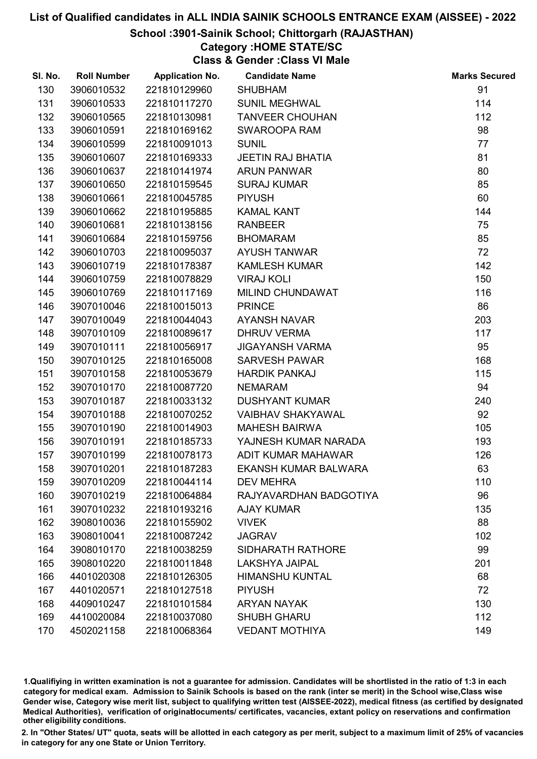# List of Qualified candidates in ALL INDIA SAINIK SCHOOLS ENTRANCE EXAM (AISSEE) - 2022

## School :3901-Sainik School; Chittorgarh (RAJASTHAN)

### Category :HOME STATE/SC

### Class & Gender :Class VI Male

| Sl. No. | Roll Number | Application No. | Candidate Name | Marks Secured |
|---|---|---|---|---|
| 130 | 3906010532 | 221810129960 | SHUBHAM | 91 |
| 131 | 3906010533 | 221810117270 | SUNIL MEGHWAL | 114 |
| 132 | 3906010565 | 221810130981 | TANVEER CHOUHAN | 112 |
| 133 | 3906010591 | 221810169162 | SWAROOPA RAM | 98 |
| 134 | 3906010599 | 221810091013 | SUNIL | 77 |
| 135 | 3906010607 | 221810169333 | JEETIN RAJ BHATIA | 81 |
| 136 | 3906010637 | 221810141974 | ARUN PANWAR | 80 |
| 137 | 3906010650 | 221810159545 | SURAJ KUMAR | 85 |
| 138 | 3906010661 | 221810045785 | PIYUSH | 60 |
| 139 | 3906010662 | 221810195885 | KAMAL KANT | 144 |
| 140 | 3906010681 | 221810138156 | RANBEER | 75 |
| 141 | 3906010684 | 221810159756 | BHOMARAM | 85 |
| 142 | 3906010703 | 221810095037 | AYUSH TANWAR | 72 |
| 143 | 3906010719 | 221810178387 | KAMLESH KUMAR | 142 |
| 144 | 3906010759 | 221810078829 | VIRAJ KOLI | 150 |
| 145 | 3906010769 | 221810117169 | MILIND CHUNDAWAT | 116 |
| 146 | 3907010046 | 221810015013 | PRINCE | 86 |
| 147 | 3907010049 | 221810044043 | AYANSH NAVAR | 203 |
| 148 | 3907010109 | 221810089617 | DHRUV VERMA | 117 |
| 149 | 3907010111 | 221810056917 | JIGAYANSH VARMA | 95 |
| 150 | 3907010125 | 221810165008 | SARVESH PAWAR | 168 |
| 151 | 3907010158 | 221810053679 | HARDIK PANKAJ | 115 |
| 152 | 3907010170 | 221810087720 | NEMARAM | 94 |
| 153 | 3907010187 | 221810033132 | DUSHYANT KUMAR | 240 |
| 154 | 3907010188 | 221810070252 | VAIBHAV SHAKYAWAL | 92 |
| 155 | 3907010190 | 221810014903 | MAHESH BAIRWA | 105 |
| 156 | 3907010191 | 221810185733 | YAJNESH KUMAR NARADA | 193 |
| 157 | 3907010199 | 221810078173 | ADIT KUMAR MAHAWAR | 126 |
| 158 | 3907010201 | 221810187283 | EKANSH KUMAR BALWARA | 63 |
| 159 | 3907010209 | 221810044114 | DEV MEHRA | 110 |
| 160 | 3907010219 | 221810064884 | RAJYAVARDHAN BADGOTIYA | 96 |
| 161 | 3907010232 | 221810193216 | AJAY KUMAR | 135 |
| 162 | 3908010036 | 221810155902 | VIVEK | 88 |
| 163 | 3908010041 | 221810087242 | JAGRAV | 102 |
| 164 | 3908010170 | 221810038259 | SIDHARATH RATHORE | 99 |
| 165 | 3908010220 | 221810011848 | LAKSHYA JAIPAL | 201 |
| 166 | 4401020308 | 221810126305 | HIMANSHU KUNTAL | 68 |
| 167 | 4401020571 | 221810127518 | PIYUSH | 72 |
| 168 | 4409010247 | 221810101584 | ARYAN NAYAK | 130 |
| 169 | 4410020084 | 221810037080 | SHUBH GHARU | 112 |
| 170 | 4502021158 | 221810068364 | VEDANT MOTHIYA | 149 |

1.Qualifiying in written examination is not a guarantee for admission. Candidates will be shortlisted in the ratio of 1:3 in each category for medical exam. Admission to Sainik Schools is based on the rank (inter se merit) in the School wise,Class wise Gender wise, Category wise merit list, subject to qualifying written test (AISSEE-2022), medical fitness (as certified by designated Medical Authorities), verification of originaldocuments/ certificates, vacancies, extant policy on reservations and confirmation other eligibility conditions.

2. In "Other States/ UT" quota, seats will be allotted in each category as per merit, subject to a maximum limit of 25% of vacancies in category for any one State or Union Territory.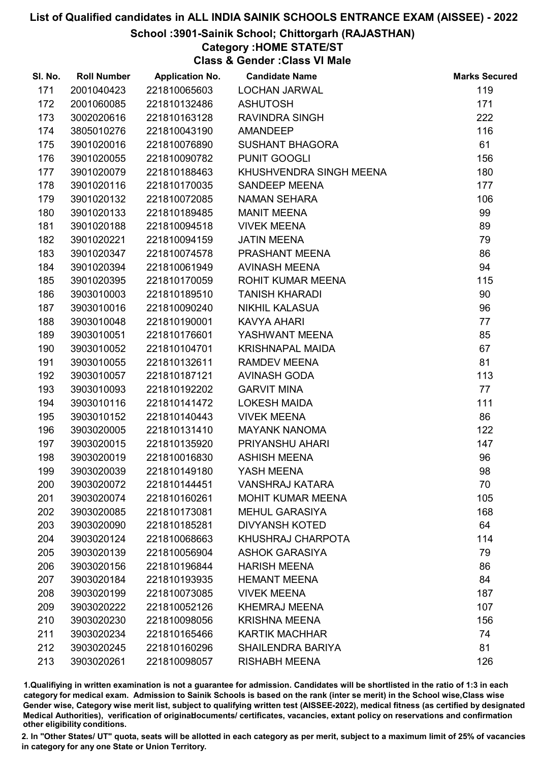# List of Qualified candidates in ALL INDIA SAINIK SCHOOLS ENTRANCE EXAM (AISSEE) - 2022

## School :3901-Sainik School; Chittorgarh (RAJASTHAN)

### Category :HOME STATE/ST

### Class & Gender :Class VI Male

| Sl. No. | Roll Number | Application No. | Candidate Name | Marks Secured |
|---|---|---|---|---|
| 171 | 2001040423 | 221810065603 | LOCHAN JARWAL | 119 |
| 172 | 2001060085 | 221810132486 | ASHUTOSH | 171 |
| 173 | 3002020616 | 221810163128 | RAVINDRA SINGH | 222 |
| 174 | 3805010276 | 221810043190 | AMANDEEP | 116 |
| 175 | 3901020016 | 221810076890 | SUSHANT BHAGORA | 61 |
| 176 | 3901020055 | 221810090782 | PUNIT GOOGLI | 156 |
| 177 | 3901020079 | 221810188463 | KHUSHVENDRA SINGH MEENA | 180 |
| 178 | 3901020116 | 221810170035 | SANDEEP MEENA | 177 |
| 179 | 3901020132 | 221810072085 | NAMAN SEHARA | 106 |
| 180 | 3901020133 | 221810189485 | MANIT MEENA | 99 |
| 181 | 3901020188 | 221810094518 | VIVEK MEENA | 89 |
| 182 | 3901020221 | 221810094159 | JATIN MEENA | 79 |
| 183 | 3901020347 | 221810074578 | PRASHANT MEENA | 86 |
| 184 | 3901020394 | 221810061949 | AVINASH MEENA | 94 |
| 185 | 3901020395 | 221810170059 | ROHIT KUMAR MEENA | 115 |
| 186 | 3903010003 | 221810189510 | TANISH KHARADI | 90 |
| 187 | 3903010016 | 221810090240 | NIKHIL KALASUA | 96 |
| 188 | 3903010048 | 221810190001 | KAVYA AHARI | 77 |
| 189 | 3903010051 | 221810176601 | YASHWANT MEENA | 85 |
| 190 | 3903010052 | 221810104701 | KRISHNAPAL MAIDA | 67 |
| 191 | 3903010055 | 221810132611 | RAMDEV MEENA | 81 |
| 192 | 3903010057 | 221810187121 | AVINASH GODA | 113 |
| 193 | 3903010093 | 221810192202 | GARVIT MINA | 77 |
| 194 | 3903010116 | 221810141472 | LOKESH MAIDA | 111 |
| 195 | 3903010152 | 221810140443 | VIVEK MEENA | 86 |
| 196 | 3903020005 | 221810131410 | MAYANK NANOMA | 122 |
| 197 | 3903020015 | 221810135920 | PRIYANSHU AHARI | 147 |
| 198 | 3903020019 | 221810016830 | ASHISH MEENA | 96 |
| 199 | 3903020039 | 221810149180 | YASH MEENA | 98 |
| 200 | 3903020072 | 221810144451 | VANSHRAJ KATARA | 70 |
| 201 | 3903020074 | 221810160261 | MOHIT KUMAR MEENA | 105 |
| 202 | 3903020085 | 221810173081 | MEHUL GARASIYA | 168 |
| 203 | 3903020090 | 221810185281 | DIVYANSH KOTED | 64 |
| 204 | 3903020124 | 221810068663 | KHUSHRAJ CHARPOTA | 114 |
| 205 | 3903020139 | 221810056904 | ASHOK GARASIYA | 79 |
| 206 | 3903020156 | 221810196844 | HARISH MEENA | 86 |
| 207 | 3903020184 | 221810193935 | HEMANT MEENA | 84 |
| 208 | 3903020199 | 221810073085 | VIVEK MEENA | 187 |
| 209 | 3903020222 | 221810052126 | KHEMRAJ MEENA | 107 |
| 210 | 3903020230 | 221810098056 | KRISHNA MEENA | 156 |
| 211 | 3903020234 | 221810165466 | KARTIK MACHHAR | 74 |
| 212 | 3903020245 | 221810160296 | SHAILENDRA BARIYA | 81 |
| 213 | 3903020261 | 221810098057 | RISHABH MEENA | 126 |

1.Qualifiying in written examination is not a guarantee for admission. Candidates will be shortlisted in the ratio of 1:3 in each category for medical exam. Admission to Sainik Schools is based on the rank (inter se merit) in the School wise,Class wise Gender wise, Category wise merit list, subject to qualifying written test (AISSEE-2022), medical fitness (as certified by designated Medical Authorities), verification of originaldocuments/ certificates, vacancies, extant policy on reservations and confirmation other eligibility conditions.

2. In "Other States/ UT" quota, seats will be allotted in each category as per merit, subject to a maximum limit of 25% of vacancies in category for any one State or Union Territory.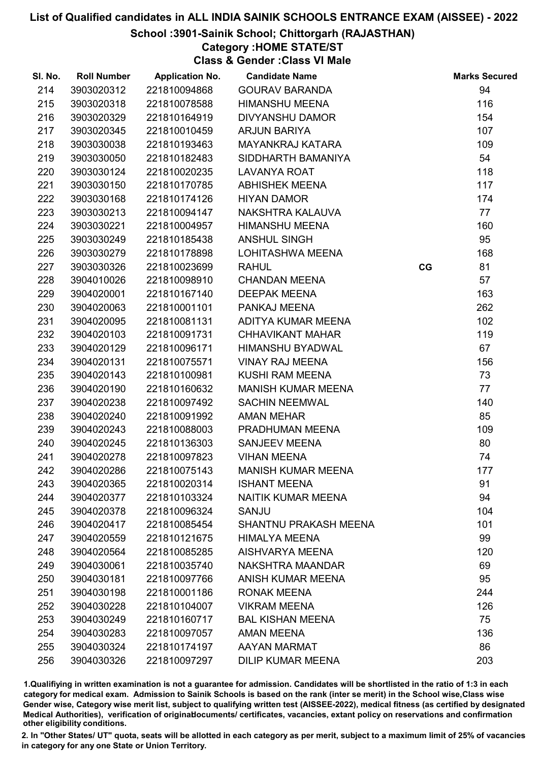# List of Qualified candidates in ALL INDIA SAINIK SCHOOLS ENTRANCE EXAM (AISSEE) - 2022

## School :3901-Sainik School; Chittorgarh (RAJASTHAN)

### Category :HOME STATE/ST

### Class & Gender :Class VI Male

| Sl. No. | Roll Number | Application No. | Candidate Name | | Marks Secured |
|---|---|---|---|---|---|
| 214 | 3903020312 | 221810094868 | GOURAV BARANDA | | 94 |
| 215 | 3903020318 | 221810078588 | HIMANSHU MEENA | | 116 |
| 216 | 3903020329 | 221810164919 | DIVYANSHU DAMOR | | 154 |
| 217 | 3903020345 | 221810010459 | ARJUN BARIYA | | 107 |
| 218 | 3903030038 | 221810193463 | MAYANKRAJ KATARA | | 109 |
| 219 | 3903030050 | 221810182483 | SIDDHARTH BAMANIYA | | 54 |
| 220 | 3903030124 | 221810020235 | LAVANYA ROAT | | 118 |
| 221 | 3903030150 | 221810170785 | ABHISHEK MEENA | | 117 |
| 222 | 3903030168 | 221810174126 | HIYAN DAMOR | | 174 |
| 223 | 3903030213 | 221810094147 | NAKSHTRA KALAUVA | | 77 |
| 224 | 3903030221 | 221810004957 | HIMANSHU MEENA | | 160 |
| 225 | 3903030249 | 221810185438 | ANSHUL SINGH | | 95 |
| 226 | 3903030279 | 221810178898 | LOHITASHWA MEENA | | 168 |
| 227 | 3903030326 | 221810023699 | RAHUL | CG | 81 |
| 228 | 3904010026 | 221810098910 | CHANDAN MEENA | | 57 |
| 229 | 3904020001 | 221810167140 | DEEPAK MEENA | | 163 |
| 230 | 3904020063 | 221810001101 | PANKAJ MEENA | | 262 |
| 231 | 3904020095 | 221810081131 | ADITYA KUMAR MEENA | | 102 |
| 232 | 3904020103 | 221810091731 | CHHAVIKANT MAHAR | | 119 |
| 233 | 3904020129 | 221810096171 | HIMANSHU BYADWAL | | 67 |
| 234 | 3904020131 | 221810075571 | VINAY RAJ MEENA | | 156 |
| 235 | 3904020143 | 221810100981 | KUSHI RAM MEENA | | 73 |
| 236 | 3904020190 | 221810160632 | MANISH KUMAR MEENA | | 77 |
| 237 | 3904020238 | 221810097492 | SACHIN NEEMWAL | | 140 |
| 238 | 3904020240 | 221810091992 | AMAN MEHAR | | 85 |
| 239 | 3904020243 | 221810088003 | PRADHUMAN MEENA | | 109 |
| 240 | 3904020245 | 221810136303 | SANJEEV MEENA | | 80 |
| 241 | 3904020278 | 221810097823 | VIHAN MEENA | | 74 |
| 242 | 3904020286 | 221810075143 | MANISH KUMAR MEENA | | 177 |
| 243 | 3904020365 | 221810020314 | ISHANT MEENA | | 91 |
| 244 | 3904020377 | 221810103324 | NAITIK KUMAR MEENA | | 94 |
| 245 | 3904020378 | 221810096324 | SANJU | | 104 |
| 246 | 3904020417 | 221810085454 | SHANTNU PRAKASH MEENA | | 101 |
| 247 | 3904020559 | 221810121675 | HIMALYA MEENA | | 99 |
| 248 | 3904020564 | 221810085285 | AISHVARYA MEENA | | 120 |
| 249 | 3904030061 | 221810035740 | NAKSHTRA MAANDAR | | 69 |
| 250 | 3904030181 | 221810097766 | ANISH KUMAR MEENA | | 95 |
| 251 | 3904030198 | 221810001186 | RONAK MEENA | | 244 |
| 252 | 3904030228 | 221810104007 | VIKRAM MEENA | | 126 |
| 253 | 3904030249 | 221810160717 | BAL KISHAN MEENA | | 75 |
| 254 | 3904030283 | 221810097057 | AMAN MEENA | | 136 |
| 255 | 3904030324 | 221810174197 | AAYAN MARMAT | | 86 |
| 256 | 3904030326 | 221810097297 | DILIP KUMAR MEENA | | 203 |

1.Qualifiying in written examination is not a guarantee for admission. Candidates will be shortlisted in the ratio of 1:3 in each category for medical exam. Admission to Sainik Schools is based on the rank (inter se merit) in the School wise,Class wise Gender wise, Category wise merit list, subject to qualifying written test (AISSEE-2022), medical fitness (as certified by designated Medical Authorities), verification of originaldocuments/ certificates, vacancies, extant policy on reservations and confirmation other eligibility conditions.

2. In "Other States/ UT" quota, seats will be allotted in each category as per merit, subject to a maximum limit of 25% of vacancies in category for any one State or Union Territory.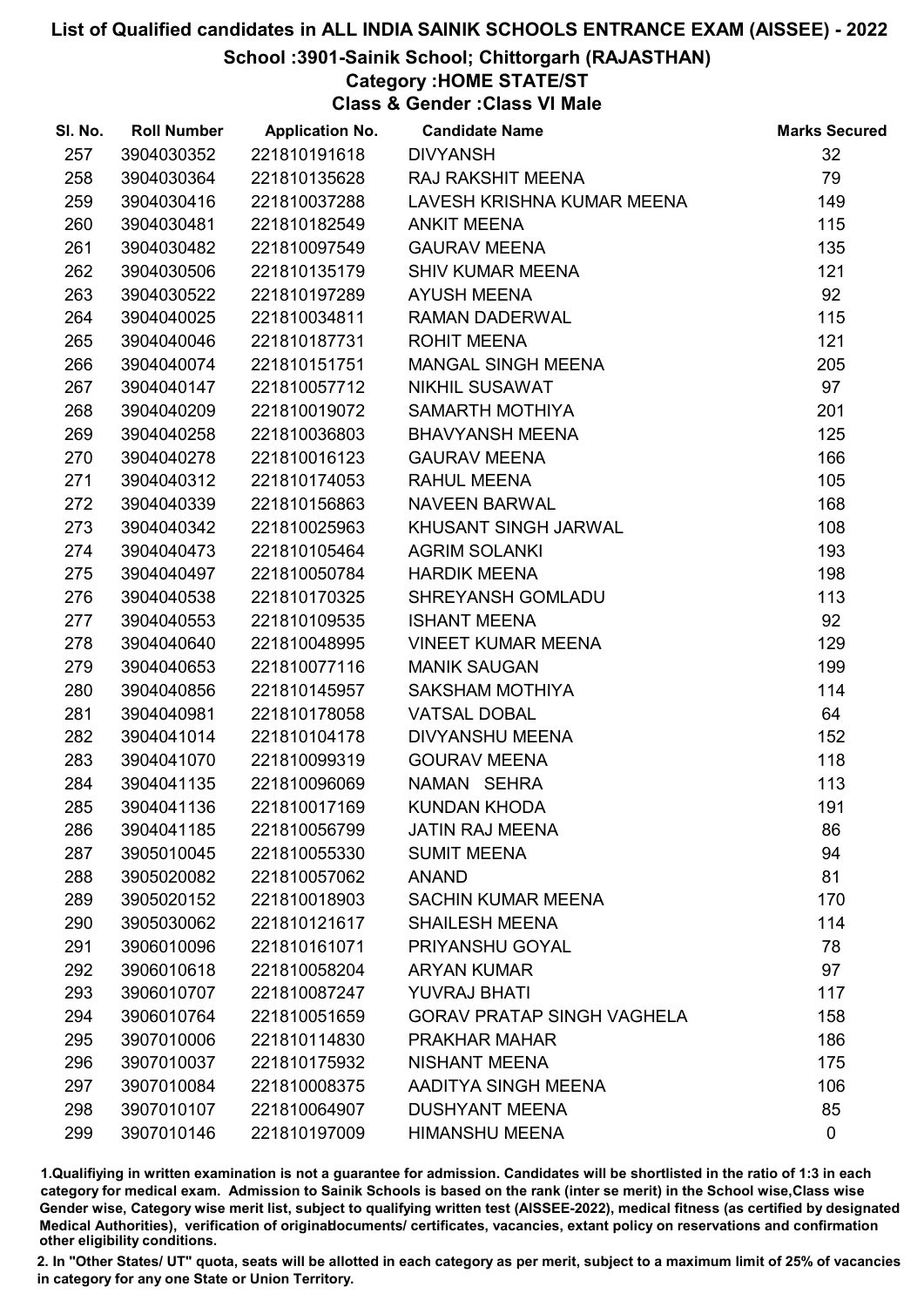# List of Qualified candidates in ALL INDIA SAINIK SCHOOLS ENTRANCE EXAM (AISSEE) - 2022

## School :3901-Sainik School; Chittorgarh (RAJASTHAN)

### Category :HOME STATE/ST

### Class & Gender :Class VI Male

| Sl. No. | Roll Number | Application No. | Candidate Name | Marks Secured |
|---|---|---|---|---|
| 257 | 3904030352 | 221810191618 | DIVYANSH | 32 |
| 258 | 3904030364 | 221810135628 | RAJ RAKSHIT MEENA | 79 |
| 259 | 3904030416 | 221810037288 | LAVESH KRISHNA KUMAR MEENA | 149 |
| 260 | 3904030481 | 221810182549 | ANKIT MEENA | 115 |
| 261 | 3904030482 | 221810097549 | GAURAV MEENA | 135 |
| 262 | 3904030506 | 221810135179 | SHIV KUMAR MEENA | 121 |
| 263 | 3904030522 | 221810197289 | AYUSH MEENA | 92 |
| 264 | 3904040025 | 221810034811 | RAMAN DADERWAL | 115 |
| 265 | 3904040046 | 221810187731 | ROHIT MEENA | 121 |
| 266 | 3904040074 | 221810151751 | MANGAL SINGH MEENA | 205 |
| 267 | 3904040147 | 221810057712 | NIKHIL SUSAWAT | 97 |
| 268 | 3904040209 | 221810019072 | SAMARTH MOTHIYA | 201 |
| 269 | 3904040258 | 221810036803 | BHAVYANSH MEENA | 125 |
| 270 | 3904040278 | 221810016123 | GAURAV MEENA | 166 |
| 271 | 3904040312 | 221810174053 | RAHUL MEENA | 105 |
| 272 | 3904040339 | 221810156863 | NAVEEN BARWAL | 168 |
| 273 | 3904040342 | 221810025963 | KHUSANT SINGH JARWAL | 108 |
| 274 | 3904040473 | 221810105464 | AGRIM SOLANKI | 193 |
| 275 | 3904040497 | 221810050784 | HARDIK MEENA | 198 |
| 276 | 3904040538 | 221810170325 | SHREYANSH GOMLADU | 113 |
| 277 | 3904040553 | 221810109535 | ISHANT MEENA | 92 |
| 278 | 3904040640 | 221810048995 | VINEET KUMAR MEENA | 129 |
| 279 | 3904040653 | 221810077116 | MANIK SAUGAN | 199 |
| 280 | 3904040856 | 221810145957 | SAKSHAM MOTHIYA | 114 |
| 281 | 3904040981 | 221810178058 | VATSAL DOBAL | 64 |
| 282 | 3904041014 | 221810104178 | DIVYANSHU MEENA | 152 |
| 283 | 3904041070 | 221810099319 | GOURAV MEENA | 118 |
| 284 | 3904041135 | 221810096069 | NAMAN SEHRA | 113 |
| 285 | 3904041136 | 221810017169 | KUNDAN KHODA | 191 |
| 286 | 3904041185 | 221810056799 | JATIN RAJ MEENA | 86 |
| 287 | 3905010045 | 221810055330 | SUMIT MEENA | 94 |
| 288 | 3905020082 | 221810057062 | ANAND | 81 |
| 289 | 3905020152 | 221810018903 | SACHIN KUMAR MEENA | 170 |
| 290 | 3905030062 | 221810121617 | SHAILESH MEENA | 114 |
| 291 | 3906010096 | 221810161071 | PRIYANSHU GOYAL | 78 |
| 292 | 3906010618 | 221810058204 | ARYAN KUMAR | 97 |
| 293 | 3906010707 | 221810087247 | YUVRAJ BHATI | 117 |
| 294 | 3906010764 | 221810051659 | GORAV PRATAP SINGH VAGHELA | 158 |
| 295 | 3907010006 | 221810114830 | PRAKHAR MAHAR | 186 |
| 296 | 3907010037 | 221810175932 | NISHANT MEENA | 175 |
| 297 | 3907010084 | 221810008375 | AADITYA SINGH MEENA | 106 |
| 298 | 3907010107 | 221810064907 | DUSHYANT MEENA | 85 |
| 299 | 3907010146 | 221810197009 | HIMANSHU MEENA | 0 |

1.Qualifying in written examination is not a guarantee for admission. Candidates will be shortlisted in the ratio of 1:3 in each category for medical exam. Admission to Sainik Schools is based on the rank (inter se merit) in the School wise,Class wise Gender wise, Category wise merit list, subject to qualifying written test (AISSEE-2022), medical fitness (as certified by designated Medical Authorities), verification of originaldocuments/ certificates, vacancies, extant policy on reservations and confirmation other eligibility conditions.

2. In "Other States/ UT" quota, seats will be allotted in each category as per merit, subject to a maximum limit of 25% of vacancies in category for any one State or Union Territory.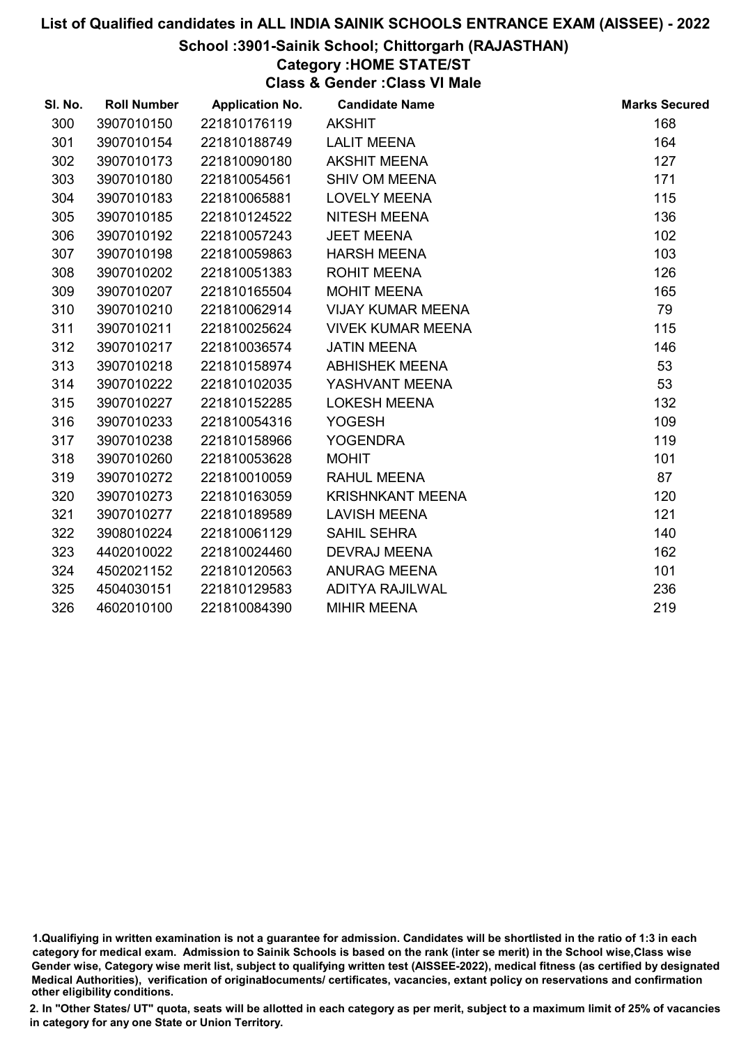# List of Qualified candidates in ALL INDIA SAINIK SCHOOLS ENTRANCE EXAM (AISSEE) - 2022

## School :3901-Sainik School; Chittorgarh (RAJASTHAN)

### Category :HOME STATE/ST

### Class & Gender :Class VI Male

| Sl. No. | Roll Number | Application No. | Candidate Name | Marks Secured |
|---|---|---|---|---|
| 300 | 3907010150 | 221810176119 | AKSHIT | 168 |
| 301 | 3907010154 | 221810188749 | LALIT MEENA | 164 |
| 302 | 3907010173 | 221810090180 | AKSHIT MEENA | 127 |
| 303 | 3907010180 | 221810054561 | SHIV OM MEENA | 171 |
| 304 | 3907010183 | 221810065881 | LOVELY MEENA | 115 |
| 305 | 3907010185 | 221810124522 | NITESH MEENA | 136 |
| 306 | 3907010192 | 221810057243 | JEET MEENA | 102 |
| 307 | 3907010198 | 221810059863 | HARSH MEENA | 103 |
| 308 | 3907010202 | 221810051383 | ROHIT MEENA | 126 |
| 309 | 3907010207 | 221810165504 | MOHIT MEENA | 165 |
| 310 | 3907010210 | 221810062914 | VIJAY KUMAR MEENA | 79 |
| 311 | 3907010211 | 221810025624 | VIVEK KUMAR MEENA | 115 |
| 312 | 3907010217 | 221810036574 | JATIN MEENA | 146 |
| 313 | 3907010218 | 221810158974 | ABHISHEK MEENA | 53 |
| 314 | 3907010222 | 221810102035 | YASHVANT MEENA | 53 |
| 315 | 3907010227 | 221810152285 | LOKESH MEENA | 132 |
| 316 | 3907010233 | 221810054316 | YOGESH | 109 |
| 317 | 3907010238 | 221810158966 | YOGENDRA | 119 |
| 318 | 3907010260 | 221810053628 | MOHIT | 101 |
| 319 | 3907010272 | 221810010059 | RAHUL MEENA | 87 |
| 320 | 3907010273 | 221810163059 | KRISHNKANT MEENA | 120 |
| 321 | 3907010277 | 221810189589 | LAVISH MEENA | 121 |
| 322 | 3908010224 | 221810061129 | SAHIL SEHRA | 140 |
| 323 | 4402010022 | 221810024460 | DEVRAJ MEENA | 162 |
| 324 | 4502021152 | 221810120563 | ANURAG MEENA | 101 |
| 325 | 4504030151 | 221810129583 | ADITYA RAJILWAL | 236 |
| 326 | 4602010100 | 221810084390 | MIHIR MEENA | 219 |

1.Qualifiying in written examination is not a guarantee for admission. Candidates will be shortlisted in the ratio of 1:3 in each category for medical exam. Admission to Sainik Schools is based on the rank (inter se merit) in the School wise,Class wise Gender wise, Category wise merit list, subject to qualifying written test (AISSEE-2022), medical fitness (as certified by designated Medical Authorities), verification of originaldocuments/ certificates, vacancies, extant policy on reservations and confirmation other eligibility conditions.

2. In "Other States/ UT" quota, seats will be allotted in each category as per merit, subject to a maximum limit of 25% of vacancies in category for any one State or Union Territory.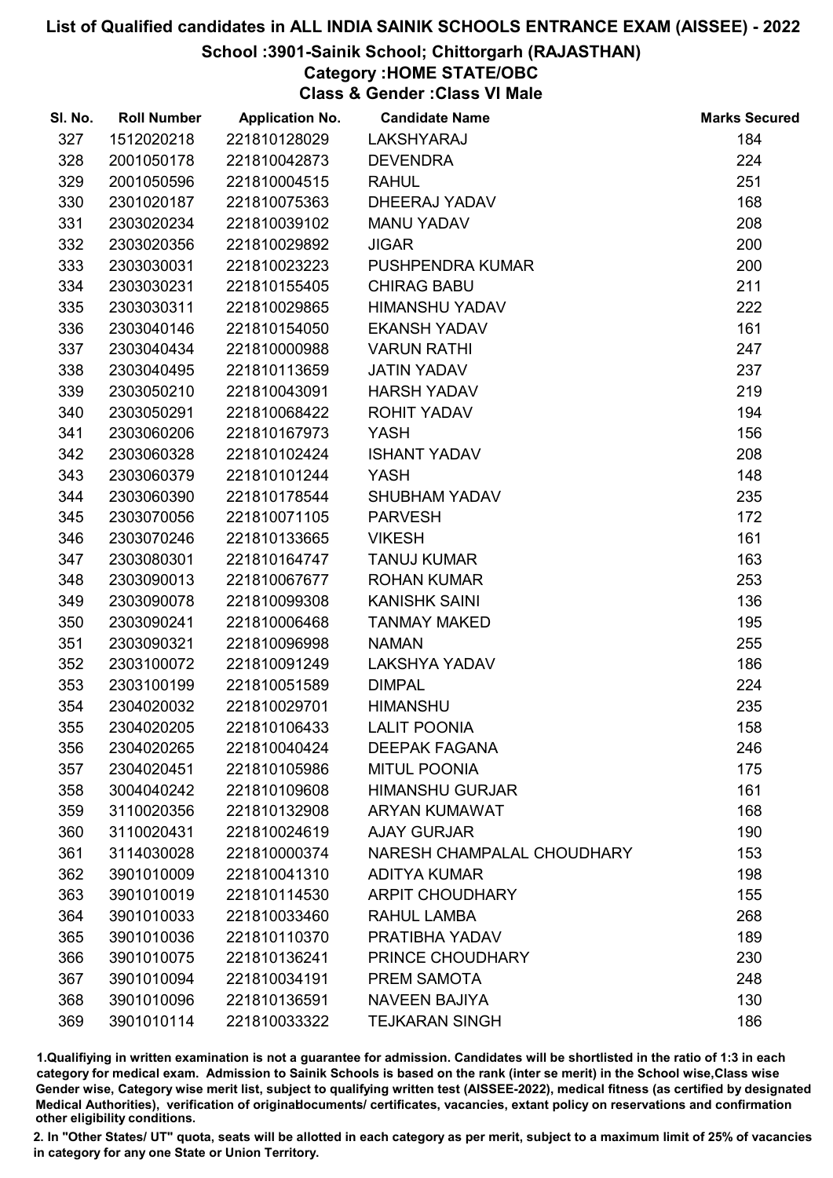# List of Qualified candidates in ALL INDIA SAINIK SCHOOLS ENTRANCE EXAM (AISSEE) - 2022

## School :3901-Sainik School; Chittorgarh (RAJASTHAN)

### Category :HOME STATE/OBC

### Class & Gender :Class VI Male

| Sl. No. | Roll Number | Application No. | Candidate Name | Marks Secured |
|---|---|---|---|---|
| 327 | 1512020218 | 221810128029 | LAKSHYARAJ | 184 |
| 328 | 2001050178 | 221810042873 | DEVENDRA | 224 |
| 329 | 2001050596 | 221810004515 | RAHUL | 251 |
| 330 | 2301020187 | 221810075363 | DHEERAJ YADAV | 168 |
| 331 | 2303020234 | 221810039102 | MANU YADAV | 208 |
| 332 | 2303020356 | 221810029892 | JIGAR | 200 |
| 333 | 2303030031 | 221810023223 | PUSHPENDRA KUMAR | 200 |
| 334 | 2303030231 | 221810155405 | CHIRAG BABU | 211 |
| 335 | 2303030311 | 221810029865 | HIMANSHU YADAV | 222 |
| 336 | 2303040146 | 221810154050 | EKANSH YADAV | 161 |
| 337 | 2303040434 | 221810000988 | VARUN RATHI | 247 |
| 338 | 2303040495 | 221810113659 | JATIN YADAV | 237 |
| 339 | 2303050210 | 221810043091 | HARSH YADAV | 219 |
| 340 | 2303050291 | 221810068422 | ROHIT YADAV | 194 |
| 341 | 2303060206 | 221810167973 | YASH | 156 |
| 342 | 2303060328 | 221810102424 | ISHANT YADAV | 208 |
| 343 | 2303060379 | 221810101244 | YASH | 148 |
| 344 | 2303060390 | 221810178544 | SHUBHAM YADAV | 235 |
| 345 | 2303070056 | 221810071105 | PARVESH | 172 |
| 346 | 2303070246 | 221810133665 | VIKESH | 161 |
| 347 | 2303080301 | 221810164747 | TANUJ KUMAR | 163 |
| 348 | 2303090013 | 221810067677 | ROHAN KUMAR | 253 |
| 349 | 2303090078 | 221810099308 | KANISHK SAINI | 136 |
| 350 | 2303090241 | 221810006468 | TANMAY MAKED | 195 |
| 351 | 2303090321 | 221810096998 | NAMAN | 255 |
| 352 | 2303100072 | 221810091249 | LAKSHYA YADAV | 186 |
| 353 | 2303100199 | 221810051589 | DIMPAL | 224 |
| 354 | 2304020032 | 221810029701 | HIMANSHU | 235 |
| 355 | 2304020205 | 221810106433 | LALIT POONIA | 158 |
| 356 | 2304020265 | 221810040424 | DEEPAK FAGANA | 246 |
| 357 | 2304020451 | 221810105986 | MITUL POONIA | 175 |
| 358 | 3004040242 | 221810109608 | HIMANSHU GURJAR | 161 |
| 359 | 3110020356 | 221810132908 | ARYAN KUMAWAT | 168 |
| 360 | 3110020431 | 221810024619 | AJAY GURJAR | 190 |
| 361 | 3114030028 | 221810000374 | NARESH CHAMPALAL CHOUDHARY | 153 |
| 362 | 3901010009 | 221810041310 | ADITYA KUMAR | 198 |
| 363 | 3901010019 | 221810114530 | ARPIT CHOUDHARY | 155 |
| 364 | 3901010033 | 221810033460 | RAHUL LAMBA | 268 |
| 365 | 3901010036 | 221810110370 | PRATIBHA YADAV | 189 |
| 366 | 3901010075 | 221810136241 | PRINCE CHOUDHARY | 230 |
| 367 | 3901010094 | 221810034191 | PREM SAMOTA | 248 |
| 368 | 3901010096 | 221810136591 | NAVEEN BAJIYA | 130 |
| 369 | 3901010114 | 221810033322 | TEJKARAN SINGH | 186 |

1.Qualifiying in written examination is not a guarantee for admission. Candidates will be shortlisted in the ratio of 1:3 in each category for medical exam. Admission to Sainik Schools is based on the rank (inter se merit) in the School wise,Class wise Gender wise, Category wise merit list, subject to qualifying written test (AISSEE-2022), medical fitness (as certified by designated Medical Authorities), verification of originaldocuments/ certificates, vacancies, extant policy on reservations and confirmation other eligibility conditions.

2. In "Other States/ UT" quota, seats will be allotted in each category as per merit, subject to a maximum limit of 25% of vacancies in category for any one State or Union Territory.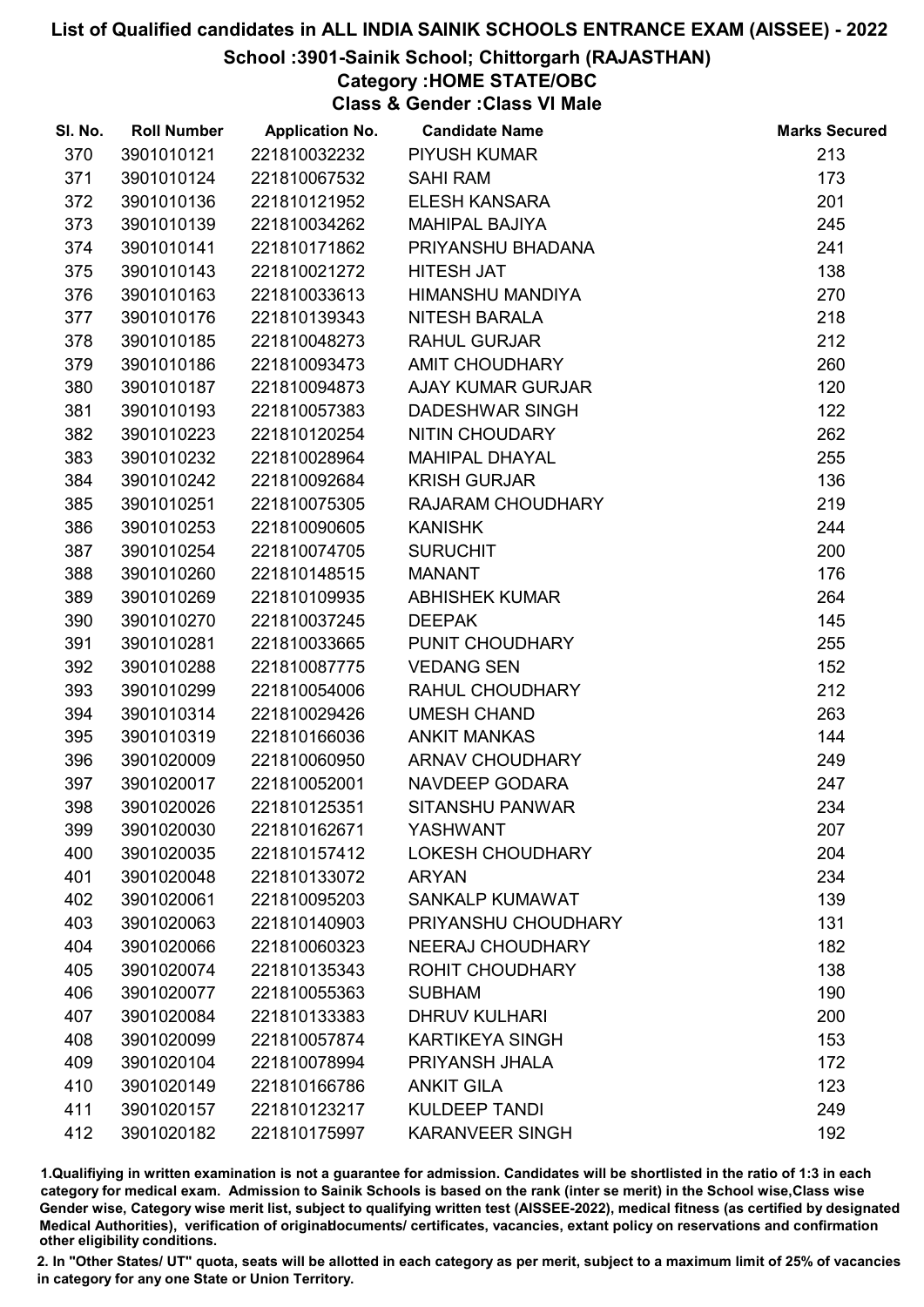# List of Qualified candidates in ALL INDIA SAINIK SCHOOLS ENTRANCE EXAM (AISSEE) - 2022

## School :3901-Sainik School; Chittorgarh (RAJASTHAN)

### Category :HOME STATE/OBC

### Class & Gender :Class VI Male

| Sl. No. | Roll Number | Application No. | Candidate Name | Marks Secured |
|---|---|---|---|---|
| 370 | 3901010121 | 221810032232 | PIYUSH KUMAR | 213 |
| 371 | 3901010124 | 221810067532 | SAHI RAM | 173 |
| 372 | 3901010136 | 221810121952 | ELESH KANSARA | 201 |
| 373 | 3901010139 | 221810034262 | MAHIPAL BAJIYA | 245 |
| 374 | 3901010141 | 221810171862 | PRIYANSHU BHADANA | 241 |
| 375 | 3901010143 | 221810021272 | HITESH JAT | 138 |
| 376 | 3901010163 | 221810033613 | HIMANSHU MANDIYA | 270 |
| 377 | 3901010176 | 221810139343 | NITESH BARALA | 218 |
| 378 | 3901010185 | 221810048273 | RAHUL GURJAR | 212 |
| 379 | 3901010186 | 221810093473 | AMIT CHOUDHARY | 260 |
| 380 | 3901010187 | 221810094873 | AJAY KUMAR GURJAR | 120 |
| 381 | 3901010193 | 221810057383 | DADESHWAR SINGH | 122 |
| 382 | 3901010223 | 221810120254 | NITIN CHOUDARY | 262 |
| 383 | 3901010232 | 221810028964 | MAHIPAL DHAYAL | 255 |
| 384 | 3901010242 | 221810092684 | KRISH GURJAR | 136 |
| 385 | 3901010251 | 221810075305 | RAJARAM CHOUDHARY | 219 |
| 386 | 3901010253 | 221810090605 | KANISHK | 244 |
| 387 | 3901010254 | 221810074705 | SURUCHIT | 200 |
| 388 | 3901010260 | 221810148515 | MANANT | 176 |
| 389 | 3901010269 | 221810109935 | ABHISHEK KUMAR | 264 |
| 390 | 3901010270 | 221810037245 | DEEPAK | 145 |
| 391 | 3901010281 | 221810033665 | PUNIT CHOUDHARY | 255 |
| 392 | 3901010288 | 221810087775 | VEDANG SEN | 152 |
| 393 | 3901010299 | 221810054006 | RAHUL CHOUDHARY | 212 |
| 394 | 3901010314 | 221810029426 | UMESH CHAND | 263 |
| 395 | 3901010319 | 221810166036 | ANKIT MANKAS | 144 |
| 396 | 3901020009 | 221810060950 | ARNAV CHOUDHARY | 249 |
| 397 | 3901020017 | 221810052001 | NAVDEEP GODARA | 247 |
| 398 | 3901020026 | 221810125351 | SITANSHU PANWAR | 234 |
| 399 | 3901020030 | 221810162671 | YASHWANT | 207 |
| 400 | 3901020035 | 221810157412 | LOKESH CHOUDHARY | 204 |
| 401 | 3901020048 | 221810133072 | ARYAN | 234 |
| 402 | 3901020061 | 221810095203 | SANKALP KUMAWAT | 139 |
| 403 | 3901020063 | 221810140903 | PRIYANSHU CHOUDHARY | 131 |
| 404 | 3901020066 | 221810060323 | NEERAJ CHOUDHARY | 182 |
| 405 | 3901020074 | 221810135343 | ROHIT CHOUDHARY | 138 |
| 406 | 3901020077 | 221810055363 | SUBHAM | 190 |
| 407 | 3901020084 | 221810133383 | DHRUV KULHARI | 200 |
| 408 | 3901020099 | 221810057874 | KARTIKEYA SINGH | 153 |
| 409 | 3901020104 | 221810078994 | PRIYANSH JHALA | 172 |
| 410 | 3901020149 | 221810166786 | ANKIT GILA | 123 |
| 411 | 3901020157 | 221810123217 | KULDEEP TANDI | 249 |
| 412 | 3901020182 | 221810175997 | KARANVEER SINGH | 192 |

1.Qualifiying in written examination is not a guarantee for admission. Candidates will be shortlisted in the ratio of 1:3 in each category for medical exam. Admission to Sainik Schools is based on the rank (inter se merit) in the School wise,Class wise Gender wise, Category wise merit list, subject to qualifying written test (AISSEE-2022), medical fitness (as certified by designated Medical Authorities), verification of originaldocuments/ certificates, vacancies, extant policy on reservations and confirmation other eligibility conditions.

2. In "Other States/ UT" quota, seats will be allotted in each category as per merit, subject to a maximum limit of 25% of vacancies in category for any one State or Union Territory.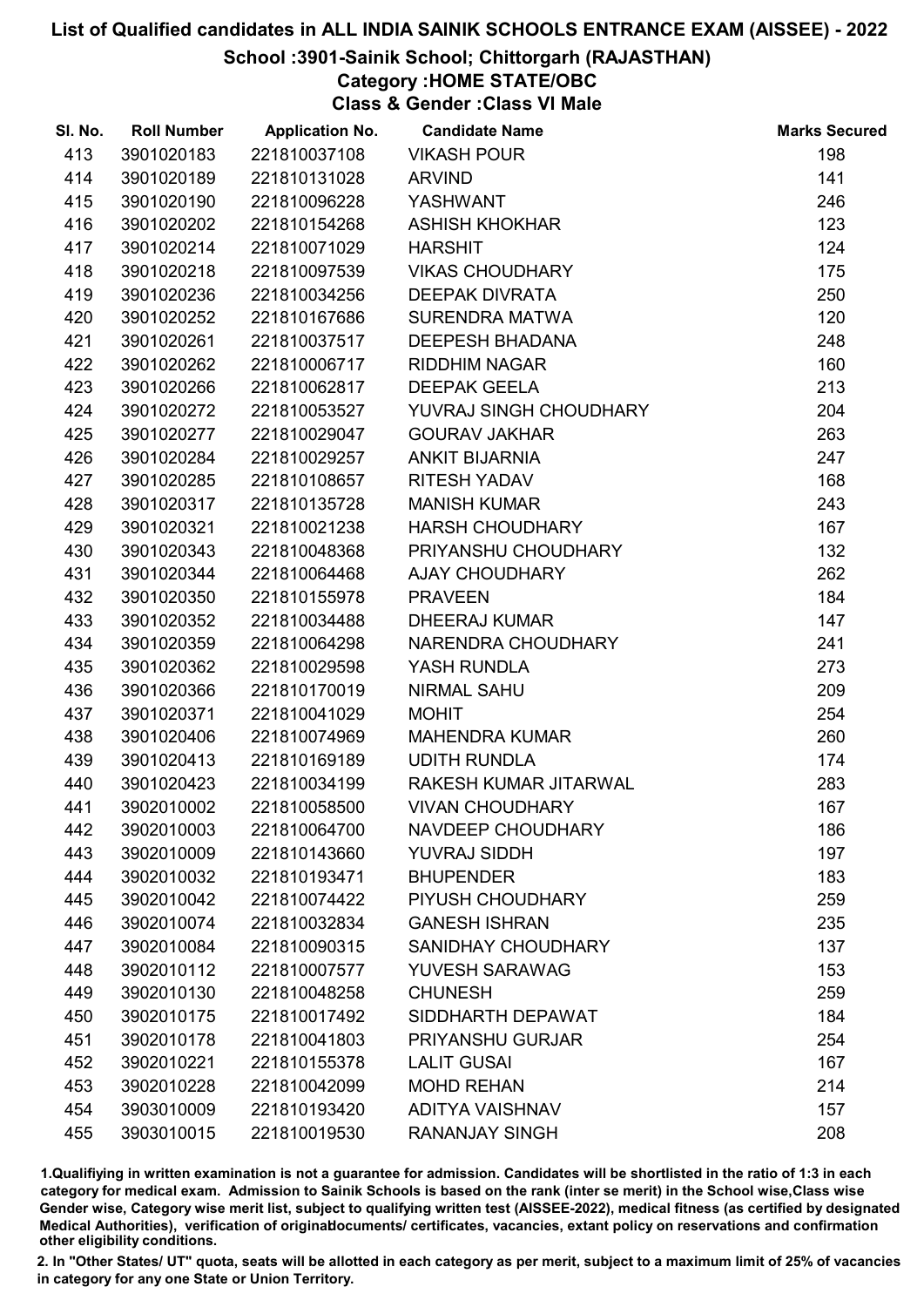# List of Qualified candidates in ALL INDIA SAINIK SCHOOLS ENTRANCE EXAM (AISSEE) - 2022

## School :3901-Sainik School; Chittorgarh (RAJASTHAN)

### Category :HOME STATE/OBC

### Class & Gender :Class VI Male

| Sl. No. | Roll Number | Application No. | Candidate Name | Marks Secured |
|---|---|---|---|---|
| 413 | 3901020183 | 221810037108 | VIKASH POUR | 198 |
| 414 | 3901020189 | 221810131028 | ARVIND | 141 |
| 415 | 3901020190 | 221810096228 | YASHWANT | 246 |
| 416 | 3901020202 | 221810154268 | ASHISH KHOKHAR | 123 |
| 417 | 3901020214 | 221810071029 | HARSHIT | 124 |
| 418 | 3901020218 | 221810097539 | VIKAS CHOUDHARY | 175 |
| 419 | 3901020236 | 221810034256 | DEEPAK DIVRATA | 250 |
| 420 | 3901020252 | 221810167686 | SURENDRA MATWA | 120 |
| 421 | 3901020261 | 221810037517 | DEEPESH BHADANA | 248 |
| 422 | 3901020262 | 221810006717 | RIDDHIM NAGAR | 160 |
| 423 | 3901020266 | 221810062817 | DEEPAK GEELA | 213 |
| 424 | 3901020272 | 221810053527 | YUVRAJ SINGH CHOUDHARY | 204 |
| 425 | 3901020277 | 221810029047 | GOURAV JAKHAR | 263 |
| 426 | 3901020284 | 221810029257 | ANKIT BIJARNIA | 247 |
| 427 | 3901020285 | 221810108657 | RITESH YADAV | 168 |
| 428 | 3901020317 | 221810135728 | MANISH KUMAR | 243 |
| 429 | 3901020321 | 221810021238 | HARSH CHOUDHARY | 167 |
| 430 | 3901020343 | 221810048368 | PRIYANSHU CHOUDHARY | 132 |
| 431 | 3901020344 | 221810064468 | AJAY CHOUDHARY | 262 |
| 432 | 3901020350 | 221810155978 | PRAVEEN | 184 |
| 433 | 3901020352 | 221810034488 | DHEERAJ KUMAR | 147 |
| 434 | 3901020359 | 221810064298 | NARENDRA CHOUDHARY | 241 |
| 435 | 3901020362 | 221810029598 | YASH RUNDLA | 273 |
| 436 | 3901020366 | 221810170019 | NIRMAL SAHU | 209 |
| 437 | 3901020371 | 221810041029 | MOHIT | 254 |
| 438 | 3901020406 | 221810074969 | MAHENDRA KUMAR | 260 |
| 439 | 3901020413 | 221810169189 | UDITH RUNDLA | 174 |
| 440 | 3901020423 | 221810034199 | RAKESH KUMAR JITARWAL | 283 |
| 441 | 3902010002 | 221810058500 | VIVAN CHOUDHARY | 167 |
| 442 | 3902010003 | 221810064700 | NAVDEEP CHOUDHARY | 186 |
| 443 | 3902010009 | 221810143660 | YUVRAJ SIDDH | 197 |
| 444 | 3902010032 | 221810193471 | BHUPENDER | 183 |
| 445 | 3902010042 | 221810074422 | PIYUSH CHOUDHARY | 259 |
| 446 | 3902010074 | 221810032834 | GANESH ISHRAN | 235 |
| 447 | 3902010084 | 221810090315 | SANIDHAY CHOUDHARY | 137 |
| 448 | 3902010112 | 221810007577 | YUVESH SARAWAG | 153 |
| 449 | 3902010130 | 221810048258 | CHUNESH | 259 |
| 450 | 3902010175 | 221810017492 | SIDDHARTH DEPAWAT | 184 |
| 451 | 3902010178 | 221810041803 | PRIYANSHU GURJAR | 254 |
| 452 | 3902010221 | 221810155378 | LALIT GUSAI | 167 |
| 453 | 3902010228 | 221810042099 | MOHD REHAN | 214 |
| 454 | 3903010009 | 221810193420 | ADITYA VAISHNAV | 157 |
| 455 | 3903010015 | 221810019530 | RANANJAY SINGH | 208 |

1.Qualifiying in written examination is not a guarantee for admission. Candidates will be shortlisted in the ratio of 1:3 in each category for medical exam. Admission to Sainik Schools is based on the rank (inter se merit) in the School wise,Class wise Gender wise, Category wise merit list, subject to qualifying written test (AISSEE-2022), medical fitness (as certified by designated Medical Authorities), verification of originaldocuments/ certificates, vacancies, extant policy on reservations and confirmation other eligibility conditions.

2. In "Other States/ UT" quota, seats will be allotted in each category as per merit, subject to a maximum limit of 25% of vacancies in category for any one State or Union Territory.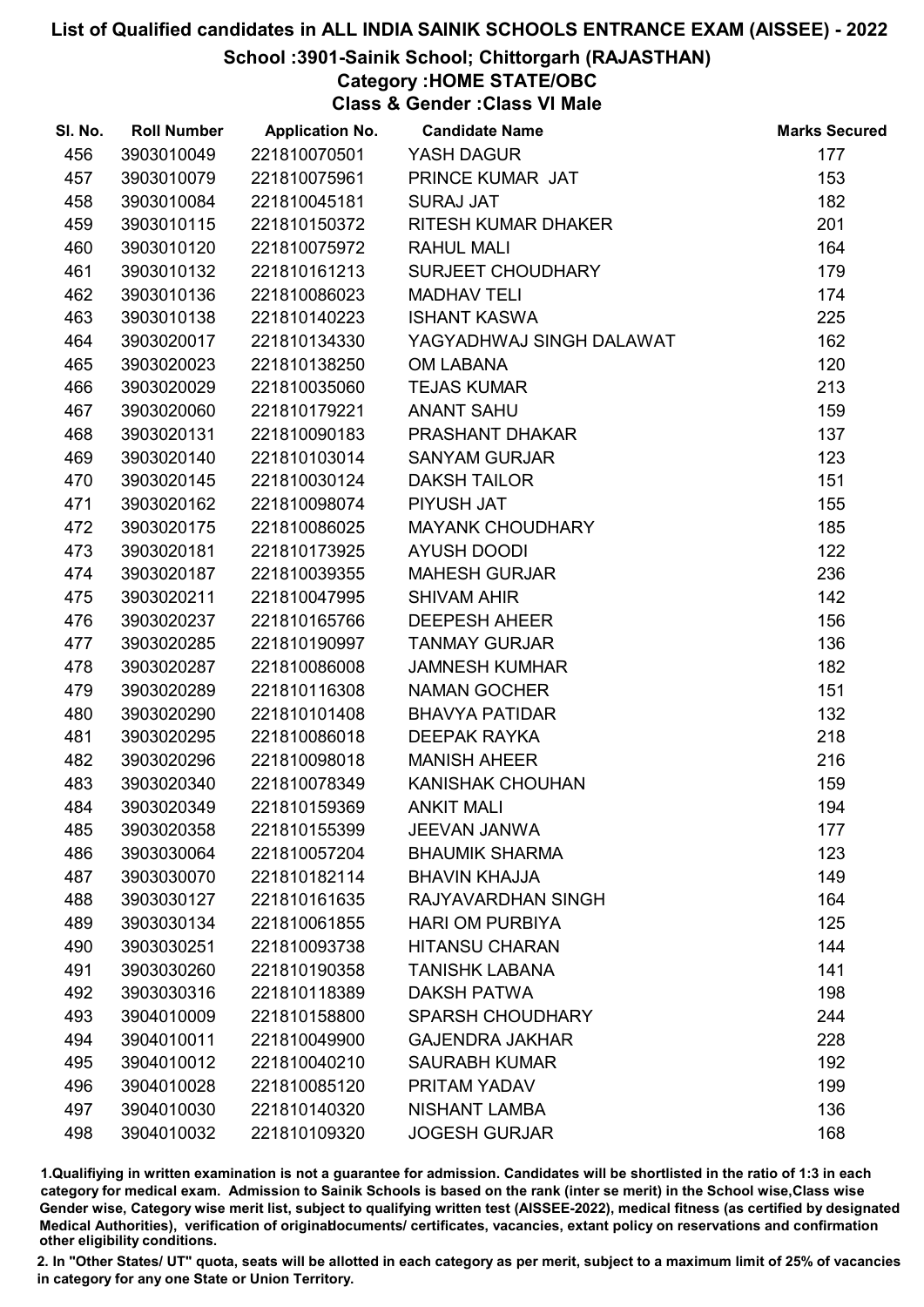# List of Qualified candidates in ALL INDIA SAINIK SCHOOLS ENTRANCE EXAM (AISSEE) - 2022

## School :3901-Sainik School; Chittorgarh (RAJASTHAN)

### Category :HOME STATE/OBC

### Class & Gender :Class VI Male

| Sl. No. | Roll Number | Application No. | Candidate Name | Marks Secured |
|---|---|---|---|---|
| 456 | 3903010049 | 221810070501 | YASH DAGUR | 177 |
| 457 | 3903010079 | 221810075961 | PRINCE KUMAR JAT | 153 |
| 458 | 3903010084 | 221810045181 | SURAJ JAT | 182 |
| 459 | 3903010115 | 221810150372 | RITESH KUMAR DHAKER | 201 |
| 460 | 3903010120 | 221810075972 | RAHUL MALI | 164 |
| 461 | 3903010132 | 221810161213 | SURJEET CHOUDHARY | 179 |
| 462 | 3903010136 | 221810086023 | MADHAV TELI | 174 |
| 463 | 3903010138 | 221810140223 | ISHANT KASWA | 225 |
| 464 | 3903020017 | 221810134330 | YAGYADHWAJ SINGH DALAWAT | 162 |
| 465 | 3903020023 | 221810138250 | OM LABANA | 120 |
| 466 | 3903020029 | 221810035060 | TEJAS KUMAR | 213 |
| 467 | 3903020060 | 221810179221 | ANANT SAHU | 159 |
| 468 | 3903020131 | 221810090183 | PRASHANT DHAKAR | 137 |
| 469 | 3903020140 | 221810103014 | SANYAM GURJAR | 123 |
| 470 | 3903020145 | 221810030124 | DAKSH TAILOR | 151 |
| 471 | 3903020162 | 221810098074 | PIYUSH JAT | 155 |
| 472 | 3903020175 | 221810086025 | MAYANK CHOUDHARY | 185 |
| 473 | 3903020181 | 221810173925 | AYUSH DOODI | 122 |
| 474 | 3903020187 | 221810039355 | MAHESH GURJAR | 236 |
| 475 | 3903020211 | 221810047995 | SHIVAM AHIR | 142 |
| 476 | 3903020237 | 221810165766 | DEEPESH AHEER | 156 |
| 477 | 3903020285 | 221810190997 | TANMAY GURJAR | 136 |
| 478 | 3903020287 | 221810086008 | JAMNESH KUMHAR | 182 |
| 479 | 3903020289 | 221810116308 | NAMAN GOCHER | 151 |
| 480 | 3903020290 | 221810101408 | BHAVYA PATIDAR | 132 |
| 481 | 3903020295 | 221810086018 | DEEPAK RAYKA | 218 |
| 482 | 3903020296 | 221810098018 | MANISH AHEER | 216 |
| 483 | 3903020340 | 221810078349 | KANISHAK CHOUHAN | 159 |
| 484 | 3903020349 | 221810159369 | ANKIT MALI | 194 |
| 485 | 3903020358 | 221810155399 | JEEVAN JANWA | 177 |
| 486 | 3903030064 | 221810057204 | BHAUMIK SHARMA | 123 |
| 487 | 3903030070 | 221810182114 | BHAVIN KHAJJA | 149 |
| 488 | 3903030127 | 221810161635 | RAJYAVARDHAN SINGH | 164 |
| 489 | 3903030134 | 221810061855 | HARI OM PURBIYA | 125 |
| 490 | 3903030251 | 221810093738 | HITANSU CHARAN | 144 |
| 491 | 3903030260 | 221810190358 | TANISHK LABANA | 141 |
| 492 | 3903030316 | 221810118389 | DAKSH PATWA | 198 |
| 493 | 3904010009 | 221810158800 | SPARSH CHOUDHARY | 244 |
| 494 | 3904010011 | 221810049900 | GAJENDRA JAKHAR | 228 |
| 495 | 3904010012 | 221810040210 | SAURABH KUMAR | 192 |
| 496 | 3904010028 | 221810085120 | PRITAM YADAV | 199 |
| 497 | 3904010030 | 221810140320 | NISHANT LAMBA | 136 |
| 498 | 3904010032 | 221810109320 | JOGESH GURJAR | 168 |

1.Qualifiying in written examination is not a guarantee for admission. Candidates will be shortlisted in the ratio of 1:3 in each category for medical exam. Admission to Sainik Schools is based on the rank (inter se merit) in the School wise,Class wise Gender wise, Category wise merit list, subject to qualifying written test (AISSEE-2022), medical fitness (as certified by designated Medical Authorities), verification of originaldocuments/ certificates, vacancies, extant policy on reservations and confirmation other eligibility conditions.

2. In "Other States/ UT" quota, seats will be allotted in each category as per merit, subject to a maximum limit of 25% of vacancies in category for any one State or Union Territory.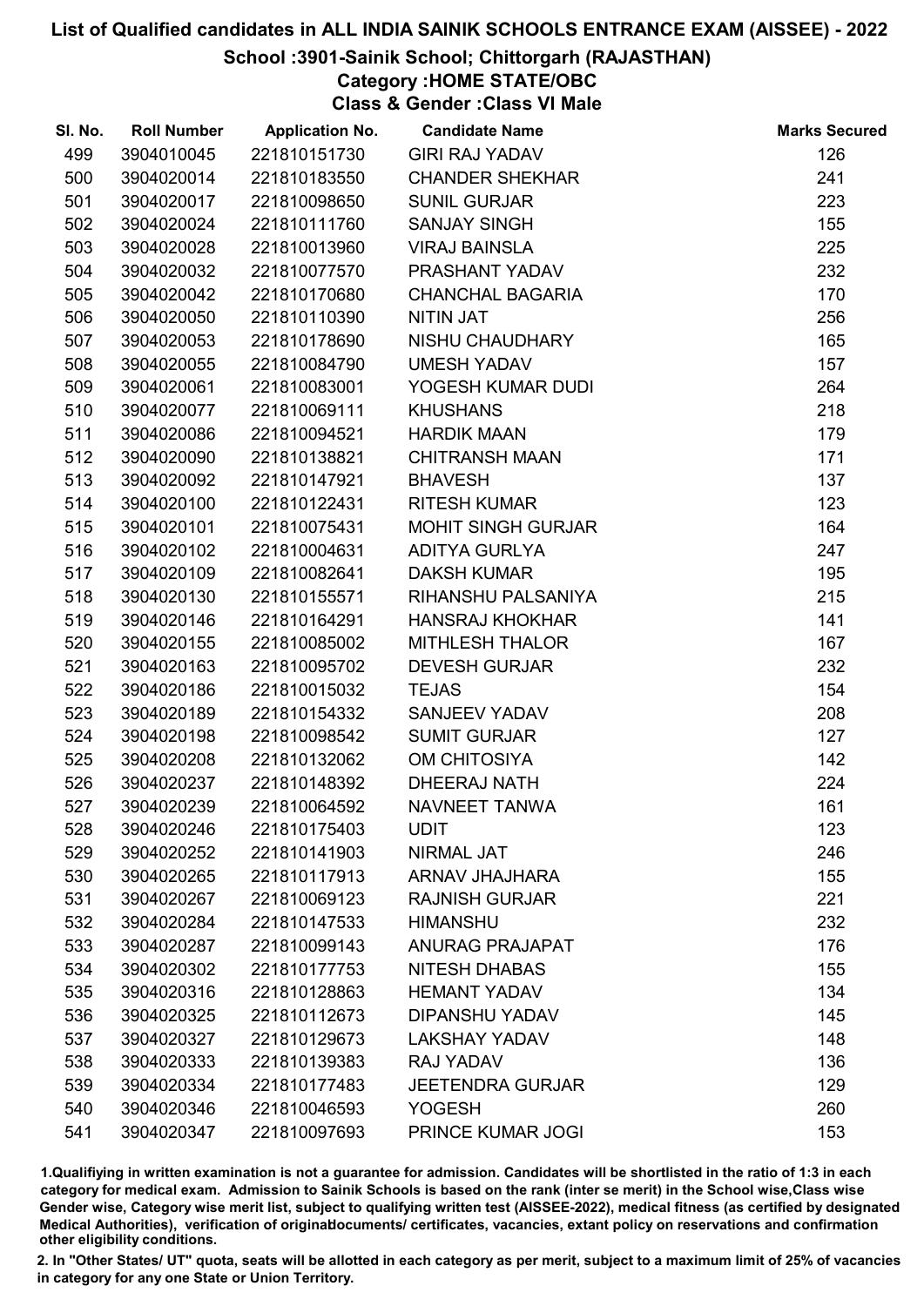# List of Qualified candidates in ALL INDIA SAINIK SCHOOLS ENTRANCE EXAM (AISSEE) - 2022

## School :3901-Sainik School; Chittorgarh (RAJASTHAN)

### Category :HOME STATE/OBC

### Class & Gender :Class VI Male

| Sl. No. | Roll Number | Application No. | Candidate Name | Marks Secured |
|---|---|---|---|---|
| 499 | 3904010045 | 221810151730 | GIRI RAJ YADAV | 126 |
| 500 | 3904020014 | 221810183550 | CHANDER SHEKHAR | 241 |
| 501 | 3904020017 | 221810098650 | SUNIL GURJAR | 223 |
| 502 | 3904020024 | 221810111760 | SANJAY SINGH | 155 |
| 503 | 3904020028 | 221810013960 | VIRAJ BAINSLA | 225 |
| 504 | 3904020032 | 221810077570 | PRASHANT YADAV | 232 |
| 505 | 3904020042 | 221810170680 | CHANCHAL BAGARIA | 170 |
| 506 | 3904020050 | 221810110390 | NITIN JAT | 256 |
| 507 | 3904020053 | 221810178690 | NISHU CHAUDHARY | 165 |
| 508 | 3904020055 | 221810084790 | UMESH YADAV | 157 |
| 509 | 3904020061 | 221810083001 | YOGESH KUMAR DUDI | 264 |
| 510 | 3904020077 | 221810069111 | KHUSHANS | 218 |
| 511 | 3904020086 | 221810094521 | HARDIK MAAN | 179 |
| 512 | 3904020090 | 221810138821 | CHITRANSH MAAN | 171 |
| 513 | 3904020092 | 221810147921 | BHAVESH | 137 |
| 514 | 3904020100 | 221810122431 | RITESH KUMAR | 123 |
| 515 | 3904020101 | 221810075431 | MOHIT SINGH GURJAR | 164 |
| 516 | 3904020102 | 221810004631 | ADITYA GURLYA | 247 |
| 517 | 3904020109 | 221810082641 | DAKSH KUMAR | 195 |
| 518 | 3904020130 | 221810155571 | RIHANSHU PALSANIYA | 215 |
| 519 | 3904020146 | 221810164291 | HANSRAJ KHOKHAR | 141 |
| 520 | 3904020155 | 221810085002 | MITHLESH THALOR | 167 |
| 521 | 3904020163 | 221810095702 | DEVESH GURJAR | 232 |
| 522 | 3904020186 | 221810015032 | TEJAS | 154 |
| 523 | 3904020189 | 221810154332 | SANJEEV YADAV | 208 |
| 524 | 3904020198 | 221810098542 | SUMIT GURJAR | 127 |
| 525 | 3904020208 | 221810132062 | OM CHITOSIYA | 142 |
| 526 | 3904020237 | 221810148392 | DHEERAJ NATH | 224 |
| 527 | 3904020239 | 221810064592 | NAVNEET TANWA | 161 |
| 528 | 3904020246 | 221810175403 | UDIT | 123 |
| 529 | 3904020252 | 221810141903 | NIRMAL JAT | 246 |
| 530 | 3904020265 | 221810117913 | ARNAV JHAJHARA | 155 |
| 531 | 3904020267 | 221810069123 | RAJNISH GURJAR | 221 |
| 532 | 3904020284 | 221810147533 | HIMANSHU | 232 |
| 533 | 3904020287 | 221810099143 | ANURAG PRAJAPAT | 176 |
| 534 | 3904020302 | 221810177753 | NITESH DHABAS | 155 |
| 535 | 3904020316 | 221810128863 | HEMANT YADAV | 134 |
| 536 | 3904020325 | 221810112673 | DIPANSHU YADAV | 145 |
| 537 | 3904020327 | 221810129673 | LAKSHAY YADAV | 148 |
| 538 | 3904020333 | 221810139383 | RAJ YADAV | 136 |
| 539 | 3904020334 | 221810177483 | JEETENDRA GURJAR | 129 |
| 540 | 3904020346 | 221810046593 | YOGESH | 260 |
| 541 | 3904020347 | 221810097693 | PRINCE KUMAR JOGI | 153 |

1.Qualifiying in written examination is not a guarantee for admission. Candidates will be shortlisted in the ratio of 1:3 in each category for medical exam. Admission to Sainik Schools is based on the rank (inter se merit) in the School wise,Class wise Gender wise, Category wise merit list, subject to qualifying written test (AISSEE-2022), medical fitness (as certified by designated Medical Authorities), verification of originaldocuments/ certificates, vacancies, extant policy on reservations and confirmation other eligibility conditions.

2. In "Other States/ UT" quota, seats will be allotted in each category as per merit, subject to a maximum limit of 25% of vacancies in category for any one State or Union Territory.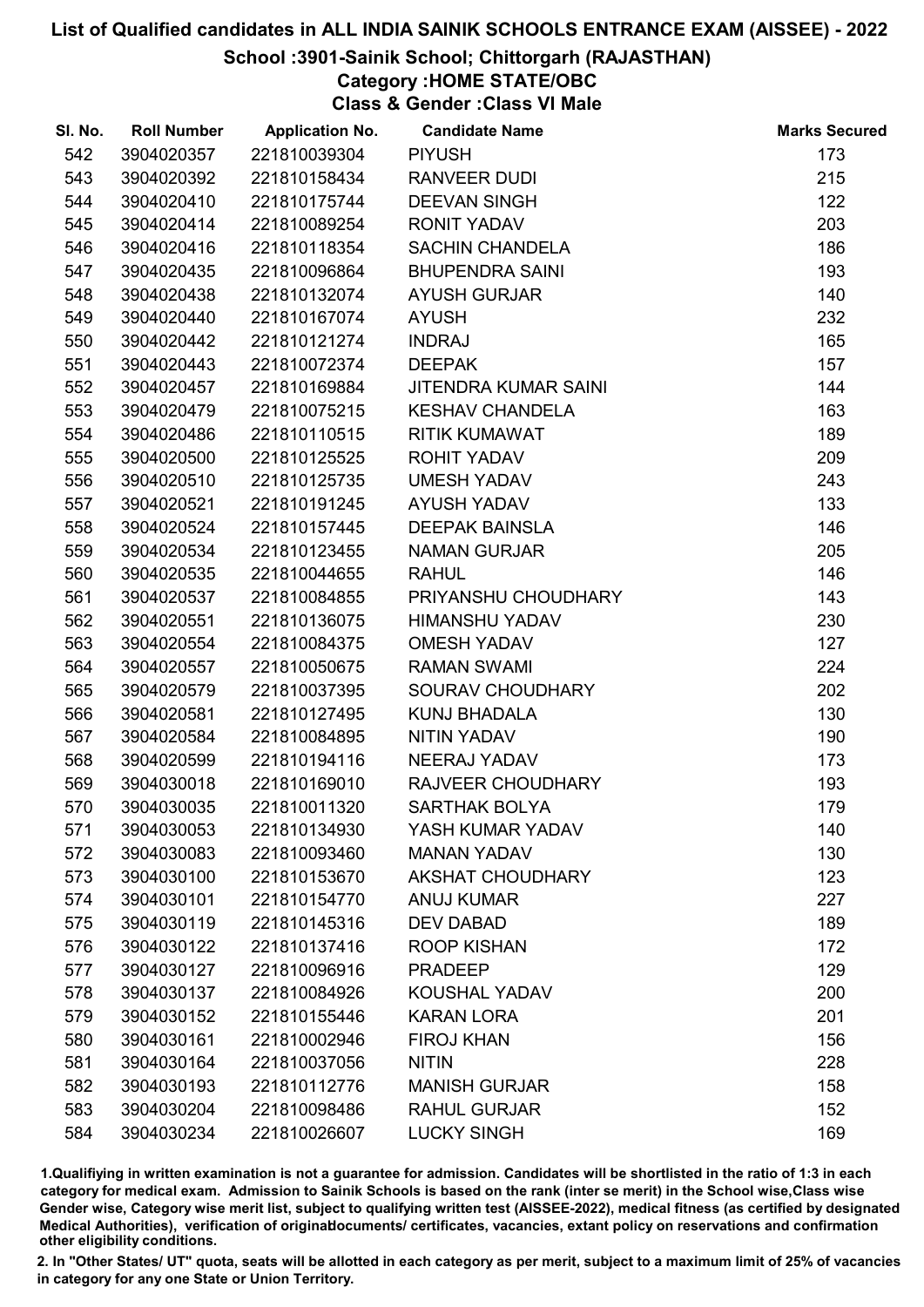# List of Qualified candidates in ALL INDIA SAINIK SCHOOLS ENTRANCE EXAM (AISSEE) - 2022

## School :3901-Sainik School; Chittorgarh (RAJASTHAN)

### Category :HOME STATE/OBC

### Class & Gender :Class VI Male

| Sl. No. | Roll Number | Application No. | Candidate Name | Marks Secured |
|---|---|---|---|---|
| 542 | 3904020357 | 221810039304 | PIYUSH | 173 |
| 543 | 3904020392 | 221810158434 | RANVEER DUDI | 215 |
| 544 | 3904020410 | 221810175744 | DEEVAN SINGH | 122 |
| 545 | 3904020414 | 221810089254 | RONIT YADAV | 203 |
| 546 | 3904020416 | 221810118354 | SACHIN CHANDELA | 186 |
| 547 | 3904020435 | 221810096864 | BHUPENDRA SAINI | 193 |
| 548 | 3904020438 | 221810132074 | AYUSH GURJAR | 140 |
| 549 | 3904020440 | 221810167074 | AYUSH | 232 |
| 550 | 3904020442 | 221810121274 | INDRAJ | 165 |
| 551 | 3904020443 | 221810072374 | DEEPAK | 157 |
| 552 | 3904020457 | 221810169884 | JITENDRA KUMAR SAINI | 144 |
| 553 | 3904020479 | 221810075215 | KESHAV CHANDELA | 163 |
| 554 | 3904020486 | 221810110515 | RITIK KUMAWAT | 189 |
| 555 | 3904020500 | 221810125525 | ROHIT YADAV | 209 |
| 556 | 3904020510 | 221810125735 | UMESH YADAV | 243 |
| 557 | 3904020521 | 221810191245 | AYUSH YADAV | 133 |
| 558 | 3904020524 | 221810157445 | DEEPAK BAINSLA | 146 |
| 559 | 3904020534 | 221810123455 | NAMAN GURJAR | 205 |
| 560 | 3904020535 | 221810044655 | RAHUL | 146 |
| 561 | 3904020537 | 221810084855 | PRIYANSHU CHOUDHARY | 143 |
| 562 | 3904020551 | 221810136075 | HIMANSHU YADAV | 230 |
| 563 | 3904020554 | 221810084375 | OMESH YADAV | 127 |
| 564 | 3904020557 | 221810050675 | RAMAN SWAMI | 224 |
| 565 | 3904020579 | 221810037395 | SOURAV CHOUDHARY | 202 |
| 566 | 3904020581 | 221810127495 | KUNJ BHADALA | 130 |
| 567 | 3904020584 | 221810084895 | NITIN YADAV | 190 |
| 568 | 3904020599 | 221810194116 | NEERAJ YADAV | 173 |
| 569 | 3904030018 | 221810169010 | RAJVEER CHOUDHARY | 193 |
| 570 | 3904030035 | 221810011320 | SARTHAK BOLYA | 179 |
| 571 | 3904030053 | 221810134930 | YASH KUMAR YADAV | 140 |
| 572 | 3904030083 | 221810093460 | MANAN YADAV | 130 |
| 573 | 3904030100 | 221810153670 | AKSHAT CHOUDHARY | 123 |
| 574 | 3904030101 | 221810154770 | ANUJ KUMAR | 227 |
| 575 | 3904030119 | 221810145316 | DEV DABAD | 189 |
| 576 | 3904030122 | 221810137416 | ROOP KISHAN | 172 |
| 577 | 3904030127 | 221810096916 | PRADEEP | 129 |
| 578 | 3904030137 | 221810084926 | KOUSHAL YADAV | 200 |
| 579 | 3904030152 | 221810155446 | KARAN LORA | 201 |
| 580 | 3904030161 | 221810002946 | FIROJ KHAN | 156 |
| 581 | 3904030164 | 221810037056 | NITIN | 228 |
| 582 | 3904030193 | 221810112776 | MANISH GURJAR | 158 |
| 583 | 3904030204 | 221810098486 | RAHUL GURJAR | 152 |
| 584 | 3904030234 | 221810026607 | LUCKY SINGH | 169 |

1.Qualifiying in written examination is not a guarantee for admission. Candidates will be shortlisted in the ratio of 1:3 in each category for medical exam. Admission to Sainik Schools is based on the rank (inter se merit) in the School wise,Class wise Gender wise, Category wise merit list, subject to qualifying written test (AISSEE-2022), medical fitness (as certified by designated Medical Authorities), verification of originaldocuments/ certificates, vacancies, extant policy on reservations and confirmation other eligibility conditions.

2. In "Other States/ UT" quota, seats will be allotted in each category as per merit, subject to a maximum limit of 25% of vacancies in category for any one State or Union Territory.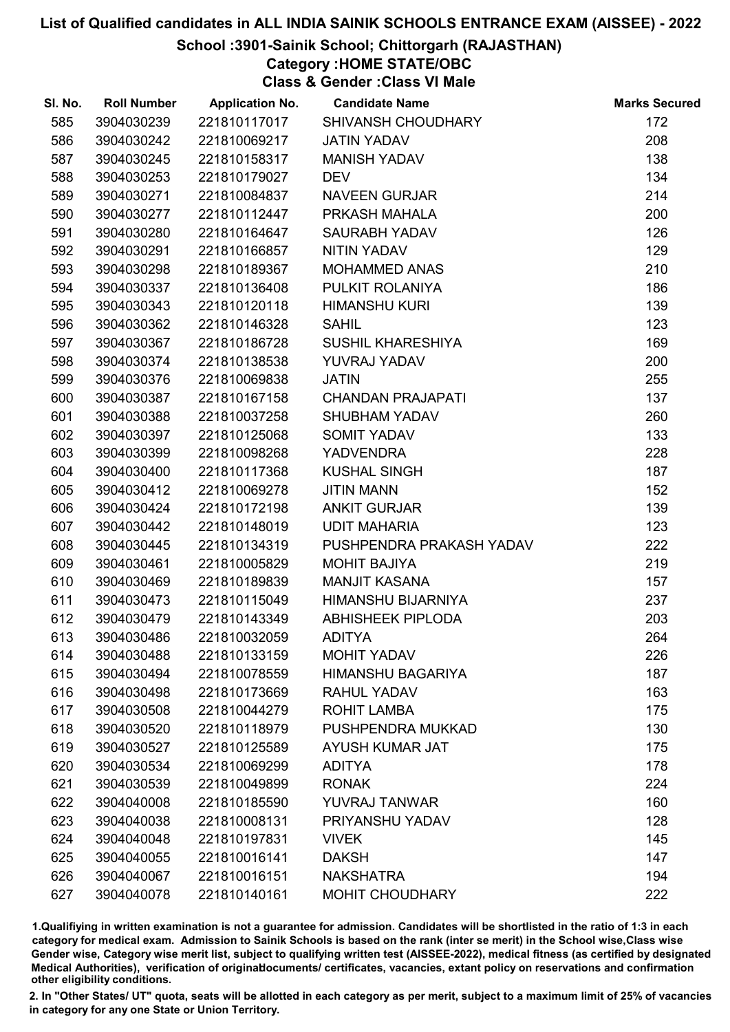# List of Qualified candidates in ALL INDIA SAINIK SCHOOLS ENTRANCE EXAM (AISSEE) - 2022

## School :3901-Sainik School; Chittorgarh (RAJASTHAN)

### Category :HOME STATE/OBC

### Class & Gender :Class VI Male

| Sl. No. | Roll Number | Application No. | Candidate Name | Marks Secured |
|---|---|---|---|---|
| 585 | 3904030239 | 221810117017 | SHIVANSH CHOUDHARY | 172 |
| 586 | 3904030242 | 221810069217 | JATIN YADAV | 208 |
| 587 | 3904030245 | 221810158317 | MANISH YADAV | 138 |
| 588 | 3904030253 | 221810179027 | DEV | 134 |
| 589 | 3904030271 | 221810084837 | NAVEEN GURJAR | 214 |
| 590 | 3904030277 | 221810112447 | PRKASH MAHALA | 200 |
| 591 | 3904030280 | 221810164647 | SAURABH YADAV | 126 |
| 592 | 3904030291 | 221810166857 | NITIN YADAV | 129 |
| 593 | 3904030298 | 221810189367 | MOHAMMED ANAS | 210 |
| 594 | 3904030337 | 221810136408 | PULKIT ROLANIYA | 186 |
| 595 | 3904030343 | 221810120118 | HIMANSHU KURI | 139 |
| 596 | 3904030362 | 221810146328 | SAHIL | 123 |
| 597 | 3904030367 | 221810186728 | SUSHIL KHARESHIYA | 169 |
| 598 | 3904030374 | 221810138538 | YUVRAJ YADAV | 200 |
| 599 | 3904030376 | 221810069838 | JATIN | 255 |
| 600 | 3904030387 | 221810167158 | CHANDAN PRAJAPATI | 137 |
| 601 | 3904030388 | 221810037258 | SHUBHAM YADAV | 260 |
| 602 | 3904030397 | 221810125068 | SOMIT YADAV | 133 |
| 603 | 3904030399 | 221810098268 | YADVENDRA | 228 |
| 604 | 3904030400 | 221810117368 | KUSHAL SINGH | 187 |
| 605 | 3904030412 | 221810069278 | JITIN MANN | 152 |
| 606 | 3904030424 | 221810172198 | ANKIT GURJAR | 139 |
| 607 | 3904030442 | 221810148019 | UDIT MAHARIA | 123 |
| 608 | 3904030445 | 221810134319 | PUSHPENDRA PRAKASH YADAV | 222 |
| 609 | 3904030461 | 221810005829 | MOHIT BAJIYA | 219 |
| 610 | 3904030469 | 221810189839 | MANJIT KASANA | 157 |
| 611 | 3904030473 | 221810115049 | HIMANSHU BIJARNIYA | 237 |
| 612 | 3904030479 | 221810143349 | ABHISHEEK PIPLODA | 203 |
| 613 | 3904030486 | 221810032059 | ADITYA | 264 |
| 614 | 3904030488 | 221810133159 | MOHIT YADAV | 226 |
| 615 | 3904030494 | 221810078559 | HIMANSHU BAGARIYA | 187 |
| 616 | 3904030498 | 221810173669 | RAHUL YADAV | 163 |
| 617 | 3904030508 | 221810044279 | ROHIT LAMBA | 175 |
| 618 | 3904030520 | 221810118979 | PUSHPENDRA MUKKAD | 130 |
| 619 | 3904030527 | 221810125589 | AYUSH KUMAR JAT | 175 |
| 620 | 3904030534 | 221810069299 | ADITYA | 178 |
| 621 | 3904030539 | 221810049899 | RONAK | 224 |
| 622 | 3904040008 | 221810185590 | YUVRAJ TANWAR | 160 |
| 623 | 3904040038 | 221810008131 | PRIYANSHU YADAV | 128 |
| 624 | 3904040048 | 221810197831 | VIVEK | 145 |
| 625 | 3904040055 | 221810016141 | DAKSH | 147 |
| 626 | 3904040067 | 221810016151 | NAKSHATRA | 194 |
| 627 | 3904040078 | 221810140161 | MOHIT CHOUDHARY | 222 |

1.Qualifiying in written examination is not a guarantee for admission. Candidates will be shortlisted in the ratio of 1:3 in each category for medical exam. Admission to Sainik Schools is based on the rank (inter se merit) in the School wise,Class wise Gender wise, Category wise merit list, subject to qualifying written test (AISSEE-2022), medical fitness (as certified by designated Medical Authorities), verification of originaldocuments/ certificates, vacancies, extant policy on reservations and confirmation other eligibility conditions.

2. In "Other States/ UT" quota, seats will be allotted in each category as per merit, subject to a maximum limit of 25% of vacancies in category for any one State or Union Territory.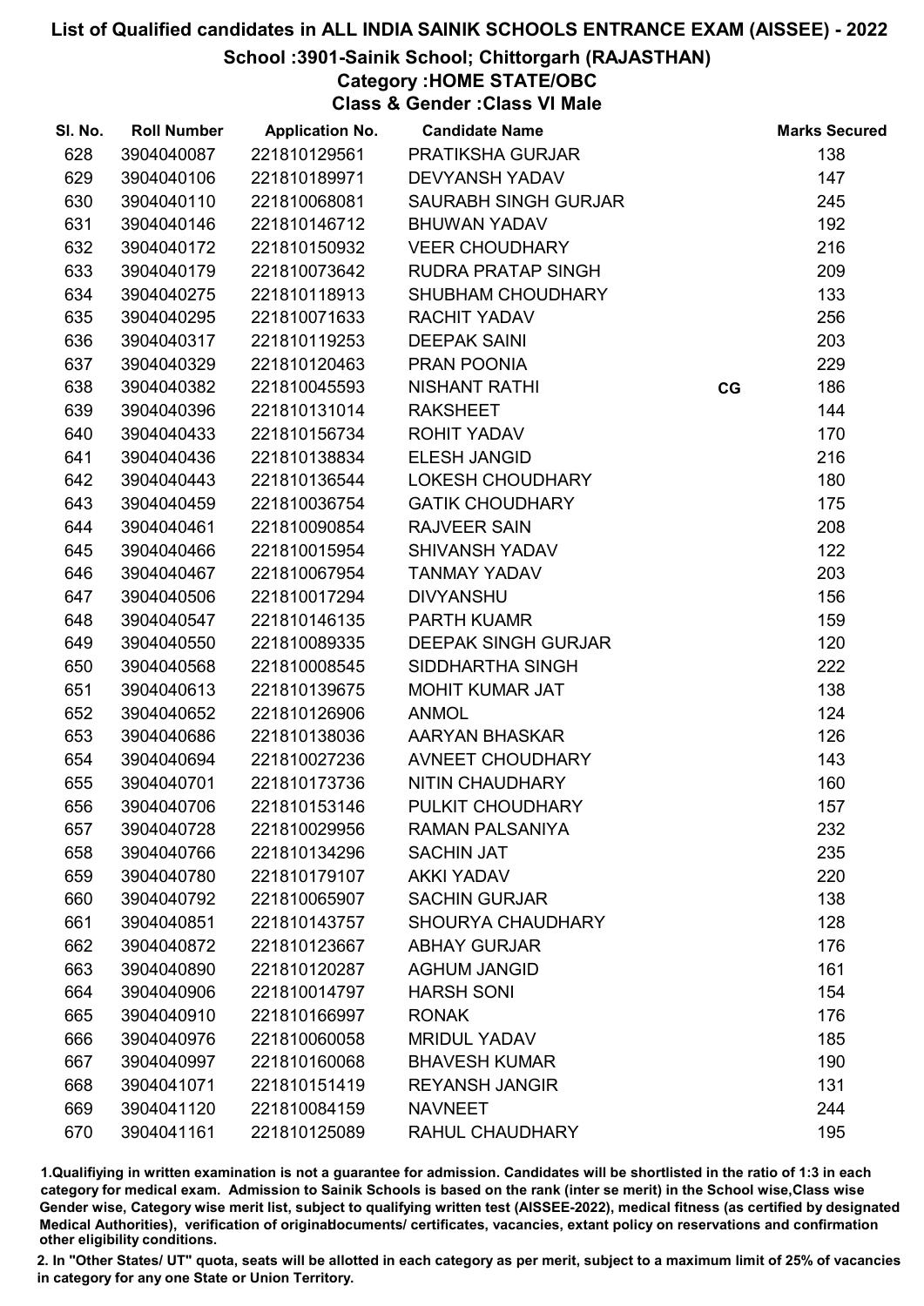# List of Qualified candidates in ALL INDIA SAINIK SCHOOLS ENTRANCE EXAM (AISSEE) - 2022

## School :3901-Sainik School; Chittorgarh (RAJASTHAN)

### Category :HOME STATE/OBC

### Class & Gender :Class VI Male

| Sl. No. | Roll Number | Application No. | Candidate Name | | Marks Secured |
|---|---|---|---|---|---|
| 628 | 3904040087 | 221810129561 | PRATIKSHA GURJAR | | 138 |
| 629 | 3904040106 | 221810189971 | DEVYANSH YADAV | | 147 |
| 630 | 3904040110 | 221810068081 | SAURABH SINGH GURJAR | | 245 |
| 631 | 3904040146 | 221810146712 | BHUWAN YADAV | | 192 |
| 632 | 3904040172 | 221810150932 | VEER CHOUDHARY | | 216 |
| 633 | 3904040179 | 221810073642 | RUDRA PRATAP SINGH | | 209 |
| 634 | 3904040275 | 221810118913 | SHUBHAM CHOUDHARY | | 133 |
| 635 | 3904040295 | 221810071633 | RACHIT YADAV | | 256 |
| 636 | 3904040317 | 221810119253 | DEEPAK SAINI | | 203 |
| 637 | 3904040329 | 221810120463 | PRAN POONIA | | 229 |
| 638 | 3904040382 | 221810045593 | NISHANT RATHI | CG | 186 |
| 639 | 3904040396 | 221810131014 | RAKSHEET | | 144 |
| 640 | 3904040433 | 221810156734 | ROHIT YADAV | | 170 |
| 641 | 3904040436 | 221810138834 | ELESH JANGID | | 216 |
| 642 | 3904040443 | 221810136544 | LOKESH CHOUDHARY | | 180 |
| 643 | 3904040459 | 221810036754 | GATIK CHOUDHARY | | 175 |
| 644 | 3904040461 | 221810090854 | RAJVEER SAIN | | 208 |
| 645 | 3904040466 | 221810015954 | SHIVANSH YADAV | | 122 |
| 646 | 3904040467 | 221810067954 | TANMAY YADAV | | 203 |
| 647 | 3904040506 | 221810017294 | DIVYANSHU | | 156 |
| 648 | 3904040547 | 221810146135 | PARTH KUAMR | | 159 |
| 649 | 3904040550 | 221810089335 | DEEPAK SINGH GURJAR | | 120 |
| 650 | 3904040568 | 221810008545 | SIDDHARTHA SINGH | | 222 |
| 651 | 3904040613 | 221810139675 | MOHIT KUMAR JAT | | 138 |
| 652 | 3904040652 | 221810126906 | ANMOL | | 124 |
| 653 | 3904040686 | 221810138036 | AARYAN BHASKAR | | 126 |
| 654 | 3904040694 | 221810027236 | AVNEET CHOUDHARY | | 143 |
| 655 | 3904040701 | 221810173736 | NITIN CHAUDHARY | | 160 |
| 656 | 3904040706 | 221810153146 | PULKIT CHOUDHARY | | 157 |
| 657 | 3904040728 | 221810029956 | RAMAN PALSANIYA | | 232 |
| 658 | 3904040766 | 221810134296 | SACHIN JAT | | 235 |
| 659 | 3904040780 | 221810179107 | AKKI YADAV | | 220 |
| 660 | 3904040792 | 221810065907 | SACHIN GURJAR | | 138 |
| 661 | 3904040851 | 221810143757 | SHOURYA CHAUDHARY | | 128 |
| 662 | 3904040872 | 221810123667 | ABHAY GURJAR | | 176 |
| 663 | 3904040890 | 221810120287 | AGHUM JANGID | | 161 |
| 664 | 3904040906 | 221810014797 | HARSH SONI | | 154 |
| 665 | 3904040910 | 221810166997 | RONAK | | 176 |
| 666 | 3904040976 | 221810060058 | MRIDUL YADAV | | 185 |
| 667 | 3904040997 | 221810160068 | BHAVESH KUMAR | | 190 |
| 668 | 3904041071 | 221810151419 | REYANSH JANGIR | | 131 |
| 669 | 3904041120 | 221810084159 | NAVNEET | | 244 |
| 670 | 3904041161 | 221810125089 | RAHUL CHAUDHARY | | 195 |

1.Qualifiying in written examination is not a guarantee for admission. Candidates will be shortlisted in the ratio of 1:3 in each category for medical exam. Admission to Sainik Schools is based on the rank (inter se merit) in the School wise,Class wise Gender wise, Category wise merit list, subject to qualifying written test (AISSEE-2022), medical fitness (as certified by designated Medical Authorities), verification of originaldocuments/ certificates, vacancies, extant policy on reservations and confirmation other eligibility conditions.

2. In "Other States/ UT" quota, seats will be allotted in each category as per merit, subject to a maximum limit of 25% of vacancies in category for any one State or Union Territory.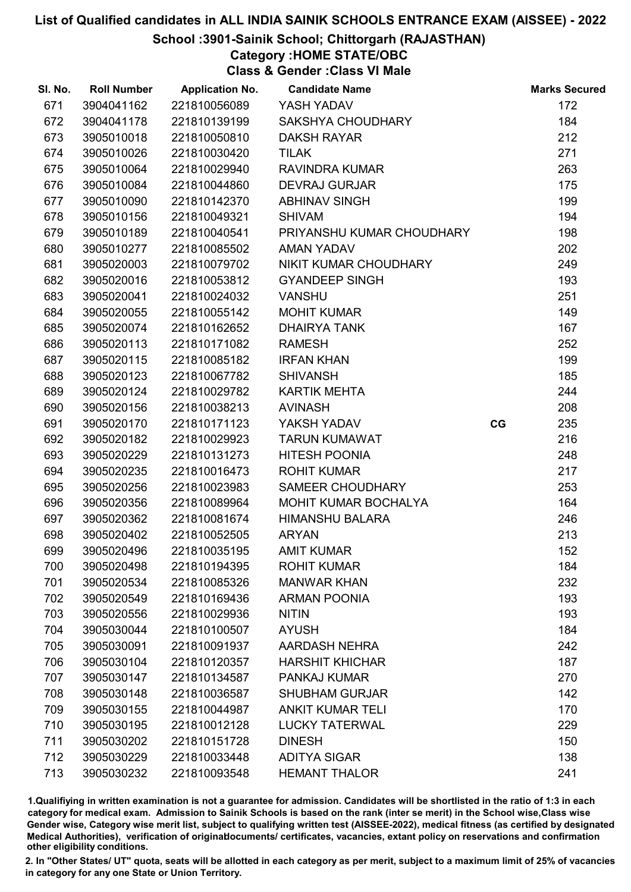# List of Qualified candidates in ALL INDIA SAINIK SCHOOLS ENTRANCE EXAM (AISSEE) - 2022

## School :3901-Sainik School; Chittorgarh (RAJASTHAN)

### Category :HOME STATE/OBC

### Class & Gender :Class VI Male

| Sl. No. | Roll Number | Application No. | Candidate Name | | Marks Secured |
|---|---|---|---|---|---|
| 671 | 3904041162 | 221810056089 | YASH YADAV | | 172 |
| 672 | 3904041178 | 221810139199 | SAKSHYA CHOUDHARY | | 184 |
| 673 | 3905010018 | 221810050810 | DAKSH RAYAR | | 212 |
| 674 | 3905010026 | 221810030420 | TILAK | | 271 |
| 675 | 3905010064 | 221810029940 | RAVINDRA KUMAR | | 263 |
| 676 | 3905010084 | 221810044860 | DEVRAJ GURJAR | | 175 |
| 677 | 3905010090 | 221810142370 | ABHINAV SINGH | | 199 |
| 678 | 3905010156 | 221810049321 | SHIVAM | | 194 |
| 679 | 3905010189 | 221810040541 | PRIYANSHU KUMAR CHOUDHARY | | 198 |
| 680 | 3905010277 | 221810085502 | AMAN YADAV | | 202 |
| 681 | 3905020003 | 221810079702 | NIKIT KUMAR CHOUDHARY | | 249 |
| 682 | 3905020016 | 221810053812 | GYANDEEP SINGH | | 193 |
| 683 | 3905020041 | 221810024032 | VANSHU | | 251 |
| 684 | 3905020055 | 221810055142 | MOHIT KUMAR | | 149 |
| 685 | 3905020074 | 221810162652 | DHAIRYA TANK | | 167 |
| 686 | 3905020113 | 221810171082 | RAMESH | | 252 |
| 687 | 3905020115 | 221810085182 | IRFAN KHAN | | 199 |
| 688 | 3905020123 | 221810067782 | SHIVANSH | | 185 |
| 689 | 3905020124 | 221810029782 | KARTIK MEHTA | | 244 |
| 690 | 3905020156 | 221810038213 | AVINASH | | 208 |
| 691 | 3905020170 | 221810171123 | YAKSH YADAV | CG | 235 |
| 692 | 3905020182 | 221810029923 | TARUN KUMAWAT | | 216 |
| 693 | 3905020229 | 221810131273 | HITESH POONIA | | 248 |
| 694 | 3905020235 | 221810016473 | ROHIT KUMAR | | 217 |
| 695 | 3905020256 | 221810023983 | SAMEER CHOUDHARY | | 253 |
| 696 | 3905020356 | 221810089964 | MOHIT KUMAR BOCHALYA | | 164 |
| 697 | 3905020362 | 221810081674 | HIMANSHU BALARA | | 246 |
| 698 | 3905020402 | 221810052505 | ARYAN | | 213 |
| 699 | 3905020496 | 221810035195 | AMIT KUMAR | | 152 |
| 700 | 3905020498 | 221810194395 | ROHIT KUMAR | | 184 |
| 701 | 3905020534 | 221810085326 | MANWAR KHAN | | 232 |
| 702 | 3905020549 | 221810169436 | ARMAN POONIA | | 193 |
| 703 | 3905020556 | 221810029936 | NITIN | | 193 |
| 704 | 3905030044 | 221810100507 | AYUSH | | 184 |
| 705 | 3905030091 | 221810091937 | AARDASH NEHRA | | 242 |
| 706 | 3905030104 | 221810120357 | HARSHIT KHICHAR | | 187 |
| 707 | 3905030147 | 221810134587 | PANKAJ KUMAR | | 270 |
| 708 | 3905030148 | 221810036587 | SHUBHAM GURJAR | | 142 |
| 709 | 3905030155 | 221810044987 | ANKIT KUMAR TELI | | 170 |
| 710 | 3905030195 | 221810012128 | LUCKY TATERWAL | | 229 |
| 711 | 3905030202 | 221810151728 | DINESH | | 150 |
| 712 | 3905030229 | 221810033448 | ADITYA SIGAR | | 138 |
| 713 | 3905030232 | 221810093548 | HEMANT THALOR | | 241 |

1.Qualifiying in written examination is not a guarantee for admission. Candidates will be shortlisted in the ratio of 1:3 in each category for medical exam. Admission to Sainik Schools is based on the rank (inter se merit) in the School wise,Class wise Gender wise, Category wise merit list, subject to qualifying written test (AISSEE-2022), medical fitness (as certified by designated Medical Authorities), verification of originaldocuments/ certificates, vacancies, extant policy on reservations and confirmation other eligibility conditions.

2. In "Other States/ UT" quota, seats will be allotted in each category as per merit, subject to a maximum limit of 25% of vacancies in category for any one State or Union Territory.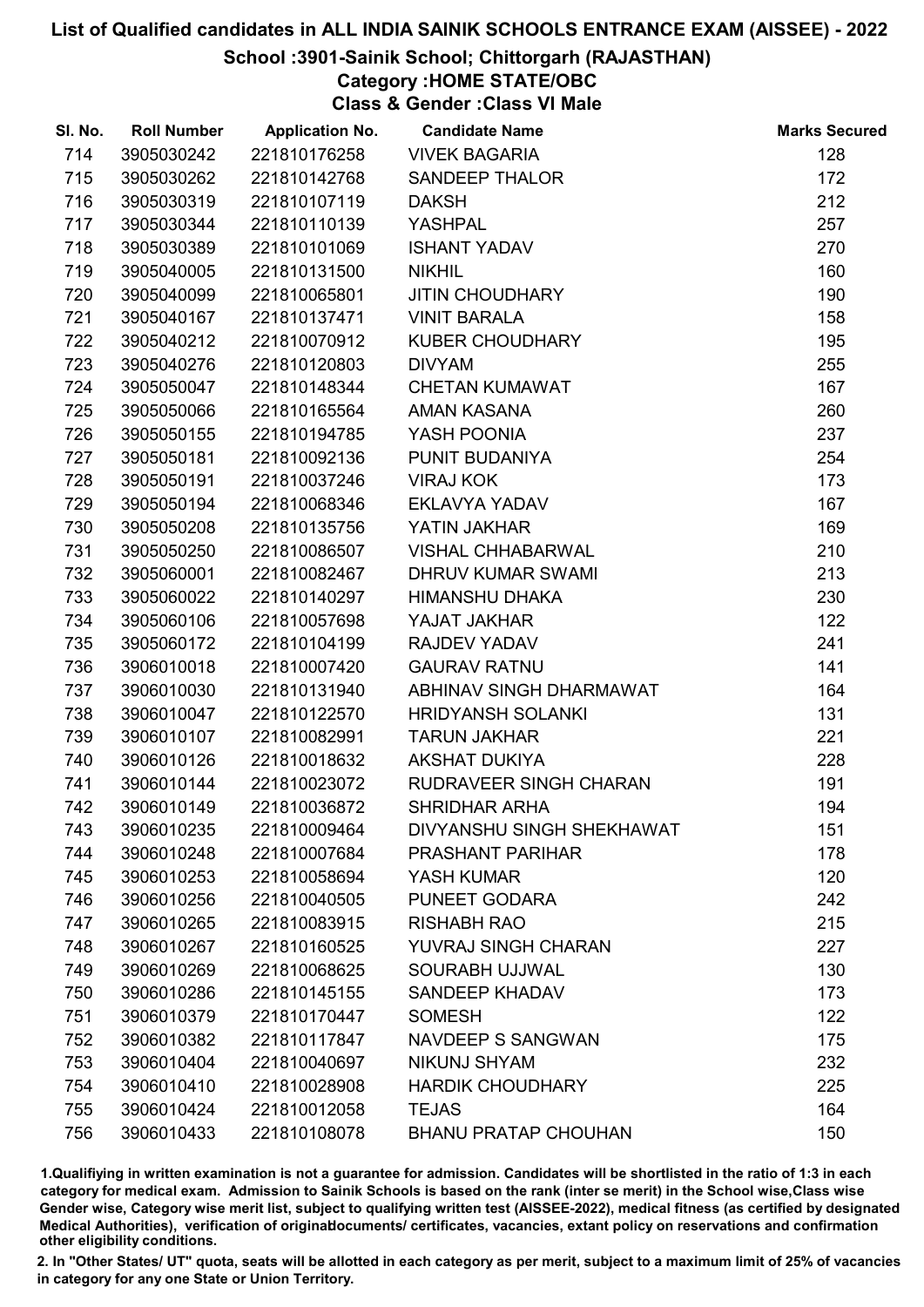# List of Qualified candidates in ALL INDIA SAINIK SCHOOLS ENTRANCE EXAM (AISSEE) - 2022

## School :3901-Sainik School; Chittorgarh (RAJASTHAN)

### Category :HOME STATE/OBC

### Class & Gender :Class VI Male

| Sl. No. | Roll Number | Application No. | Candidate Name | Marks Secured |
|---|---|---|---|---|
| 714 | 3905030242 | 221810176258 | VIVEK BAGARIA | 128 |
| 715 | 3905030262 | 221810142768 | SANDEEP THALOR | 172 |
| 716 | 3905030319 | 221810107119 | DAKSH | 212 |
| 717 | 3905030344 | 221810110139 | YASHPAL | 257 |
| 718 | 3905030389 | 221810101069 | ISHANT YADAV | 270 |
| 719 | 3905040005 | 221810131500 | NIKHIL | 160 |
| 720 | 3905040099 | 221810065801 | JITIN CHOUDHARY | 190 |
| 721 | 3905040167 | 221810137471 | VINIT BARALA | 158 |
| 722 | 3905040212 | 221810070912 | KUBER CHOUDHARY | 195 |
| 723 | 3905040276 | 221810120803 | DIVYAM | 255 |
| 724 | 3905050047 | 221810148344 | CHETAN KUMAWAT | 167 |
| 725 | 3905050066 | 221810165564 | AMAN KASANA | 260 |
| 726 | 3905050155 | 221810194785 | YASH POONIA | 237 |
| 727 | 3905050181 | 221810092136 | PUNIT BUDANIYA | 254 |
| 728 | 3905050191 | 221810037246 | VIRAJ KOK | 173 |
| 729 | 3905050194 | 221810068346 | EKLAVYA YADAV | 167 |
| 730 | 3905050208 | 221810135756 | YATIN JAKHAR | 169 |
| 731 | 3905050250 | 221810086507 | VISHAL CHHABARWAL | 210 |
| 732 | 3905060001 | 221810082467 | DHRUV KUMAR SWAMI | 213 |
| 733 | 3905060022 | 221810140297 | HIMANSHU DHAKA | 230 |
| 734 | 3905060106 | 221810057698 | YAJAT JAKHAR | 122 |
| 735 | 3905060172 | 221810104199 | RAJDEV YADAV | 241 |
| 736 | 3906010018 | 221810007420 | GAURAV RATNU | 141 |
| 737 | 3906010030 | 221810131940 | ABHINAV SINGH DHARMAWAT | 164 |
| 738 | 3906010047 | 221810122570 | HRIDYANSH SOLANKI | 131 |
| 739 | 3906010107 | 221810082991 | TARUN JAKHAR | 221 |
| 740 | 3906010126 | 221810018632 | AKSHAT DUKIYA | 228 |
| 741 | 3906010144 | 221810023072 | RUDRAVEER SINGH CHARAN | 191 |
| 742 | 3906010149 | 221810036872 | SHRIDHAR ARHA | 194 |
| 743 | 3906010235 | 221810009464 | DIVYANSHU SINGH SHEKHAWAT | 151 |
| 744 | 3906010248 | 221810007684 | PRASHANT PARIHAR | 178 |
| 745 | 3906010253 | 221810058694 | YASH KUMAR | 120 |
| 746 | 3906010256 | 221810040505 | PUNEET GODARA | 242 |
| 747 | 3906010265 | 221810083915 | RISHABH RAO | 215 |
| 748 | 3906010267 | 221810160525 | YUVRAJ SINGH CHARAN | 227 |
| 749 | 3906010269 | 221810068625 | SOURABH UJJWAL | 130 |
| 750 | 3906010286 | 221810145155 | SANDEEP KHADAV | 173 |
| 751 | 3906010379 | 221810170447 | SOMESH | 122 |
| 752 | 3906010382 | 221810117847 | NAVDEEP S SANGWAN | 175 |
| 753 | 3906010404 | 221810040697 | NIKUNJ SHYAM | 232 |
| 754 | 3906010410 | 221810028908 | HARDIK CHOUDHARY | 225 |
| 755 | 3906010424 | 221810012058 | TEJAS | 164 |
| 756 | 3906010433 | 221810108078 | BHANU PRATAP CHOUHAN | 150 |

1.Qualifiying in written examination is not a guarantee for admission. Candidates will be shortlisted in the ratio of 1:3 in each category for medical exam. Admission to Sainik Schools is based on the rank (inter se merit) in the School wise,Class wise Gender wise, Category wise merit list, subject to qualifying written test (AISSEE-2022), medical fitness (as certified by designated Medical Authorities), verification of originaldocuments/ certificates, vacancies, extant policy on reservations and confirmation other eligibility conditions.

2. In "Other States/ UT" quota, seats will be allotted in each category as per merit, subject to a maximum limit of 25% of vacancies in category for any one State or Union Territory.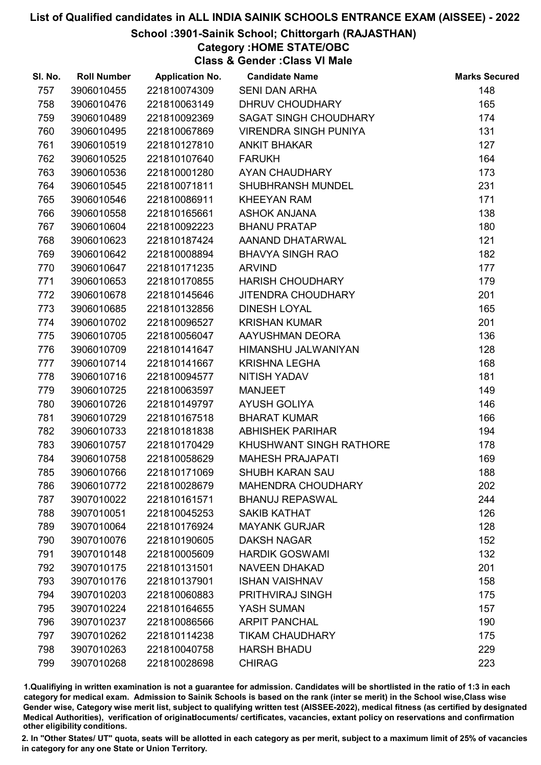# List of Qualified candidates in ALL INDIA SAINIK SCHOOLS ENTRANCE EXAM (AISSEE) - 2022

## School :3901-Sainik School; Chittorgarh (RAJASTHAN)

### Category :HOME STATE/OBC

### Class & Gender :Class VI Male

| Sl. No. | Roll Number | Application No. | Candidate Name | Marks Secured |
|---|---|---|---|---|
| 757 | 3906010455 | 221810074309 | SENI DAN ARHA | 148 |
| 758 | 3906010476 | 221810063149 | DHRUV CHOUDHARY | 165 |
| 759 | 3906010489 | 221810092369 | SAGAT SINGH CHOUDHARY | 174 |
| 760 | 3906010495 | 221810067869 | VIRENDRA SINGH PUNIYA | 131 |
| 761 | 3906010519 | 221810127810 | ANKIT BHAKAR | 127 |
| 762 | 3906010525 | 221810107640 | FARUKH | 164 |
| 763 | 3906010536 | 221810001280 | AYAN CHAUDHARY | 173 |
| 764 | 3906010545 | 221810071811 | SHUBHRANSH MUNDEL | 231 |
| 765 | 3906010546 | 221810086911 | KHEEYAN RAM | 171 |
| 766 | 3906010558 | 221810165661 | ASHOK ANJANA | 138 |
| 767 | 3906010604 | 221810092223 | BHANU PRATAP | 180 |
| 768 | 3906010623 | 221810187424 | AANAND DHATARWAL | 121 |
| 769 | 3906010642 | 221810008894 | BHAVYA SINGH RAO | 182 |
| 770 | 3906010647 | 221810171235 | ARVIND | 177 |
| 771 | 3906010653 | 221810170855 | HARISH CHOUDHARY | 179 |
| 772 | 3906010678 | 221810145646 | JITENDRA CHOUDHARY | 201 |
| 773 | 3906010685 | 221810132856 | DINESH LOYAL | 165 |
| 774 | 3906010702 | 221810096527 | KRISHAN KUMAR | 201 |
| 775 | 3906010705 | 221810056047 | AAYUSHMAN DEORA | 136 |
| 776 | 3906010709 | 221810141647 | HIMANSHU JALWANIYAN | 128 |
| 777 | 3906010714 | 221810141667 | KRISHNA LEGHA | 168 |
| 778 | 3906010716 | 221810094577 | NITISH YADAV | 181 |
| 779 | 3906010725 | 221810063597 | MANJEET | 149 |
| 780 | 3906010726 | 221810149797 | AYUSH GOLIYA | 146 |
| 781 | 3906010729 | 221810167518 | BHARAT KUMAR | 166 |
| 782 | 3906010733 | 221810181838 | ABHISHEK PARIHAR | 194 |
| 783 | 3906010757 | 221810170429 | KHUSHWANT SINGH RATHORE | 178 |
| 784 | 3906010758 | 221810058629 | MAHESH PRAJAPATI | 169 |
| 785 | 3906010766 | 221810171069 | SHUBH KARAN SAU | 188 |
| 786 | 3906010772 | 221810028679 | MAHENDRA CHOUDHARY | 202 |
| 787 | 3907010022 | 221810161571 | BHANUJ REPASWAL | 244 |
| 788 | 3907010051 | 221810045253 | SAKIB KATHAT | 126 |
| 789 | 3907010064 | 221810176924 | MAYANK GURJAR | 128 |
| 790 | 3907010076 | 221810190605 | DAKSH NAGAR | 152 |
| 791 | 3907010148 | 221810005609 | HARDIK GOSWAMI | 132 |
| 792 | 3907010175 | 221810131501 | NAVEEN DHAKAD | 201 |
| 793 | 3907010176 | 221810137901 | ISHAN VAISHNAV | 158 |
| 794 | 3907010203 | 221810060883 | PRITHVIRAJ SINGH | 175 |
| 795 | 3907010224 | 221810164655 | YASH SUMAN | 157 |
| 796 | 3907010237 | 221810086566 | ARPIT PANCHAL | 190 |
| 797 | 3907010262 | 221810114238 | TIKAM CHAUDHARY | 175 |
| 798 | 3907010263 | 221810040758 | HARSH BHADU | 229 |
| 799 | 3907010268 | 221810028698 | CHIRAG | 223 |

1.Qualifying in written examination is not a guarantee for admission. Candidates will be shortlisted in the ratio of 1:3 in each category for medical exam. Admission to Sainik Schools is based on the rank (inter se merit) in the School wise,Class wise Gender wise, Category wise merit list, subject to qualifying written test (AISSEE-2022), medical fitness (as certified by designated Medical Authorities), verification of originaldocuments/ certificates, vacancies, extant policy on reservations and confirmation other eligibility conditions.

2. In "Other States/ UT" quota, seats will be allotted in each category as per merit, subject to a maximum limit of 25% of vacancies in category for any one State or Union Territory.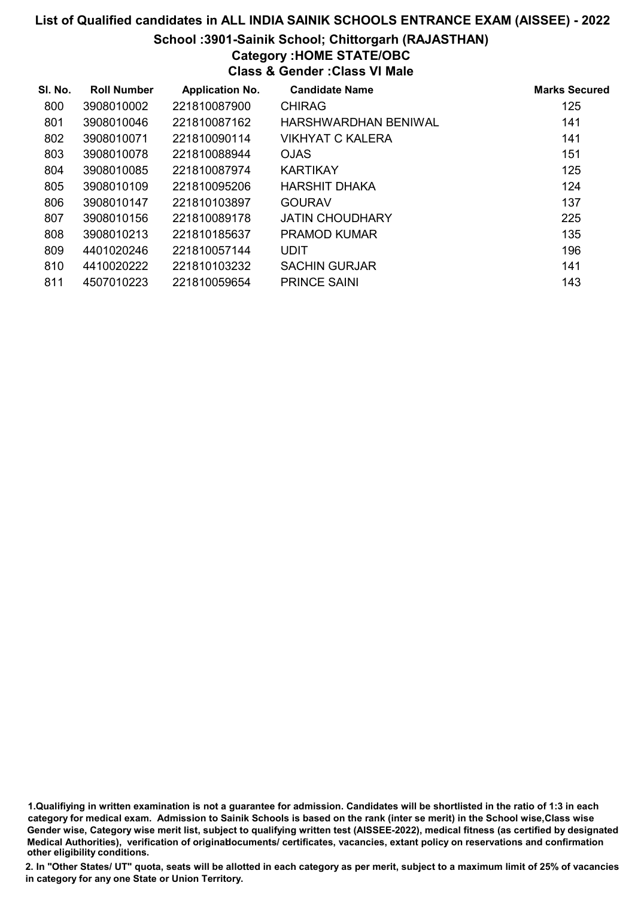# List of Qualified candidates in ALL INDIA SAINIK SCHOOLS ENTRANCE EXAM (AISSEE) - 2022

## School :3901-Sainik School; Chittorgarh (RAJASTHAN)

### Category :HOME STATE/OBC

### Class & Gender :Class VI Male

| Sl. No. | Roll Number | Application No. | Candidate Name | Marks Secured |
|---|---|---|---|---|
| 800 | 3908010002 | 221810087900 | CHIRAG | 125 |
| 801 | 3908010046 | 221810087162 | HARSHWARDHAN BENIWAL | 141 |
| 802 | 3908010071 | 221810090114 | VIKHYAT C KALERA | 141 |
| 803 | 3908010078 | 221810088944 | OJAS | 151 |
| 804 | 3908010085 | 221810087974 | KARTIKAY | 125 |
| 805 | 3908010109 | 221810095206 | HARSHIT DHAKA | 124 |
| 806 | 3908010147 | 221810103897 | GOURAV | 137 |
| 807 | 3908010156 | 221810089178 | JATIN CHOUDHARY | 225 |
| 808 | 3908010213 | 221810185637 | PRAMOD KUMAR | 135 |
| 809 | 4401020246 | 221810057144 | UDIT | 196 |
| 810 | 4410020222 | 221810103232 | SACHIN GURJAR | 141 |
| 811 | 4507010223 | 221810059654 | PRINCE SAINI | 143 |

1.Qualifiying in written examination is not a guarantee for admission. Candidates will be shortlisted in the ratio of 1:3 in each category for medical exam. Admission to Sainik Schools is based on the rank (inter se merit) in the School wise,Class wise Gender wise, Category wise merit list, subject to qualifying written test (AISSEE-2022), medical fitness (as certified by designated Medical Authorities), verification of originaldocuments/ certificates, vacancies, extant policy on reservations and confirmation other eligibility conditions.

2. In "Other States/ UT" quota, seats will be allotted in each category as per merit, subject to a maximum limit of 25% of vacancies in category for any one State or Union Territory.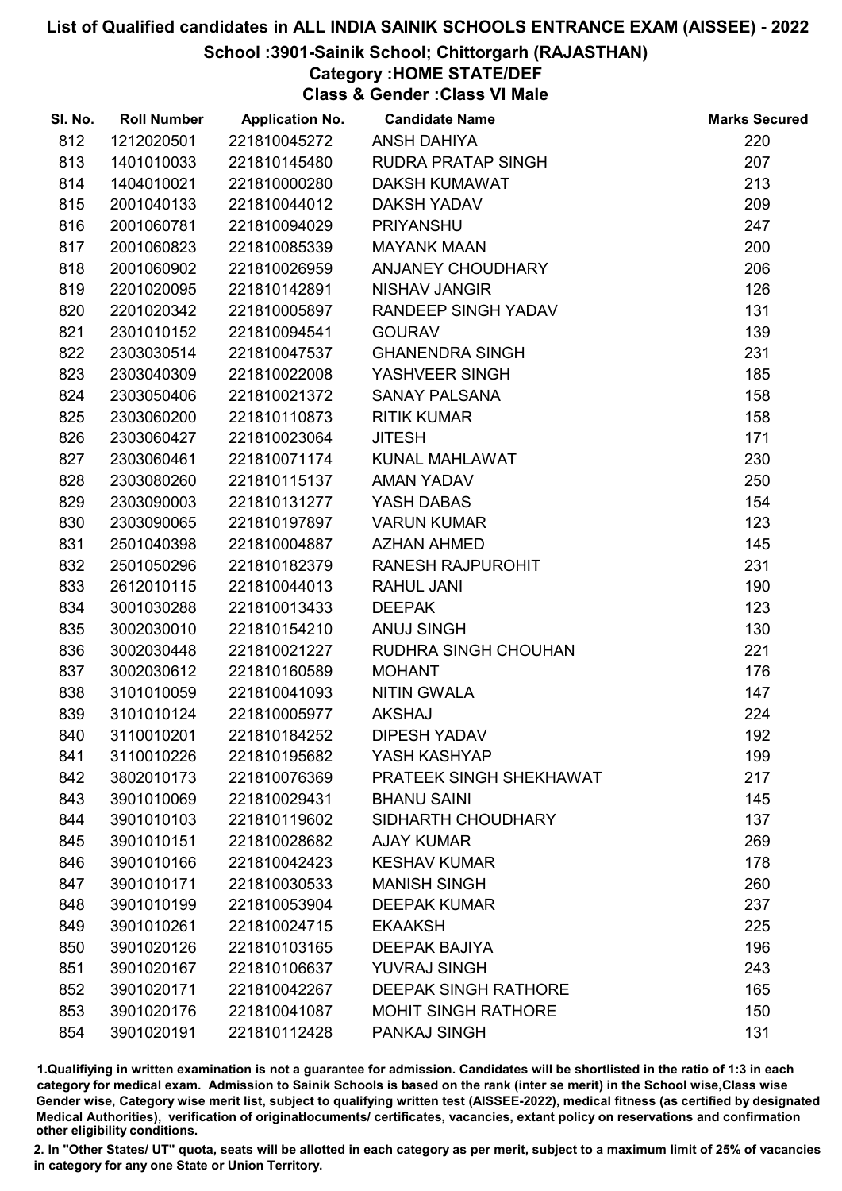# List of Qualified candidates in ALL INDIA SAINIK SCHOOLS ENTRANCE EXAM (AISSEE) - 2022

## School :3901-Sainik School; Chittorgarh (RAJASTHAN)

### Category :HOME STATE/DEF

### Class & Gender :Class VI Male

| Sl. No. | Roll Number | Application No. | Candidate Name | Marks Secured |
|---|---|---|---|---|
| 812 | 1212020501 | 221810045272 | ANSH DAHIYA | 220 |
| 813 | 1401010033 | 221810145480 | RUDRA PRATAP SINGH | 207 |
| 814 | 1404010021 | 221810000280 | DAKSH KUMAWAT | 213 |
| 815 | 2001040133 | 221810044012 | DAKSH YADAV | 209 |
| 816 | 2001060781 | 221810094029 | PRIYANSHU | 247 |
| 817 | 2001060823 | 221810085339 | MAYANK MAAN | 200 |
| 818 | 2001060902 | 221810026959 | ANJANEY CHOUDHARY | 206 |
| 819 | 2201020095 | 221810142891 | NISHAV JANGIR | 126 |
| 820 | 2201020342 | 221810005897 | RANDEEP SINGH YADAV | 131 |
| 821 | 2301010152 | 221810094541 | GOURAV | 139 |
| 822 | 2303030514 | 221810047537 | GHANENDRA SINGH | 231 |
| 823 | 2303040309 | 221810022008 | YASHVEER SINGH | 185 |
| 824 | 2303050406 | 221810021372 | SANAY PALSANA | 158 |
| 825 | 2303060200 | 221810110873 | RITIK KUMAR | 158 |
| 826 | 2303060427 | 221810023064 | JITESH | 171 |
| 827 | 2303060461 | 221810071174 | KUNAL MAHLAWAT | 230 |
| 828 | 2303080260 | 221810115137 | AMAN YADAV | 250 |
| 829 | 2303090003 | 221810131277 | YASH DABAS | 154 |
| 830 | 2303090065 | 221810197897 | VARUN KUMAR | 123 |
| 831 | 2501040398 | 221810004887 | AZHAN AHMED | 145 |
| 832 | 2501050296 | 221810182379 | RANESH RAJPUROHIT | 231 |
| 833 | 2612010115 | 221810044013 | RAHUL JANI | 190 |
| 834 | 3001030288 | 221810013433 | DEEPAK | 123 |
| 835 | 3002030010 | 221810154210 | ANUJ SINGH | 130 |
| 836 | 3002030448 | 221810021227 | RUDHRA SINGH CHOUHAN | 221 |
| 837 | 3002030612 | 221810160589 | MOHANT | 176 |
| 838 | 3101010059 | 221810041093 | NITIN GWALA | 147 |
| 839 | 3101010124 | 221810005977 | AKSHAJ | 224 |
| 840 | 3110010201 | 221810184252 | DIPESH YADAV | 192 |
| 841 | 3110010226 | 221810195682 | YASH KASHYAP | 199 |
| 842 | 3802010173 | 221810076369 | PRATEEK SINGH SHEKHAWAT | 217 |
| 843 | 3901010069 | 221810029431 | BHANU SAINI | 145 |
| 844 | 3901010103 | 221810119602 | SIDHARTH CHOUDHARY | 137 |
| 845 | 3901010151 | 221810028682 | AJAY KUMAR | 269 |
| 846 | 3901010166 | 221810042423 | KESHAV KUMAR | 178 |
| 847 | 3901010171 | 221810030533 | MANISH SINGH | 260 |
| 848 | 3901010199 | 221810053904 | DEEPAK KUMAR | 237 |
| 849 | 3901010261 | 221810024715 | EKAAKSH | 225 |
| 850 | 3901020126 | 221810103165 | DEEPAK BAJIYA | 196 |
| 851 | 3901020167 | 221810106637 | YUVRAJ SINGH | 243 |
| 852 | 3901020171 | 221810042267 | DEEPAK SINGH RATHORE | 165 |
| 853 | 3901020176 | 221810041087 | MOHIT SINGH RATHORE | 150 |
| 854 | 3901020191 | 221810112428 | PANKAJ SINGH | 131 |

1.Qualifiying in written examination is not a guarantee for admission. Candidates will be shortlisted in the ratio of 1:3 in each category for medical exam. Admission to Sainik Schools is based on the rank (inter se merit) in the School wise,Class wise Gender wise, Category wise merit list, subject to qualifying written test (AISSEE-2022), medical fitness (as certified by designated Medical Authorities), verification of originaldocuments/ certificates, vacancies, extant policy on reservations and confirmation other eligibility conditions.

2. In "Other States/ UT" quota, seats will be allotted in each category as per merit, subject to a maximum limit of 25% of vacancies in category for any one State or Union Territory.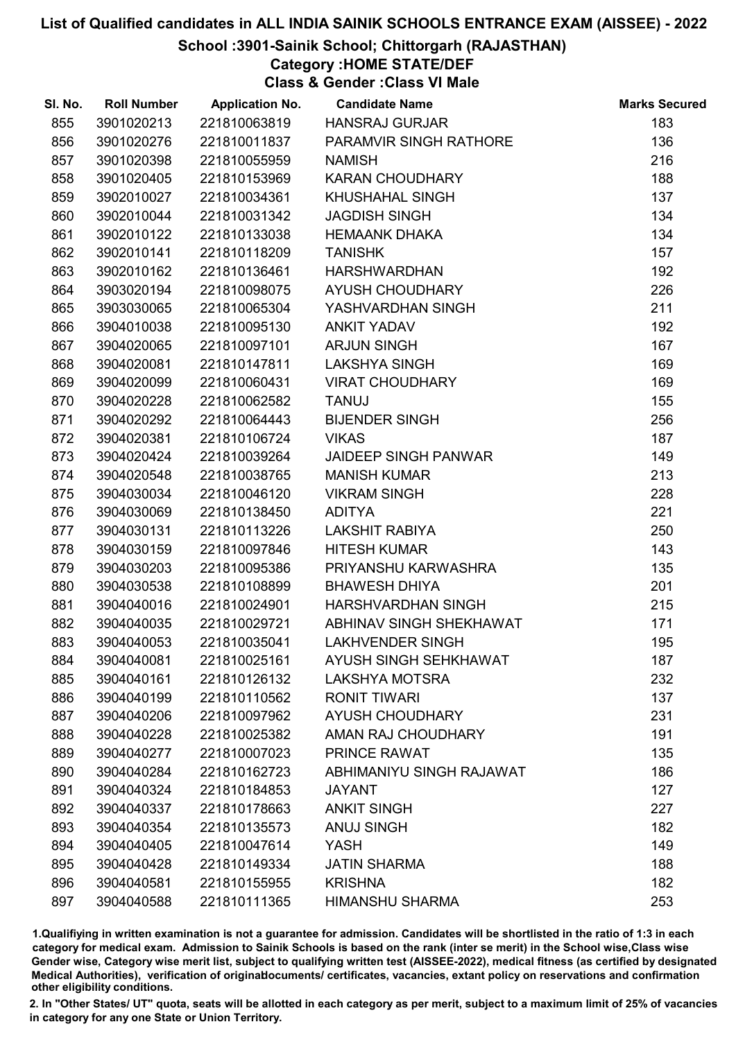# List of Qualified candidates in ALL INDIA SAINIK SCHOOLS ENTRANCE EXAM (AISSEE) - 2022

## School :3901-Sainik School; Chittorgarh (RAJASTHAN)

### Category :HOME STATE/DEF

### Class & Gender :Class VI Male

| Sl. No. | Roll Number | Application No. | Candidate Name | Marks Secured |
|---|---|---|---|---|
| 855 | 3901020213 | 221810063819 | HANSRAJ GURJAR | 183 |
| 856 | 3901020276 | 221810011837 | PARAMVIR SINGH RATHORE | 136 |
| 857 | 3901020398 | 221810055959 | NAMISH | 216 |
| 858 | 3901020405 | 221810153969 | KARAN CHOUDHARY | 188 |
| 859 | 3902010027 | 221810034361 | KHUSHAHAL SINGH | 137 |
| 860 | 3902010044 | 221810031342 | JAGDISH SINGH | 134 |
| 861 | 3902010122 | 221810133038 | HEMAANK DHAKA | 134 |
| 862 | 3902010141 | 221810118209 | TANISHK | 157 |
| 863 | 3902010162 | 221810136461 | HARSHWARDHAN | 192 |
| 864 | 3903020194 | 221810098075 | AYUSH CHOUDHARY | 226 |
| 865 | 3903030065 | 221810065304 | YASHVARDHAN SINGH | 211 |
| 866 | 3904010038 | 221810095130 | ANKIT YADAV | 192 |
| 867 | 3904020065 | 221810097101 | ARJUN SINGH | 167 |
| 868 | 3904020081 | 221810147811 | LAKSHYA SINGH | 169 |
| 869 | 3904020099 | 221810060431 | VIRAT CHOUDHARY | 169 |
| 870 | 3904020228 | 221810062582 | TANUJ | 155 |
| 871 | 3904020292 | 221810064443 | BIJENDER SINGH | 256 |
| 872 | 3904020381 | 221810106724 | VIKAS | 187 |
| 873 | 3904020424 | 221810039264 | JAIDEEP SINGH PANWAR | 149 |
| 874 | 3904020548 | 221810038765 | MANISH KUMAR | 213 |
| 875 | 3904030034 | 221810046120 | VIKRAM SINGH | 228 |
| 876 | 3904030069 | 221810138450 | ADITYA | 221 |
| 877 | 3904030131 | 221810113226 | LAKSHIT RABIYA | 250 |
| 878 | 3904030159 | 221810097846 | HITESH KUMAR | 143 |
| 879 | 3904030203 | 221810095386 | PRIYANSHU KARWASHRA | 135 |
| 880 | 3904030538 | 221810108899 | BHAWESH DHIYA | 201 |
| 881 | 3904040016 | 221810024901 | HARSHVARDHAN SINGH | 215 |
| 882 | 3904040035 | 221810029721 | ABHINAV SINGH SHEKHAWAT | 171 |
| 883 | 3904040053 | 221810035041 | LAKHVENDER SINGH | 195 |
| 884 | 3904040081 | 221810025161 | AYUSH SINGH SEHKHAWAT | 187 |
| 885 | 3904040161 | 221810126132 | LAKSHYA MOTSRA | 232 |
| 886 | 3904040199 | 221810110562 | RONIT TIWARI | 137 |
| 887 | 3904040206 | 221810097962 | AYUSH CHOUDHARY | 231 |
| 888 | 3904040228 | 221810025382 | AMAN RAJ CHOUDHARY | 191 |
| 889 | 3904040277 | 221810007023 | PRINCE RAWAT | 135 |
| 890 | 3904040284 | 221810162723 | ABHIMANIYU SINGH RAJAWAT | 186 |
| 891 | 3904040324 | 221810184853 | JAYANT | 127 |
| 892 | 3904040337 | 221810178663 | ANKIT SINGH | 227 |
| 893 | 3904040354 | 221810135573 | ANUJ SINGH | 182 |
| 894 | 3904040405 | 221810047614 | YASH | 149 |
| 895 | 3904040428 | 221810149334 | JATIN SHARMA | 188 |
| 896 | 3904040581 | 221810155955 | KRISHNA | 182 |
| 897 | 3904040588 | 221810111365 | HIMANSHU SHARMA | 253 |

1.Qualifiying in written examination is not a guarantee for admission. Candidates will be shortlisted in the ratio of 1:3 in each category for medical exam. Admission to Sainik Schools is based on the rank (inter se merit) in the School wise,Class wise Gender wise, Category wise merit list, subject to qualifying written test (AISSEE-2022), medical fitness (as certified by designated Medical Authorities), verification of originaldocuments/ certificates, vacancies, extant policy on reservations and confirmation other eligibility conditions.

2. In "Other States/ UT" quota, seats will be allotted in each category as per merit, subject to a maximum limit of 25% of vacancies in category for any one State or Union Territory.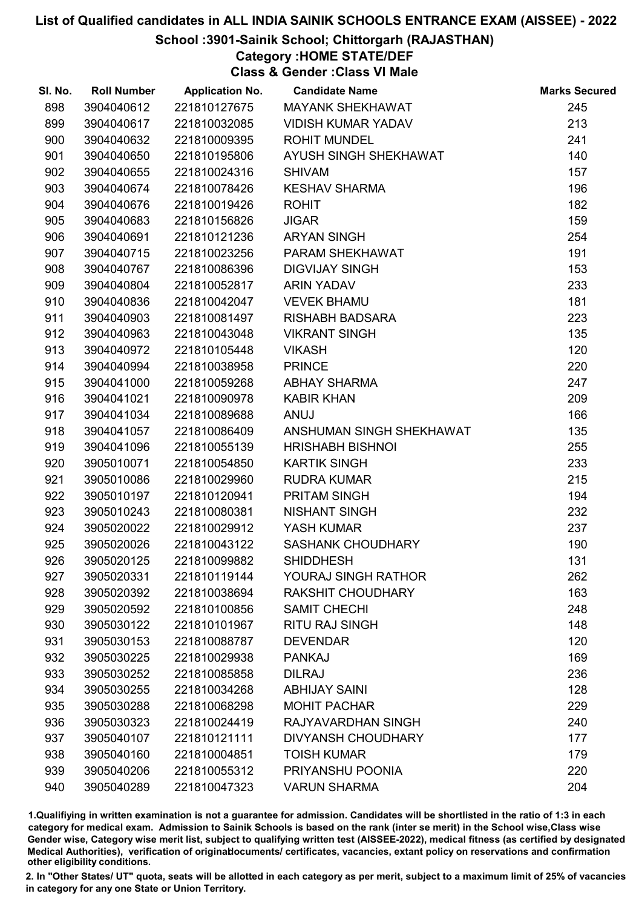# List of Qualified candidates in ALL INDIA SAINIK SCHOOLS ENTRANCE EXAM (AISSEE) - 2022

## School :3901-Sainik School; Chittorgarh (RAJASTHAN)

### Category :HOME STATE/DEF

### Class & Gender :Class VI Male

| Sl. No. | Roll Number | Application No. | Candidate Name | Marks Secured |
|---|---|---|---|---|
| 898 | 3904040612 | 221810127675 | MAYANK SHEKHAWAT | 245 |
| 899 | 3904040617 | 221810032085 | VIDISH KUMAR YADAV | 213 |
| 900 | 3904040632 | 221810009395 | ROHIT MUNDEL | 241 |
| 901 | 3904040650 | 221810195806 | AYUSH SINGH SHEKHAWAT | 140 |
| 902 | 3904040655 | 221810024316 | SHIVAM | 157 |
| 903 | 3904040674 | 221810078426 | KESHAV SHARMA | 196 |
| 904 | 3904040676 | 221810019426 | ROHIT | 182 |
| 905 | 3904040683 | 221810156826 | JIGAR | 159 |
| 906 | 3904040691 | 221810121236 | ARYAN SINGH | 254 |
| 907 | 3904040715 | 221810023256 | PARAM SHEKHAWAT | 191 |
| 908 | 3904040767 | 221810086396 | DIGVIJAY SINGH | 153 |
| 909 | 3904040804 | 221810052817 | ARIN YADAV | 233 |
| 910 | 3904040836 | 221810042047 | VEVEK BHAMU | 181 |
| 911 | 3904040903 | 221810081497 | RISHABH BADSARA | 223 |
| 912 | 3904040963 | 221810043048 | VIKRANT SINGH | 135 |
| 913 | 3904040972 | 221810105448 | VIKASH | 120 |
| 914 | 3904040994 | 221810038958 | PRINCE | 220 |
| 915 | 3904041000 | 221810059268 | ABHAY SHARMA | 247 |
| 916 | 3904041021 | 221810090978 | KABIR KHAN | 209 |
| 917 | 3904041034 | 221810089688 | ANUJ | 166 |
| 918 | 3904041057 | 221810086409 | ANSHUMAN SINGH SHEKHAWAT | 135 |
| 919 | 3904041096 | 221810055139 | HRISHABH BISHNOI | 255 |
| 920 | 3905010071 | 221810054850 | KARTIK SINGH | 233 |
| 921 | 3905010086 | 221810029960 | RUDRA KUMAR | 215 |
| 922 | 3905010197 | 221810120941 | PRITAM SINGH | 194 |
| 923 | 3905010243 | 221810080381 | NISHANT SINGH | 232 |
| 924 | 3905020022 | 221810029912 | YASH KUMAR | 237 |
| 925 | 3905020026 | 221810043122 | SASHANK CHOUDHARY | 190 |
| 926 | 3905020125 | 221810099882 | SHIDDHESH | 131 |
| 927 | 3905020331 | 221810119144 | YOURAJ SINGH RATHOR | 262 |
| 928 | 3905020392 | 221810038694 | RAKSHIT CHOUDHARY | 163 |
| 929 | 3905020592 | 221810100856 | SAMIT CHECHI | 248 |
| 930 | 3905030122 | 221810101967 | RITU RAJ SINGH | 148 |
| 931 | 3905030153 | 221810088787 | DEVENDAR | 120 |
| 932 | 3905030225 | 221810029938 | PANKAJ | 169 |
| 933 | 3905030252 | 221810085858 | DILRAJ | 236 |
| 934 | 3905030255 | 221810034268 | ABHIJAY SAINI | 128 |
| 935 | 3905030288 | 221810068298 | MOHIT PACHAR | 229 |
| 936 | 3905030323 | 221810024419 | RAJYAVARDHAN SINGH | 240 |
| 937 | 3905040107 | 221810121111 | DIVYANSH CHOUDHARY | 177 |
| 938 | 3905040160 | 221810004851 | TOISH KUMAR | 179 |
| 939 | 3905040206 | 221810055312 | PRIYANSHU POONIA | 220 |
| 940 | 3905040289 | 221810047323 | VARUN SHARMA | 204 |

1.Qualifiying in written examination is not a guarantee for admission. Candidates will be shortlisted in the ratio of 1:3 in each category for medical exam. Admission to Sainik Schools is based on the rank (inter se merit) in the School wise,Class wise Gender wise, Category wise merit list, subject to qualifying written test (AISSEE-2022), medical fitness (as certified by designated Medical Authorities), verification of originaldocuments/ certificates, vacancies, extant policy on reservations and confirmation other eligibility conditions.

2. In "Other States/ UT" quota, seats will be allotted in each category as per merit, subject to a maximum limit of 25% of vacancies in category for any one State or Union Territory.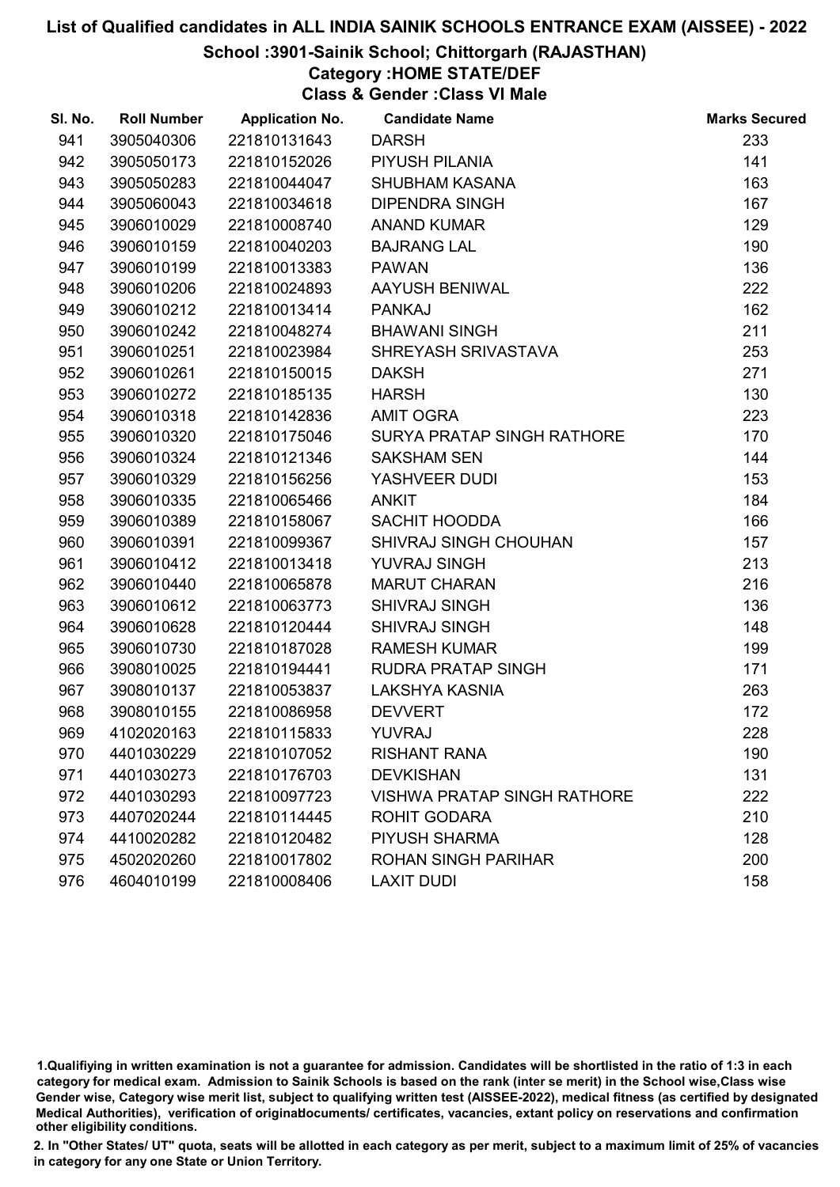# List of Qualified candidates in ALL INDIA SAINIK SCHOOLS ENTRANCE EXAM (AISSEE) - 2022

## School :3901-Sainik School; Chittorgarh (RAJASTHAN)

### Category :HOME STATE/DEF

### Class & Gender :Class VI Male

| Sl. No. | Roll Number | Application No. | Candidate Name | Marks Secured |
|---|---|---|---|---|
| 941 | 3905040306 | 221810131643 | DARSH | 233 |
| 942 | 3905050173 | 221810152026 | PIYUSH PILANIA | 141 |
| 943 | 3905050283 | 221810044047 | SHUBHAM KASANA | 163 |
| 944 | 3905060043 | 221810034618 | DIPENDRA SINGH | 167 |
| 945 | 3906010029 | 221810008740 | ANAND KUMAR | 129 |
| 946 | 3906010159 | 221810040203 | BAJRANG LAL | 190 |
| 947 | 3906010199 | 221810013383 | PAWAN | 136 |
| 948 | 3906010206 | 221810024893 | AAYUSH BENIWAL | 222 |
| 949 | 3906010212 | 221810013414 | PANKAJ | 162 |
| 950 | 3906010242 | 221810048274 | BHAWANI SINGH | 211 |
| 951 | 3906010251 | 221810023984 | SHREYASH SRIVASTAVA | 253 |
| 952 | 3906010261 | 221810150015 | DAKSH | 271 |
| 953 | 3906010272 | 221810185135 | HARSH | 130 |
| 954 | 3906010318 | 221810142836 | AMIT OGRA | 223 |
| 955 | 3906010320 | 221810175046 | SURYA PRATAP SINGH RATHORE | 170 |
| 956 | 3906010324 | 221810121346 | SAKSHAM SEN | 144 |
| 957 | 3906010329 | 221810156256 | YASHVEER DUDI | 153 |
| 958 | 3906010335 | 221810065466 | ANKIT | 184 |
| 959 | 3906010389 | 221810158067 | SACHIT HOODDA | 166 |
| 960 | 3906010391 | 221810099367 | SHIVRAJ SINGH CHOUHAN | 157 |
| 961 | 3906010412 | 221810013418 | YUVRAJ SINGH | 213 |
| 962 | 3906010440 | 221810065878 | MARUT CHARAN | 216 |
| 963 | 3906010612 | 221810063773 | SHIVRAJ SINGH | 136 |
| 964 | 3906010628 | 221810120444 | SHIVRAJ SINGH | 148 |
| 965 | 3906010730 | 221810187028 | RAMESH KUMAR | 199 |
| 966 | 3908010025 | 221810194441 | RUDRA PRATAP SINGH | 171 |
| 967 | 3908010137 | 221810053837 | LAKSHYA KASNIA | 263 |
| 968 | 3908010155 | 221810086958 | DEVVERT | 172 |
| 969 | 4102020163 | 221810115833 | YUVRAJ | 228 |
| 970 | 4401030229 | 221810107052 | RISHANT RANA | 190 |
| 971 | 4401030273 | 221810176703 | DEVKISHAN | 131 |
| 972 | 4401030293 | 221810097723 | VISHWA PRATAP SINGH RATHORE | 222 |
| 973 | 4407020244 | 221810114445 | ROHIT GODARA | 210 |
| 974 | 4410020282 | 221810120482 | PIYUSH SHARMA | 128 |
| 975 | 4502020260 | 221810017802 | ROHAN SINGH PARIHAR | 200 |
| 976 | 4604010199 | 221810008406 | LAXIT DUDI | 158 |

1.Qualifiying in written examination is not a guarantee for admission. Candidates will be shortlisted in the ratio of 1:3 in each category for medical exam. Admission to Sainik Schools is based on the rank (inter se merit) in the School wise,Class wise Gender wise, Category wise merit list, subject to qualifying written test (AISSEE-2022), medical fitness (as certified by designated Medical Authorities), verification of originaldocuments/ certificates, vacancies, extant policy on reservations and confirmation other eligibility conditions.

2. In "Other States/ UT" quota, seats will be allotted in each category as per merit, subject to a maximum limit of 25% of vacancies in category for any one State or Union Territory.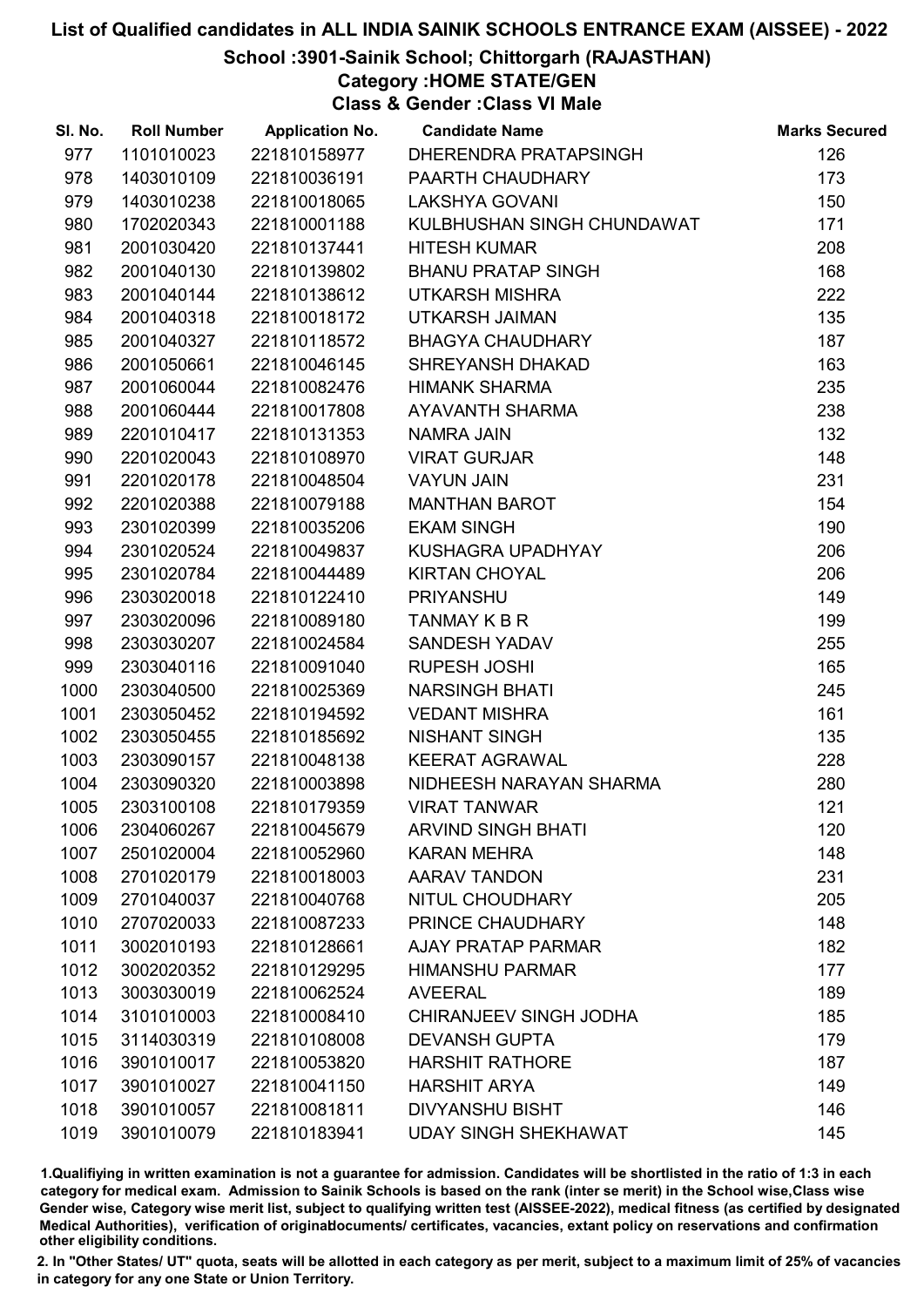# List of Qualified candidates in ALL INDIA SAINIK SCHOOLS ENTRANCE EXAM (AISSEE) - 2022

## School :3901-Sainik School; Chittorgarh (RAJASTHAN)

### Category :HOME STATE/GEN

### Class & Gender :Class VI Male

| Sl. No. | Roll Number | Application No. | Candidate Name | Marks Secured |
|---|---|---|---|---|
| 977 | 1101010023 | 221810158977 | DHERENDRA PRATAPSINGH | 126 |
| 978 | 1403010109 | 221810036191 | PAARTH CHAUDHARY | 173 |
| 979 | 1403010238 | 221810018065 | LAKSHYA GOVANI | 150 |
| 980 | 1702020343 | 221810001188 | KULBHUSHAN SINGH CHUNDAWAT | 171 |
| 981 | 2001030420 | 221810137441 | HITESH KUMAR | 208 |
| 982 | 2001040130 | 221810139802 | BHANU PRATAP SINGH | 168 |
| 983 | 2001040144 | 221810138612 | UTKARSH MISHRA | 222 |
| 984 | 2001040318 | 221810018172 | UTKARSH JAIMAN | 135 |
| 985 | 2001040327 | 221810118572 | BHAGYA CHAUDHARY | 187 |
| 986 | 2001050661 | 221810046145 | SHREYANSH DHAKAD | 163 |
| 987 | 2001060044 | 221810082476 | HIMANK SHARMA | 235 |
| 988 | 2001060444 | 221810017808 | AYAVANTH SHARMA | 238 |
| 989 | 2201010417 | 221810131353 | NAMRA JAIN | 132 |
| 990 | 2201020043 | 221810108970 | VIRAT GURJAR | 148 |
| 991 | 2201020178 | 221810048504 | VAYUN JAIN | 231 |
| 992 | 2201020388 | 221810079188 | MANTHAN BAROT | 154 |
| 993 | 2301020399 | 221810035206 | EKAM SINGH | 190 |
| 994 | 2301020524 | 221810049837 | KUSHAGRA UPADHYAY | 206 |
| 995 | 2301020784 | 221810044489 | KIRTAN CHOYAL | 206 |
| 996 | 2303020018 | 221810122410 | PRIYANSHU | 149 |
| 997 | 2303020096 | 221810089180 | TANMAY K B R | 199 |
| 998 | 2303030207 | 221810024584 | SANDESH YADAV | 255 |
| 999 | 2303040116 | 221810091040 | RUPESH JOSHI | 165 |
| 1000 | 2303040500 | 221810025369 | NARSINGH BHATI | 245 |
| 1001 | 2303050452 | 221810194592 | VEDANT MISHRA | 161 |
| 1002 | 2303050455 | 221810185692 | NISHANT SINGH | 135 |
| 1003 | 2303090157 | 221810048138 | KEERAT AGRAWAL | 228 |
| 1004 | 2303090320 | 221810003898 | NIDHEESH NARAYAN SHARMA | 280 |
| 1005 | 2303100108 | 221810179359 | VIRAT TANWAR | 121 |
| 1006 | 2304060267 | 221810045679 | ARVIND SINGH BHATI | 120 |
| 1007 | 2501020004 | 221810052960 | KARAN MEHRA | 148 |
| 1008 | 2701020179 | 221810018003 | AARAV TANDON | 231 |
| 1009 | 2701040037 | 221810040768 | NITUL CHOUDHARY | 205 |
| 1010 | 2707020033 | 221810087233 | PRINCE CHAUDHARY | 148 |
| 1011 | 3002010193 | 221810128661 | AJAY PRATAP PARMAR | 182 |
| 1012 | 3002020352 | 221810129295 | HIMANSHU PARMAR | 177 |
| 1013 | 3003030019 | 221810062524 | AVEERAL | 189 |
| 1014 | 3101010003 | 221810008410 | CHIRANJEEV SINGH JODHA | 185 |
| 1015 | 3114030319 | 221810108008 | DEVANSH GUPTA | 179 |
| 1016 | 3901010017 | 221810053820 | HARSHIT RATHORE | 187 |
| 1017 | 3901010027 | 221810041150 | HARSHIT ARYA | 149 |
| 1018 | 3901010057 | 221810081811 | DIVYANSHU BISHT | 146 |
| 1019 | 3901010079 | 221810183941 | UDAY SINGH SHEKHAWAT | 145 |

1.Qualifiying in written examination is not a guarantee for admission. Candidates will be shortlisted in the ratio of 1:3 in each category for medical exam. Admission to Sainik Schools is based on the rank (inter se merit) in the School wise,Class wise Gender wise, Category wise merit list, subject to qualifying written test (AISSEE-2022), medical fitness (as certified by designated Medical Authorities), verification of originaldocuments/ certificates, vacancies, extant policy on reservations and confirmation other eligibility conditions.

2. In "Other States/ UT" quota, seats will be allotted in each category as per merit, subject to a maximum limit of 25% of vacancies in category for any one State or Union Territory.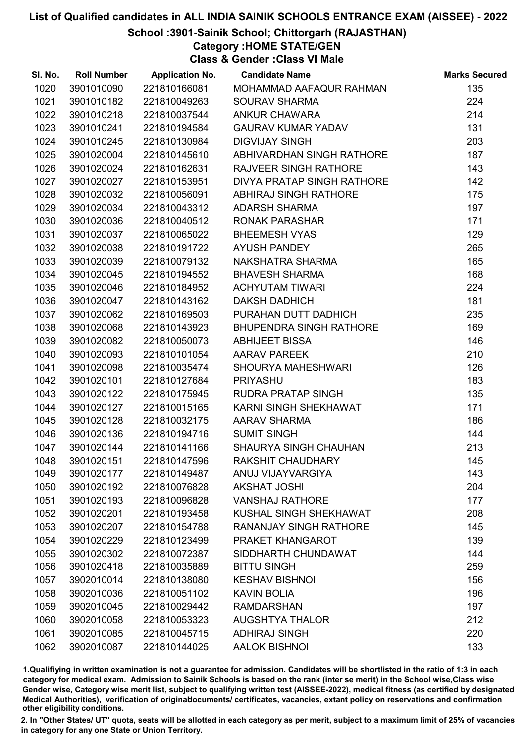# List of Qualified candidates in ALL INDIA SAINIK SCHOOLS ENTRANCE EXAM (AISSEE) - 2022

## School :3901-Sainik School; Chittorgarh (RAJASTHAN)

### Category :HOME STATE/GEN

### Class & Gender :Class VI Male

| Sl. No. | Roll Number | Application No. | Candidate Name | Marks Secured |
|---|---|---|---|---|
| 1020 | 3901010090 | 221810166081 | MOHAMMAD AAFAQUR RAHMAN | 135 |
| 1021 | 3901010182 | 221810049263 | SOURAV SHARMA | 224 |
| 1022 | 3901010218 | 221810037544 | ANKUR CHAWARA | 214 |
| 1023 | 3901010241 | 221810194584 | GAURAV KUMAR YADAV | 131 |
| 1024 | 3901010245 | 221810130984 | DIGVIJAY SINGH | 203 |
| 1025 | 3901020004 | 221810145610 | ABHIVARDHAN SINGH RATHORE | 187 |
| 1026 | 3901020024 | 221810162631 | RAJVEER SINGH RATHORE | 143 |
| 1027 | 3901020027 | 221810153951 | DIVYA PRATAP SINGH RATHORE | 142 |
| 1028 | 3901020032 | 221810056091 | ABHIRAJ SINGH RATHORE | 175 |
| 1029 | 3901020034 | 221810043312 | ADARSH SHARMA | 197 |
| 1030 | 3901020036 | 221810040512 | RONAK PARASHAR | 171 |
| 1031 | 3901020037 | 221810065022 | BHEEMESH VYAS | 129 |
| 1032 | 3901020038 | 221810191722 | AYUSH PANDEY | 265 |
| 1033 | 3901020039 | 221810079132 | NAKSHATRA SHARMA | 165 |
| 1034 | 3901020045 | 221810194552 | BHAVESH SHARMA | 168 |
| 1035 | 3901020046 | 221810184952 | ACHYUTAM TIWARI | 224 |
| 1036 | 3901020047 | 221810143162 | DAKSH DADHICH | 181 |
| 1037 | 3901020062 | 221810169503 | PURAHAN DUTT DADHICH | 235 |
| 1038 | 3901020068 | 221810143923 | BHUPENDRA SINGH RATHORE | 169 |
| 1039 | 3901020082 | 221810050073 | ABHIJEET BISSA | 146 |
| 1040 | 3901020093 | 221810101054 | AARAV PAREEK | 210 |
| 1041 | 3901020098 | 221810035474 | SHOURYA MAHESHWARI | 126 |
| 1042 | 3901020101 | 221810127684 | PRIYASHU | 183 |
| 1043 | 3901020122 | 221810175945 | RUDRA PRATAP SINGH | 135 |
| 1044 | 3901020127 | 221810015165 | KARNI SINGH SHEKHAWAT | 171 |
| 1045 | 3901020128 | 221810032175 | AARAV SHARMA | 186 |
| 1046 | 3901020136 | 221810194716 | SUMIT SINGH | 144 |
| 1047 | 3901020144 | 221810141166 | SHAURYA SINGH CHAUHAN | 213 |
| 1048 | 3901020151 | 221810147596 | RAKSHIT CHAUDHARY | 145 |
| 1049 | 3901020177 | 221810149487 | ANUJ VIJAYVARGIYA | 143 |
| 1050 | 3901020192 | 221810076828 | AKSHAT JOSHI | 204 |
| 1051 | 3901020193 | 221810096828 | VANSHAJ RATHORE | 177 |
| 1052 | 3901020201 | 221810193458 | KUSHAL SINGH SHEKHAWAT | 208 |
| 1053 | 3901020207 | 221810154788 | RANANJAY SINGH RATHORE | 145 |
| 1054 | 3901020229 | 221810123499 | PRAKET KHANGAROT | 139 |
| 1055 | 3901020302 | 221810072387 | SIDDHARTH CHUNDAWAT | 144 |
| 1056 | 3901020418 | 221810035889 | BITTU SINGH | 259 |
| 1057 | 3902010014 | 221810138080 | KESHAV BISHNOI | 156 |
| 1058 | 3902010036 | 221810051102 | KAVIN BOLIA | 196 |
| 1059 | 3902010045 | 221810029442 | RAMDARSHAN | 197 |
| 1060 | 3902010058 | 221810053323 | AUGSHTYA THALOR | 212 |
| 1061 | 3902010085 | 221810045715 | ADHIRAJ SINGH | 220 |
| 1062 | 3902010087 | 221810144025 | AALOK BISHNOI | 133 |

1.Qualifiying in written examination is not a guarantee for admission. Candidates will be shortlisted in the ratio of 1:3 in each category for medical exam. Admission to Sainik Schools is based on the rank (inter se merit) in the School wise,Class wise Gender wise, Category wise merit list, subject to qualifying written test (AISSEE-2022), medical fitness (as certified by designated Medical Authorities), verification of originaldocuments/ certificates, vacancies, extant policy on reservations and confirmation other eligibility conditions.

2. In "Other States/ UT" quota, seats will be allotted in each category as per merit, subject to a maximum limit of 25% of vacancies in category for any one State or Union Territory.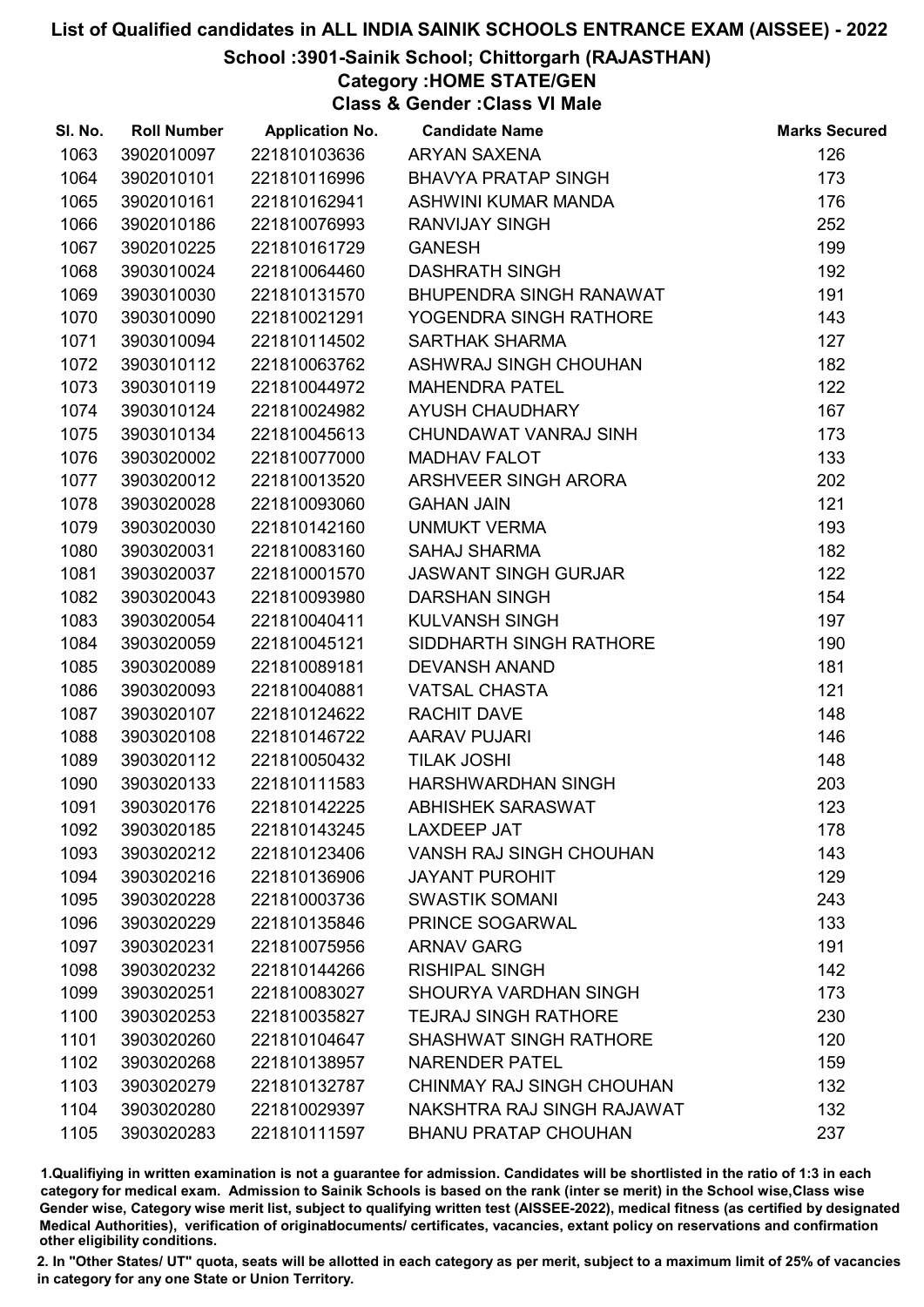# List of Qualified candidates in ALL INDIA SAINIK SCHOOLS ENTRANCE EXAM (AISSEE) - 2022

## School :3901-Sainik School; Chittorgarh (RAJASTHAN)

### Category :HOME STATE/GEN

### Class & Gender :Class VI Male

| Sl. No. | Roll Number | Application No. | Candidate Name | Marks Secured |
|---|---|---|---|---|
| 1063 | 3902010097 | 221810103636 | ARYAN SAXENA | 126 |
| 1064 | 3902010101 | 221810116996 | BHAVYA PRATAP SINGH | 173 |
| 1065 | 3902010161 | 221810162941 | ASHWINI KUMAR MANDA | 176 |
| 1066 | 3902010186 | 221810076993 | RANVIJAY SINGH | 252 |
| 1067 | 3902010225 | 221810161729 | GANESH | 199 |
| 1068 | 3903010024 | 221810064460 | DASHRATH SINGH | 192 |
| 1069 | 3903010030 | 221810131570 | BHUPENDRA SINGH RANAWAT | 191 |
| 1070 | 3903010090 | 221810021291 | YOGENDRA SINGH RATHORE | 143 |
| 1071 | 3903010094 | 221810114502 | SARTHAK SHARMA | 127 |
| 1072 | 3903010112 | 221810063762 | ASHWRAJ SINGH CHOUHAN | 182 |
| 1073 | 3903010119 | 221810044972 | MAHENDRA PATEL | 122 |
| 1074 | 3903010124 | 221810024982 | AYUSH CHAUDHARY | 167 |
| 1075 | 3903010134 | 221810045613 | CHUNDAWAT VANRAJ SINH | 173 |
| 1076 | 3903020002 | 221810077000 | MADHAV FALOT | 133 |
| 1077 | 3903020012 | 221810013520 | ARSHVEER SINGH ARORA | 202 |
| 1078 | 3903020028 | 221810093060 | GAHAN JAIN | 121 |
| 1079 | 3903020030 | 221810142160 | UNMUKT VERMA | 193 |
| 1080 | 3903020031 | 221810083160 | SAHAJ SHARMA | 182 |
| 1081 | 3903020037 | 221810001570 | JASWANT SINGH GURJAR | 122 |
| 1082 | 3903020043 | 221810093980 | DARSHAN SINGH | 154 |
| 1083 | 3903020054 | 221810040411 | KULVANSH SINGH | 197 |
| 1084 | 3903020059 | 221810045121 | SIDDHARTH SINGH RATHORE | 190 |
| 1085 | 3903020089 | 221810089181 | DEVANSH ANAND | 181 |
| 1086 | 3903020093 | 221810040881 | VATSAL CHASTA | 121 |
| 1087 | 3903020107 | 221810124622 | RACHIT DAVE | 148 |
| 1088 | 3903020108 | 221810146722 | AARAV PUJARI | 146 |
| 1089 | 3903020112 | 221810050432 | TILAK JOSHI | 148 |
| 1090 | 3903020133 | 221810111583 | HARSHWARDHAN SINGH | 203 |
| 1091 | 3903020176 | 221810142225 | ABHISHEK SARASWAT | 123 |
| 1092 | 3903020185 | 221810143245 | LAXDEEP JAT | 178 |
| 1093 | 3903020212 | 221810123406 | VANSH RAJ SINGH CHOUHAN | 143 |
| 1094 | 3903020216 | 221810136906 | JAYANT PUROHIT | 129 |
| 1095 | 3903020228 | 221810003736 | SWASTIK SOMANI | 243 |
| 1096 | 3903020229 | 221810135846 | PRINCE SOGARWAL | 133 |
| 1097 | 3903020231 | 221810075956 | ARNAV GARG | 191 |
| 1098 | 3903020232 | 221810144266 | RISHIPAL SINGH | 142 |
| 1099 | 3903020251 | 221810083027 | SHOURYA VARDHAN SINGH | 173 |
| 1100 | 3903020253 | 221810035827 | TEJRAJ SINGH RATHORE | 230 |
| 1101 | 3903020260 | 221810104647 | SHASHWAT SINGH RATHORE | 120 |
| 1102 | 3903020268 | 221810138957 | NARENDER PATEL | 159 |
| 1103 | 3903020279 | 221810132787 | CHINMAY RAJ SINGH CHOUHAN | 132 |
| 1104 | 3903020280 | 221810029397 | NAKSHTRA RAJ SINGH RAJAWAT | 132 |
| 1105 | 3903020283 | 221810111597 | BHANU PRATAP CHOUHAN | 237 |

1.Qualifiying in written examination is not a guarantee for admission. Candidates will be shortlisted in the ratio of 1:3 in each category for medical exam. Admission to Sainik Schools is based on the rank (inter se merit) in the School wise,Class wise Gender wise, Category wise merit list, subject to qualifying written test (AISSEE-2022), medical fitness (as certified by designated Medical Authorities), verification of originaldocuments/ certificates, vacancies, extant policy on reservations and confirmation other eligibility conditions.

2. In "Other States/ UT" quota, seats will be allotted in each category as per merit, subject to a maximum limit of 25% of vacancies in category for any one State or Union Territory.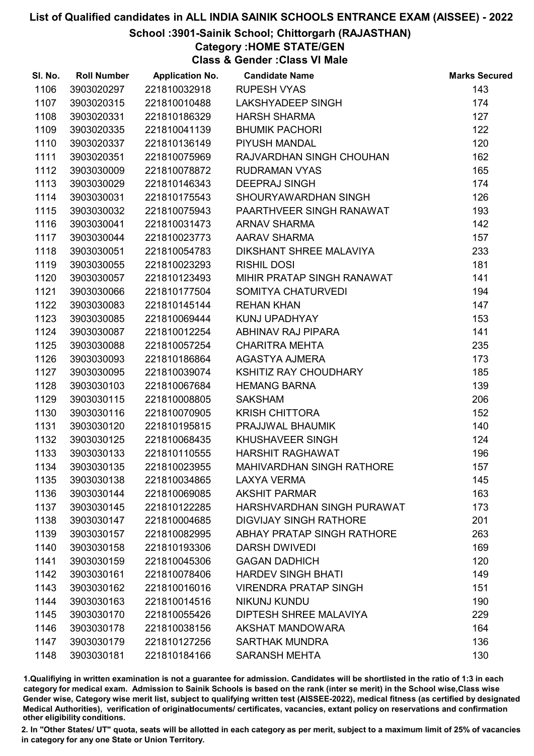# List of Qualified candidates in ALL INDIA SAINIK SCHOOLS ENTRANCE EXAM (AISSEE) - 2022

## School :3901-Sainik School; Chittorgarh (RAJASTHAN)

### Category :HOME STATE/GEN

### Class & Gender :Class VI Male

| Sl. No. | Roll Number | Application No. | Candidate Name | Marks Secured |
|---|---|---|---|---|
| 1106 | 3903020297 | 221810032918 | RUPESH VYAS | 143 |
| 1107 | 3903020315 | 221810010488 | LAKSHYADEEP SINGH | 174 |
| 1108 | 3903020331 | 221810186329 | HARSH SHARMA | 127 |
| 1109 | 3903020335 | 221810041139 | BHUMIK PACHORI | 122 |
| 1110 | 3903020337 | 221810136149 | PIYUSH MANDAL | 120 |
| 1111 | 3903020351 | 221810075969 | RAJVARDHAN SINGH CHOUHAN | 162 |
| 1112 | 3903030009 | 221810078872 | RUDRAMAN VYAS | 165 |
| 1113 | 3903030029 | 221810146343 | DEEPRAJ SINGH | 174 |
| 1114 | 3903030031 | 221810175543 | SHOURYAWARDHAN SINGH | 126 |
| 1115 | 3903030032 | 221810075943 | PAARTHVEER SINGH RANAWAT | 193 |
| 1116 | 3903030041 | 221810031473 | ARNAV SHARMA | 142 |
| 1117 | 3903030044 | 221810023773 | AARAV SHARMA | 157 |
| 1118 | 3903030051 | 221810054783 | DIKSHANT SHREE MALAVIYA | 233 |
| 1119 | 3903030055 | 221810023293 | RISHIL DOSI | 181 |
| 1120 | 3903030057 | 221810123493 | MIHIR PRATAP SINGH RANAWAT | 141 |
| 1121 | 3903030066 | 221810177504 | SOMITYA CHATURVEDI | 194 |
| 1122 | 3903030083 | 221810145144 | REHAN KHAN | 147 |
| 1123 | 3903030085 | 221810069444 | KUNJ UPADHYAY | 153 |
| 1124 | 3903030087 | 221810012254 | ABHINAV RAJ PIPARA | 141 |
| 1125 | 3903030088 | 221810057254 | CHARITRA MEHTA | 235 |
| 1126 | 3903030093 | 221810186864 | AGASTYA AJMERA | 173 |
| 1127 | 3903030095 | 221810039074 | KSHITIZ RAY CHOUDHARY | 185 |
| 1128 | 3903030103 | 221810067684 | HEMANG BARNA | 139 |
| 1129 | 3903030115 | 221810008805 | SAKSHAM | 206 |
| 1130 | 3903030116 | 221810070905 | KRISH CHITTORA | 152 |
| 1131 | 3903030120 | 221810195815 | PRAJJWAL BHAUMIK | 140 |
| 1132 | 3903030125 | 221810068435 | KHUSHAVEER SINGH | 124 |
| 1133 | 3903030133 | 221810110555 | HARSHIT RAGHAWAT | 196 |
| 1134 | 3903030135 | 221810023955 | MAHIVARDHAN SINGH RATHORE | 157 |
| 1135 | 3903030138 | 221810034865 | LAXYA VERMA | 145 |
| 1136 | 3903030144 | 221810069085 | AKSHIT PARMAR | 163 |
| 1137 | 3903030145 | 221810122285 | HARSHVARDHAN SINGH PURAWAT | 173 |
| 1138 | 3903030147 | 221810004685 | DIGVIJAY SINGH RATHORE | 201 |
| 1139 | 3903030157 | 221810082995 | ABHAY PRATAP SINGH RATHORE | 263 |
| 1140 | 3903030158 | 221810193306 | DARSH DWIVEDI | 169 |
| 1141 | 3903030159 | 221810045306 | GAGAN DADHICH | 120 |
| 1142 | 3903030161 | 221810078406 | HARDEV SINGH BHATI | 149 |
| 1143 | 3903030162 | 221810016016 | VIRENDRA PRATAP SINGH | 151 |
| 1144 | 3903030163 | 221810014516 | NIKUNJ KUNDU | 190 |
| 1145 | 3903030170 | 221810055426 | DIPTESH SHREE MALAVIYA | 229 |
| 1146 | 3903030178 | 221810038156 | AKSHAT MANDOWARA | 164 |
| 1147 | 3903030179 | 221810127256 | SARTHAK MUNDRA | 136 |
| 1148 | 3903030181 | 221810184166 | SARANSH MEHTA | 130 |

1.Qualifying in written examination is not a guarantee for admission. Candidates will be shortlisted in the ratio of 1:3 in each category for medical exam. Admission to Sainik Schools is based on the rank (inter se merit) in the School wise,Class wise Gender wise, Category wise merit list, subject to qualifying written test (AISSEE-2022), medical fitness (as certified by designated Medical Authorities), verification of originaldocuments/ certificates, vacancies, extant policy on reservations and confirmation other eligibility conditions.

2. In "Other States/ UT" quota, seats will be allotted in each category as per merit, subject to a maximum limit of 25% of vacancies in category for any one State or Union Territory.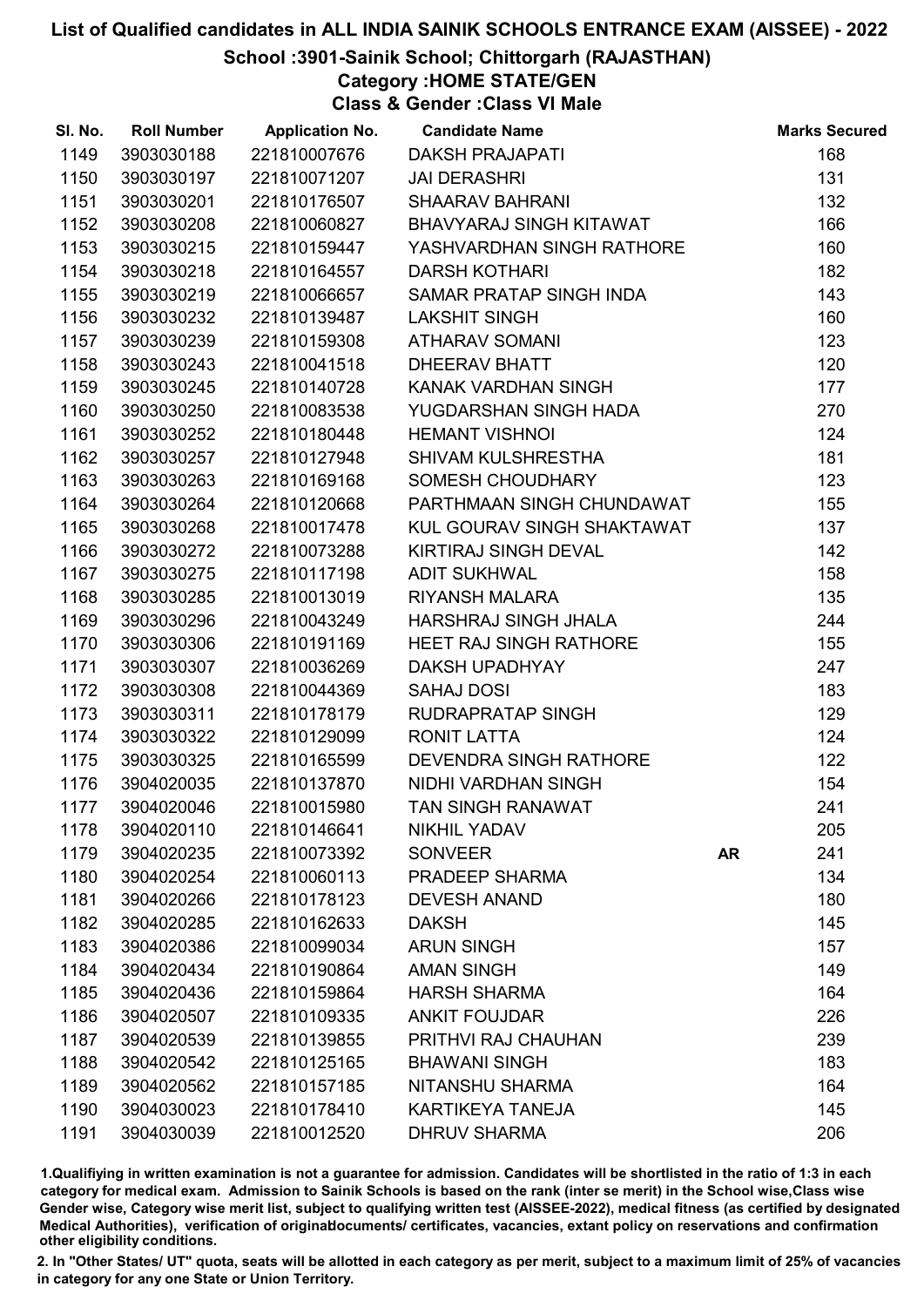# List of Qualified candidates in ALL INDIA SAINIK SCHOOLS ENTRANCE EXAM (AISSEE) - 2022

## School :3901-Sainik School; Chittorgarh (RAJASTHAN)

### Category :HOME STATE/GEN

### Class & Gender :Class VI Male

| Sl. No. | Roll Number | Application No. | Candidate Name | | Marks Secured |
|---|---|---|---|---|---|
| 1149 | 3903030188 | 221810007676 | DAKSH PRAJAPATI | | 168 |
| 1150 | 3903030197 | 221810071207 | JAI DERASHRI | | 131 |
| 1151 | 3903030201 | 221810176507 | SHAARAV BAHRANI | | 132 |
| 1152 | 3903030208 | 221810060827 | BHAVYARAJ SINGH KITAWAT | | 166 |
| 1153 | 3903030215 | 221810159447 | YASHVARDHAN SINGH RATHORE | | 160 |
| 1154 | 3903030218 | 221810164557 | DARSH KOTHARI | | 182 |
| 1155 | 3903030219 | 221810066657 | SAMAR PRATAP SINGH INDA | | 143 |
| 1156 | 3903030232 | 221810139487 | LAKSHIT SINGH | | 160 |
| 1157 | 3903030239 | 221810159308 | ATHARAV SOMANI | | 123 |
| 1158 | 3903030243 | 221810041518 | DHEERAV BHATT | | 120 |
| 1159 | 3903030245 | 221810140728 | KANAK VARDHAN SINGH | | 177 |
| 1160 | 3903030250 | 221810083538 | YUGDARSHAN SINGH HADA | | 270 |
| 1161 | 3903030252 | 221810180448 | HEMANT VISHNOI | | 124 |
| 1162 | 3903030257 | 221810127948 | SHIVAM KULSHRESTHA | | 181 |
| 1163 | 3903030263 | 221810169168 | SOMESH CHOUDHARY | | 123 |
| 1164 | 3903030264 | 221810120668 | PARTHMAAN SINGH CHUNDAWAT | | 155 |
| 1165 | 3903030268 | 221810017478 | KUL GOURAV SINGH SHAKTAWAT | | 137 |
| 1166 | 3903030272 | 221810073288 | KIRTIRAJ SINGH DEVAL | | 142 |
| 1167 | 3903030275 | 221810117198 | ADIT SUKHWAL | | 158 |
| 1168 | 3903030285 | 221810013019 | RIYANSH MALARA | | 135 |
| 1169 | 3903030296 | 221810043249 | HARSHRAJ SINGH JHALA | | 244 |
| 1170 | 3903030306 | 221810191169 | HEET RAJ SINGH RATHORE | | 155 |
| 1171 | 3903030307 | 221810036269 | DAKSH UPADHYAY | | 247 |
| 1172 | 3903030308 | 221810044369 | SAHAJ DOSI | | 183 |
| 1173 | 3903030311 | 221810178179 | RUDRAPRATAP SINGH | | 129 |
| 1174 | 3903030322 | 221810129099 | RONIT LATTA | | 124 |
| 1175 | 3903030325 | 221810165599 | DEVENDRA SINGH RATHORE | | 122 |
| 1176 | 3904020035 | 221810137870 | NIDHI VARDHAN SINGH | | 154 |
| 1177 | 3904020046 | 221810015980 | TAN SINGH RANAWAT | | 241 |
| 1178 | 3904020110 | 221810146641 | NIKHIL YADAV | | 205 |
| 1179 | 3904020235 | 221810073392 | SONVEER | AR | 241 |
| 1180 | 3904020254 | 221810060113 | PRADEEP SHARMA | | 134 |
| 1181 | 3904020266 | 221810178123 | DEVESH ANAND | | 180 |
| 1182 | 3904020285 | 221810162633 | DAKSH | | 145 |
| 1183 | 3904020386 | 221810099034 | ARUN SINGH | | 157 |
| 1184 | 3904020434 | 221810190864 | AMAN SINGH | | 149 |
| 1185 | 3904020436 | 221810159864 | HARSH SHARMA | | 164 |
| 1186 | 3904020507 | 221810109335 | ANKIT FOUJDAR | | 226 |
| 1187 | 3904020539 | 221810139855 | PRITHVI RAJ CHAUHAN | | 239 |
| 1188 | 3904020542 | 221810125165 | BHAWANI SINGH | | 183 |
| 1189 | 3904020562 | 221810157185 | NITANSHU SHARMA | | 164 |
| 1190 | 3904030023 | 221810178410 | KARTIKEYA TANEJA | | 145 |
| 1191 | 3904030039 | 221810012520 | DHRUV SHARMA | | 206 |

1.Qualifiying in written examination is not a guarantee for admission. Candidates will be shortlisted in the ratio of 1:3 in each category for medical exam. Admission to Sainik Schools is based on the rank (inter se merit) in the School wise,Class wise Gender wise, Category wise merit list, subject to qualifying written test (AISSEE-2022), medical fitness (as certified by designated Medical Authorities), verification of originaldocuments/ certificates, vacancies, extant policy on reservations and confirmation other eligibility conditions.

2. In "Other States/ UT" quota, seats will be allotted in each category as per merit, subject to a maximum limit of 25% of vacancies in category for any one State or Union Territory.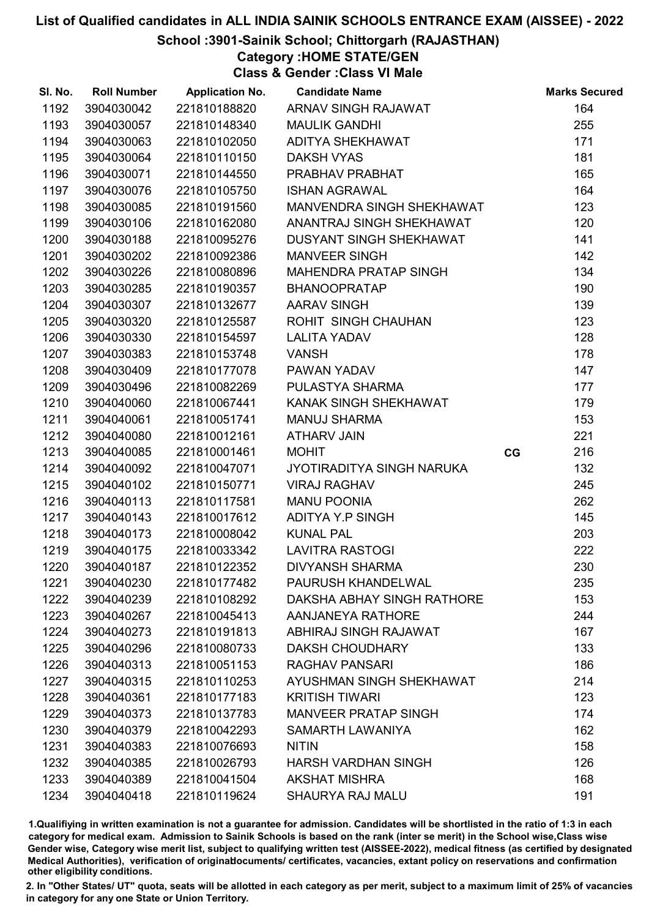# List of Qualified candidates in ALL INDIA SAINIK SCHOOLS ENTRANCE EXAM (AISSEE) - 2022

## School :3901-Sainik School; Chittorgarh (RAJASTHAN)

### Category :HOME STATE/GEN

### Class & Gender :Class VI Male

| Sl. No. | Roll Number | Application No. | Candidate Name | | Marks Secured |
|---|---|---|---|---|---|
| 1192 | 3904030042 | 221810188820 | ARNAV SINGH RAJAWAT | | 164 |
| 1193 | 3904030057 | 221810148340 | MAULIK GANDHI | | 255 |
| 1194 | 3904030063 | 221810102050 | ADITYA SHEKHAWAT | | 171 |
| 1195 | 3904030064 | 221810110150 | DAKSH VYAS | | 181 |
| 1196 | 3904030071 | 221810144550 | PRABHAV PRABHAT | | 165 |
| 1197 | 3904030076 | 221810105750 | ISHAN AGRAWAL | | 164 |
| 1198 | 3904030085 | 221810191560 | MANVENDRA SINGH SHEKHAWAT | | 123 |
| 1199 | 3904030106 | 221810162080 | ANANTRAJ SINGH SHEKHAWAT | | 120 |
| 1200 | 3904030188 | 221810095276 | DUSYANT SINGH SHEKHAWAT | | 141 |
| 1201 | 3904030202 | 221810092386 | MANVEER SINGH | | 142 |
| 1202 | 3904030226 | 221810080896 | MAHENDRA PRATAP SINGH | | 134 |
| 1203 | 3904030285 | 221810190357 | BHANOOPRATAP | | 190 |
| 1204 | 3904030307 | 221810132677 | AARAV SINGH | | 139 |
| 1205 | 3904030320 | 221810125587 | ROHIT SINGH CHAUHAN | | 123 |
| 1206 | 3904030330 | 221810154597 | LALITA YADAV | | 128 |
| 1207 | 3904030383 | 221810153748 | VANSH | | 178 |
| 1208 | 3904030409 | 221810177078 | PAWAN YADAV | | 147 |
| 1209 | 3904030496 | 221810082269 | PULASTYA SHARMA | | 177 |
| 1210 | 3904040060 | 221810067441 | KANAK SINGH SHEKHAWAT | | 179 |
| 1211 | 3904040061 | 221810051741 | MANUJ SHARMA | | 153 |
| 1212 | 3904040080 | 221810012161 | ATHARV JAIN | | 221 |
| 1213 | 3904040085 | 221810001461 | MOHIT | CG | 216 |
| 1214 | 3904040092 | 221810047071 | JYOTIRADITYA SINGH NARUKA | | 132 |
| 1215 | 3904040102 | 221810150771 | VIRAJ RAGHAV | | 245 |
| 1216 | 3904040113 | 221810117581 | MANU POONIA | | 262 |
| 1217 | 3904040143 | 221810017612 | ADITYA Y.P SINGH | | 145 |
| 1218 | 3904040173 | 221810008042 | KUNAL PAL | | 203 |
| 1219 | 3904040175 | 221810033342 | LAVITRA RASTOGI | | 222 |
| 1220 | 3904040187 | 221810122352 | DIVYANSH SHARMA | | 230 |
| 1221 | 3904040230 | 221810177482 | PAURUSH KHANDELWAL | | 235 |
| 1222 | 3904040239 | 221810108292 | DAKSHA ABHAY SINGH RATHORE | | 153 |
| 1223 | 3904040267 | 221810045413 | AANJANEYA RATHORE | | 244 |
| 1224 | 3904040273 | 221810191813 | ABHIRAJ SINGH RAJAWAT | | 167 |
| 1225 | 3904040296 | 221810080733 | DAKSH CHOUDHARY | | 133 |
| 1226 | 3904040313 | 221810051153 | RAGHAV PANSARI | | 186 |
| 1227 | 3904040315 | 221810110253 | AYUSHMAN SINGH SHEKHAWAT | | 214 |
| 1228 | 3904040361 | 221810177183 | KRITISH TIWARI | | 123 |
| 1229 | 3904040373 | 221810137783 | MANVEER PRATAP SINGH | | 174 |
| 1230 | 3904040379 | 221810042293 | SAMARTH LAWANIYA | | 162 |
| 1231 | 3904040383 | 221810076693 | NITIN | | 158 |
| 1232 | 3904040385 | 221810026793 | HARSH VARDHAN SINGH | | 126 |
| 1233 | 3904040389 | 221810041504 | AKSHAT MISHRA | | 168 |
| 1234 | 3904040418 | 221810119624 | SHAURYA RAJ MALU | | 191 |

1.Qualifiying in written examination is not a guarantee for admission. Candidates will be shortlisted in the ratio of 1:3 in each category for medical exam. Admission to Sainik Schools is based on the rank (inter se merit) in the School wise,Class wise Gender wise, Category wise merit list, subject to qualifying written test (AISSEE-2022), medical fitness (as certified by designated Medical Authorities), verification of originaldocuments/ certificates, vacancies, extant policy on reservations and confirmation other eligibility conditions.

2. In "Other States/ UT" quota, seats will be allotted in each category as per merit, subject to a maximum limit of 25% of vacancies in category for any one State or Union Territory.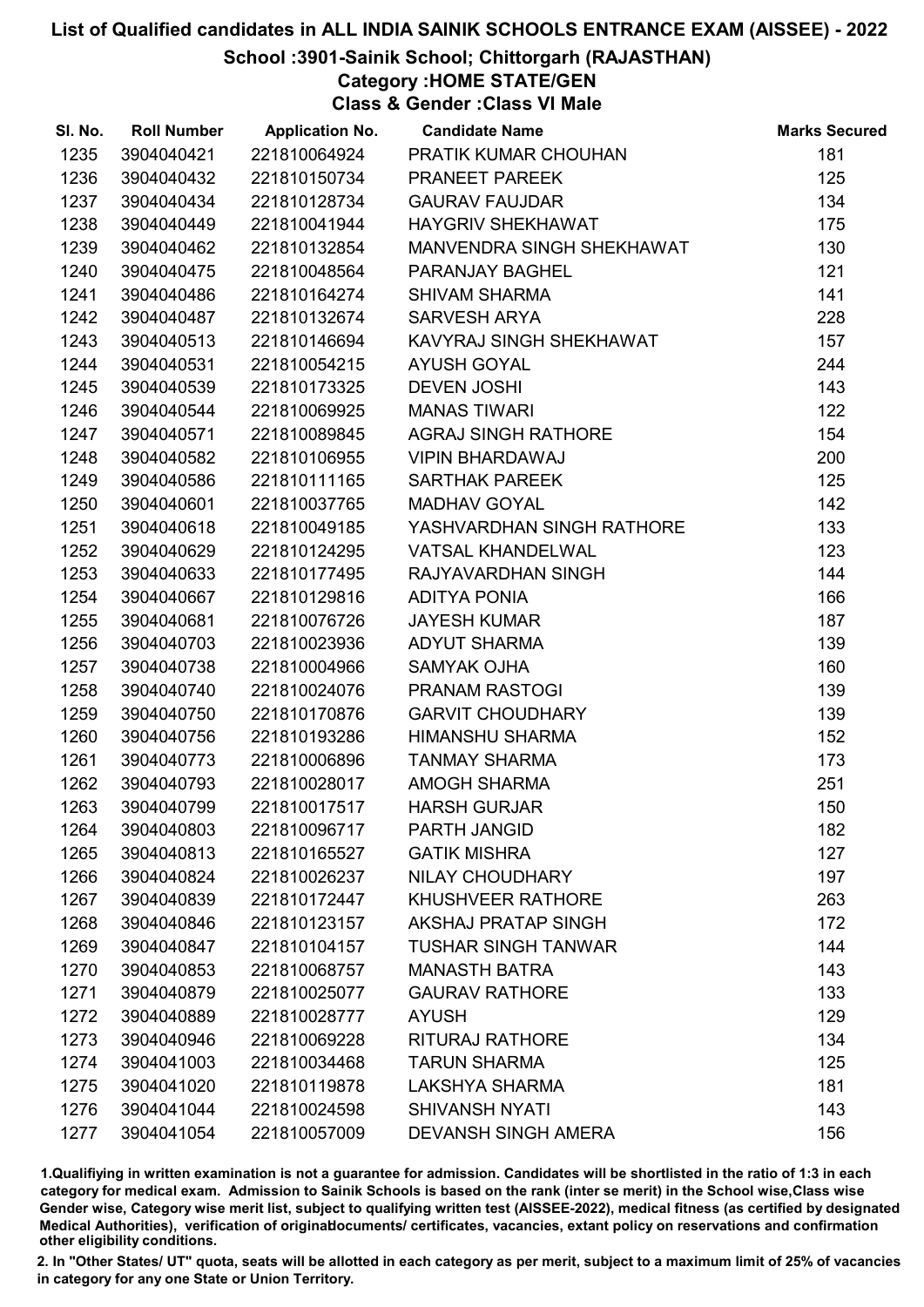# List of Qualified candidates in ALL INDIA SAINIK SCHOOLS ENTRANCE EXAM (AISSEE) - 2022

## School :3901-Sainik School; Chittorgarh (RAJASTHAN)

### Category :HOME STATE/GEN

### Class & Gender :Class VI Male

| Sl. No. | Roll Number | Application No. | Candidate Name | Marks Secured |
|---|---|---|---|---|
| 1235 | 3904040421 | 221810064924 | PRATIK KUMAR CHOUHAN | 181 |
| 1236 | 3904040432 | 221810150734 | PRANEET PAREEK | 125 |
| 1237 | 3904040434 | 221810128734 | GAURAV FAUJDAR | 134 |
| 1238 | 3904040449 | 221810041944 | HAYGRIV SHEKHAWAT | 175 |
| 1239 | 3904040462 | 221810132854 | MANVENDRA SINGH SHEKHAWAT | 130 |
| 1240 | 3904040475 | 221810048564 | PARANJAY BAGHEL | 121 |
| 1241 | 3904040486 | 221810164274 | SHIVAM SHARMA | 141 |
| 1242 | 3904040487 | 221810132674 | SARVESH ARYA | 228 |
| 1243 | 3904040513 | 221810146694 | KAVYRAJ SINGH SHEKHAWAT | 157 |
| 1244 | 3904040531 | 221810054215 | AYUSH GOYAL | 244 |
| 1245 | 3904040539 | 221810173325 | DEVEN JOSHI | 143 |
| 1246 | 3904040544 | 221810069925 | MANAS TIWARI | 122 |
| 1247 | 3904040571 | 221810089845 | AGRAJ SINGH RATHORE | 154 |
| 1248 | 3904040582 | 221810106955 | VIPIN BHARDAWAJ | 200 |
| 1249 | 3904040586 | 221810111165 | SARTHAK PAREEK | 125 |
| 1250 | 3904040601 | 221810037765 | MADHAV GOYAL | 142 |
| 1251 | 3904040618 | 221810049185 | YASHVARDHAN SINGH RATHORE | 133 |
| 1252 | 3904040629 | 221810124295 | VATSAL KHANDELWAL | 123 |
| 1253 | 3904040633 | 221810177495 | RAJYAVARDHAN SINGH | 144 |
| 1254 | 3904040667 | 221810129816 | ADITYA PONIA | 166 |
| 1255 | 3904040681 | 221810076726 | JAYESH KUMAR | 187 |
| 1256 | 3904040703 | 221810023936 | ADYUT SHARMA | 139 |
| 1257 | 3904040738 | 221810004966 | SAMYAK OJHA | 160 |
| 1258 | 3904040740 | 221810024076 | PRANAM RASTOGI | 139 |
| 1259 | 3904040750 | 221810170876 | GARVIT CHOUDHARY | 139 |
| 1260 | 3904040756 | 221810193286 | HIMANSHU SHARMA | 152 |
| 1261 | 3904040773 | 221810006896 | TANMAY SHARMA | 173 |
| 1262 | 3904040793 | 221810028017 | AMOGH SHARMA | 251 |
| 1263 | 3904040799 | 221810017517 | HARSH GURJAR | 150 |
| 1264 | 3904040803 | 221810096717 | PARTH JANGID | 182 |
| 1265 | 3904040813 | 221810165527 | GATIK MISHRA | 127 |
| 1266 | 3904040824 | 221810026237 | NILAY CHOUDHARY | 197 |
| 1267 | 3904040839 | 221810172447 | KHUSHVEER RATHORE | 263 |
| 1268 | 3904040846 | 221810123157 | AKSHAJ PRATAP SINGH | 172 |
| 1269 | 3904040847 | 221810104157 | TUSHAR SINGH TANWAR | 144 |
| 1270 | 3904040853 | 221810068757 | MANASTH BATRA | 143 |
| 1271 | 3904040879 | 221810025077 | GAURAV RATHORE | 133 |
| 1272 | 3904040889 | 221810028777 | AYUSH | 129 |
| 1273 | 3904040946 | 221810069228 | RITURAJ RATHORE | 134 |
| 1274 | 3904041003 | 221810034468 | TARUN SHARMA | 125 |
| 1275 | 3904041020 | 221810119878 | LAKSHYA SHARMA | 181 |
| 1276 | 3904041044 | 221810024598 | SHIVANSH NYATI | 143 |
| 1277 | 3904041054 | 221810057009 | DEVANSH SINGH AMERA | 156 |

1.Qualifiying in written examination is not a guarantee for admission. Candidates will be shortlisted in the ratio of 1:3 in each category for medical exam. Admission to Sainik Schools is based on the rank (inter se merit) in the School wise,Class wise Gender wise, Category wise merit list, subject to qualifying written test (AISSEE-2022), medical fitness (as certified by designated Medical Authorities), verification of originaldocuments/ certificates, vacancies, extant policy on reservations and confirmation other eligibility conditions.

2. In "Other States/ UT" quota, seats will be allotted in each category as per merit, subject to a maximum limit of 25% of vacancies in category for any one State or Union Territory.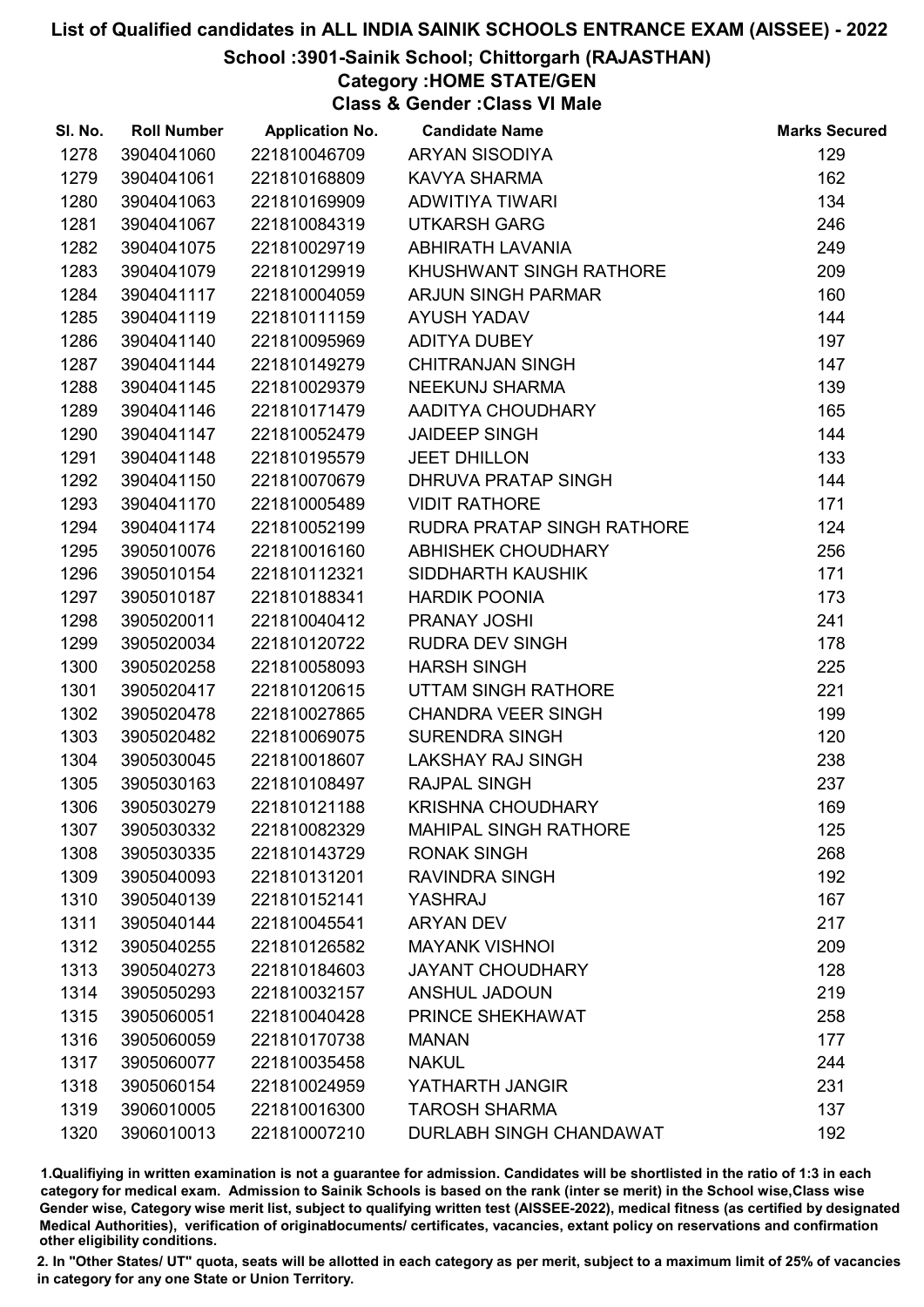# List of Qualified candidates in ALL INDIA SAINIK SCHOOLS ENTRANCE EXAM (AISSEE) - 2022

## School :3901-Sainik School; Chittorgarh (RAJASTHAN)

### Category :HOME STATE/GEN

### Class & Gender :Class VI Male

| Sl. No. | Roll Number | Application No. | Candidate Name | Marks Secured |
|---|---|---|---|---|
| 1278 | 3904041060 | 221810046709 | ARYAN SISODIYA | 129 |
| 1279 | 3904041061 | 221810168809 | KAVYA SHARMA | 162 |
| 1280 | 3904041063 | 221810169909 | ADWITIYA TIWARI | 134 |
| 1281 | 3904041067 | 221810084319 | UTKARSH GARG | 246 |
| 1282 | 3904041075 | 221810029719 | ABHIRATH LAVANIA | 249 |
| 1283 | 3904041079 | 221810129919 | KHUSHWANT SINGH RATHORE | 209 |
| 1284 | 3904041117 | 221810004059 | ARJUN SINGH PARMAR | 160 |
| 1285 | 3904041119 | 221810111159 | AYUSH YADAV | 144 |
| 1286 | 3904041140 | 221810095969 | ADITYA DUBEY | 197 |
| 1287 | 3904041144 | 221810149279 | CHITRANJAN SINGH | 147 |
| 1288 | 3904041145 | 221810029379 | NEEKUNJ SHARMA | 139 |
| 1289 | 3904041146 | 221810171479 | AADITYA CHOUDHARY | 165 |
| 1290 | 3904041147 | 221810052479 | JAIDEEP SINGH | 144 |
| 1291 | 3904041148 | 221810195579 | JEET DHILLON | 133 |
| 1292 | 3904041150 | 221810070679 | DHRUVA PRATAP SINGH | 144 |
| 1293 | 3904041170 | 221810005489 | VIDIT RATHORE | 171 |
| 1294 | 3904041174 | 221810052199 | RUDRA PRATAP SINGH RATHORE | 124 |
| 1295 | 3905010076 | 221810016160 | ABHISHEK CHOUDHARY | 256 |
| 1296 | 3905010154 | 221810112321 | SIDDHARTH KAUSHIK | 171 |
| 1297 | 3905010187 | 221810188341 | HARDIK POONIA | 173 |
| 1298 | 3905020011 | 221810040412 | PRANAY JOSHI | 241 |
| 1299 | 3905020034 | 221810120722 | RUDRA DEV SINGH | 178 |
| 1300 | 3905020258 | 221810058093 | HARSH SINGH | 225 |
| 1301 | 3905020417 | 221810120615 | UTTAM SINGH RATHORE | 221 |
| 1302 | 3905020478 | 221810027865 | CHANDRA VEER SINGH | 199 |
| 1303 | 3905020482 | 221810069075 | SURENDRA SINGH | 120 |
| 1304 | 3905030045 | 221810018607 | LAKSHAY RAJ SINGH | 238 |
| 1305 | 3905030163 | 221810108497 | RAJPAL SINGH | 237 |
| 1306 | 3905030279 | 221810121188 | KRISHNA CHOUDHARY | 169 |
| 1307 | 3905030332 | 221810082329 | MAHIPAL SINGH RATHORE | 125 |
| 1308 | 3905030335 | 221810143729 | RONAK SINGH | 268 |
| 1309 | 3905040093 | 221810131201 | RAVINDRA SINGH | 192 |
| 1310 | 3905040139 | 221810152141 | YASHRAJ | 167 |
| 1311 | 3905040144 | 221810045541 | ARYAN DEV | 217 |
| 1312 | 3905040255 | 221810126582 | MAYANK VISHNOI | 209 |
| 1313 | 3905040273 | 221810184603 | JAYANT CHOUDHARY | 128 |
| 1314 | 3905050293 | 221810032157 | ANSHUL JADOUN | 219 |
| 1315 | 3905060051 | 221810040428 | PRINCE SHEKHAWAT | 258 |
| 1316 | 3905060059 | 221810170738 | MANAN | 177 |
| 1317 | 3905060077 | 221810035458 | NAKUL | 244 |
| 1318 | 3905060154 | 221810024959 | YATHARTH JANGIR | 231 |
| 1319 | 3906010005 | 221810016300 | TAROSH SHARMA | 137 |
| 1320 | 3906010013 | 221810007210 | DURLABH SINGH CHANDAWAT | 192 |

1.Qualifiying in written examination is not a guarantee for admission. Candidates will be shortlisted in the ratio of 1:3 in each category for medical exam. Admission to Sainik Schools is based on the rank (inter se merit) in the School wise,Class wise Gender wise, Category wise merit list, subject to qualifying written test (AISSEE-2022), medical fitness (as certified by designated Medical Authorities), verification of originaldocuments/ certificates, vacancies, extant policy on reservations and confirmation other eligibility conditions.

2. In "Other States/ UT" quota, seats will be allotted in each category as per merit, subject to a maximum limit of 25% of vacancies in category for any one State or Union Territory.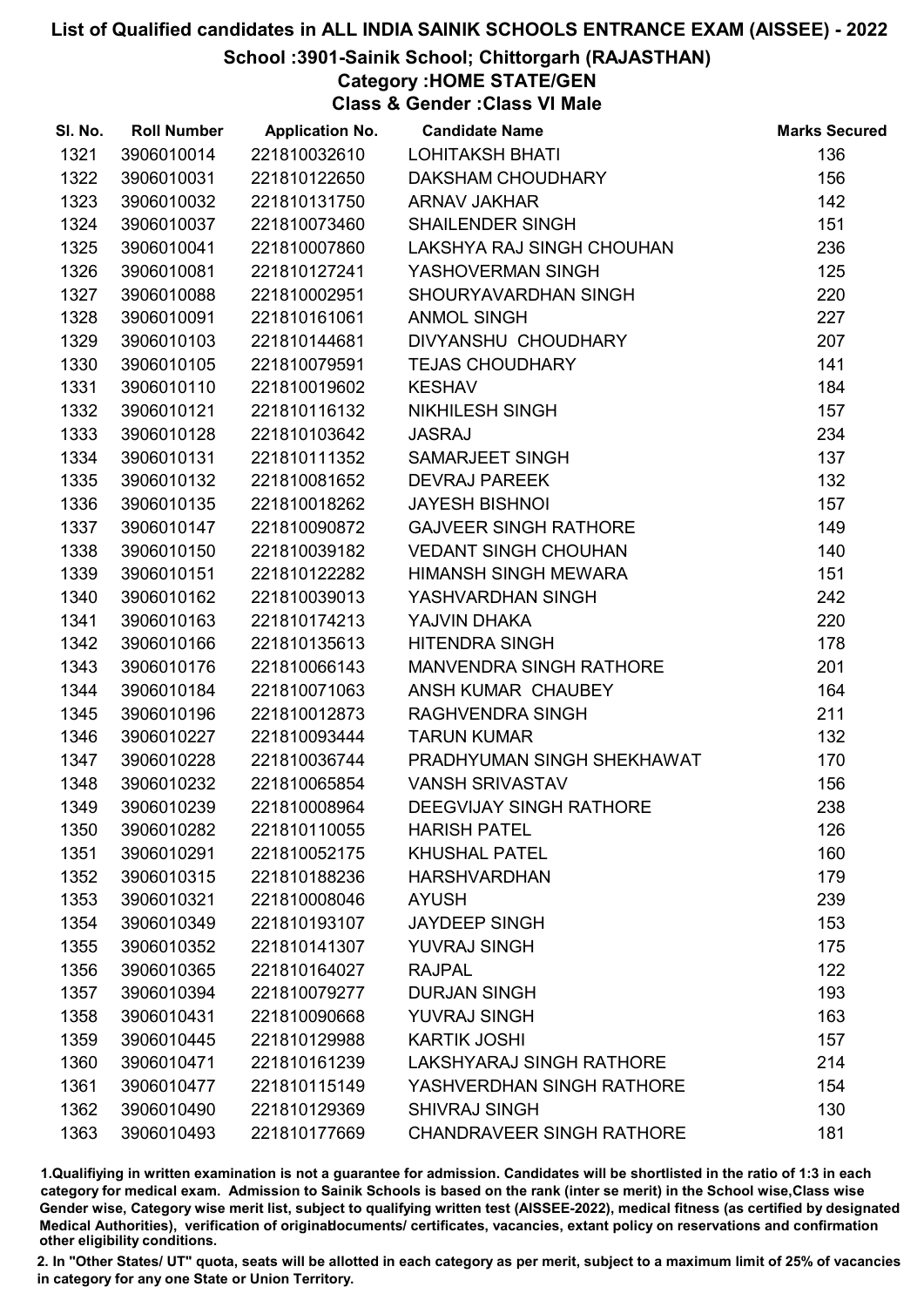# List of Qualified candidates in ALL INDIA SAINIK SCHOOLS ENTRANCE EXAM (AISSEE) - 2022

## School :3901-Sainik School; Chittorgarh (RAJASTHAN)

### Category :HOME STATE/GEN

### Class & Gender :Class VI Male

| Sl. No. | Roll Number | Application No. | Candidate Name | Marks Secured |
|---|---|---|---|---|
| 1321 | 3906010014 | 221810032610 | LOHITAKSH BHATI | 136 |
| 1322 | 3906010031 | 221810122650 | DAKSHAM CHOUDHARY | 156 |
| 1323 | 3906010032 | 221810131750 | ARNAV JAKHAR | 142 |
| 1324 | 3906010037 | 221810073460 | SHAILENDER SINGH | 151 |
| 1325 | 3906010041 | 221810007860 | LAKSHYA RAJ SINGH CHOUHAN | 236 |
| 1326 | 3906010081 | 221810127241 | YASHOVERMAN SINGH | 125 |
| 1327 | 3906010088 | 221810002951 | SHOURYAVARDHAN SINGH | 220 |
| 1328 | 3906010091 | 221810161061 | ANMOL SINGH | 227 |
| 1329 | 3906010103 | 221810144681 | DIVYANSHU CHOUDHARY | 207 |
| 1330 | 3906010105 | 221810079591 | TEJAS CHOUDHARY | 141 |
| 1331 | 3906010110 | 221810019602 | KESHAV | 184 |
| 1332 | 3906010121 | 221810116132 | NIKHILESH SINGH | 157 |
| 1333 | 3906010128 | 221810103642 | JASRAJ | 234 |
| 1334 | 3906010131 | 221810111352 | SAMARJEET SINGH | 137 |
| 1335 | 3906010132 | 221810081652 | DEVRAJ PAREEK | 132 |
| 1336 | 3906010135 | 221810018262 | JAYESH BISHNOI | 157 |
| 1337 | 3906010147 | 221810090872 | GAJVEER SINGH RATHORE | 149 |
| 1338 | 3906010150 | 221810039182 | VEDANT SINGH CHOUHAN | 140 |
| 1339 | 3906010151 | 221810122282 | HIMANSH SINGH MEWARA | 151 |
| 1340 | 3906010162 | 221810039013 | YASHVARDHAN SINGH | 242 |
| 1341 | 3906010163 | 221810174213 | YAJVIN DHAKA | 220 |
| 1342 | 3906010166 | 221810135613 | HITENDRA SINGH | 178 |
| 1343 | 3906010176 | 221810066143 | MANVENDRA SINGH RATHORE | 201 |
| 1344 | 3906010184 | 221810071063 | ANSH KUMAR CHAUBEY | 164 |
| 1345 | 3906010196 | 221810012873 | RAGHVENDRA SINGH | 211 |
| 1346 | 3906010227 | 221810093444 | TARUN KUMAR | 132 |
| 1347 | 3906010228 | 221810036744 | PRADHYUMAN SINGH SHEKHAWAT | 170 |
| 1348 | 3906010232 | 221810065854 | VANSH SRIVASTAV | 156 |
| 1349 | 3906010239 | 221810008964 | DEEGVIJAY SINGH RATHORE | 238 |
| 1350 | 3906010282 | 221810110055 | HARISH PATEL | 126 |
| 1351 | 3906010291 | 221810052175 | KHUSHAL PATEL | 160 |
| 1352 | 3906010315 | 221810188236 | HARSHVARDHAN | 179 |
| 1353 | 3906010321 | 221810008046 | AYUSH | 239 |
| 1354 | 3906010349 | 221810193107 | JAYDEEP SINGH | 153 |
| 1355 | 3906010352 | 221810141307 | YUVRAJ SINGH | 175 |
| 1356 | 3906010365 | 221810164027 | RAJPAL | 122 |
| 1357 | 3906010394 | 221810079277 | DURJAN SINGH | 193 |
| 1358 | 3906010431 | 221810090668 | YUVRAJ SINGH | 163 |
| 1359 | 3906010445 | 221810129988 | KARTIK JOSHI | 157 |
| 1360 | 3906010471 | 221810161239 | LAKSHYARAJ SINGH RATHORE | 214 |
| 1361 | 3906010477 | 221810115149 | YASHVERDHAN SINGH RATHORE | 154 |
| 1362 | 3906010490 | 221810129369 | SHIVRAJ SINGH | 130 |
| 1363 | 3906010493 | 221810177669 | CHANDRAVEER SINGH RATHORE | 181 |

1.Qualifiying in written examination is not a guarantee for admission. Candidates will be shortlisted in the ratio of 1:3 in each category for medical exam. Admission to Sainik Schools is based on the rank (inter se merit) in the School wise,Class wise Gender wise, Category wise merit list, subject to qualifying written test (AISSEE-2022), medical fitness (as certified by designated Medical Authorities), verification of originaldocuments/ certificates, vacancies, extant policy on reservations and confirmation other eligibility conditions.

2. In "Other States/ UT" quota, seats will be allotted in each category as per merit, subject to a maximum limit of 25% of vacancies in category for any one State or Union Territory.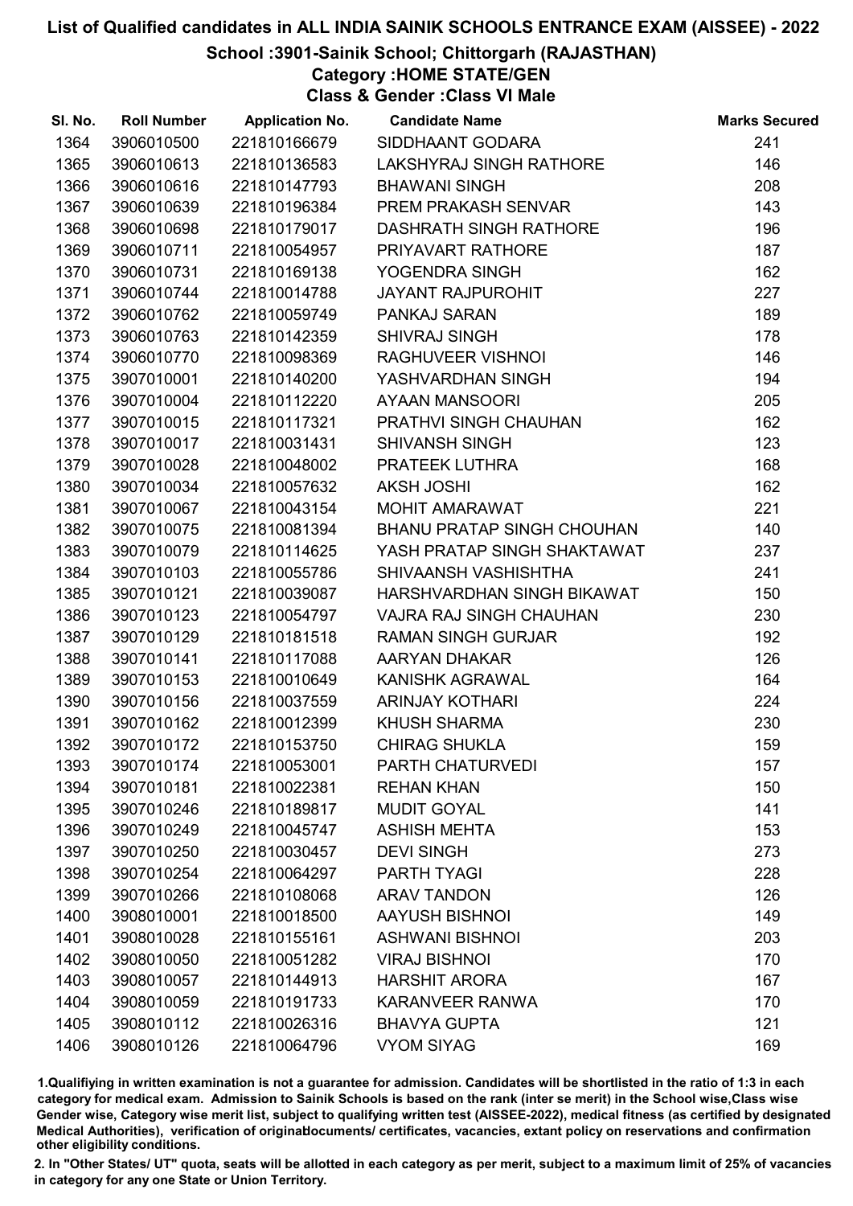# List of Qualified candidates in ALL INDIA SAINIK SCHOOLS ENTRANCE EXAM (AISSEE) - 2022

## School :3901-Sainik School; Chittorgarh (RAJASTHAN)

### Category :HOME STATE/GEN

### Class & Gender :Class VI Male

| Sl. No. | Roll Number | Application No. | Candidate Name | Marks Secured |
|---|---|---|---|---|
| 1364 | 3906010500 | 221810166679 | SIDDHAANT GODARA | 241 |
| 1365 | 3906010613 | 221810136583 | LAKSHYRAJ SINGH RATHORE | 146 |
| 1366 | 3906010616 | 221810147793 | BHAWANI SINGH | 208 |
| 1367 | 3906010639 | 221810196384 | PREM PRAKASH SENVAR | 143 |
| 1368 | 3906010698 | 221810179017 | DASHRATH SINGH RATHORE | 196 |
| 1369 | 3906010711 | 221810054957 | PRIYAVART RATHORE | 187 |
| 1370 | 3906010731 | 221810169138 | YOGENDRA SINGH | 162 |
| 1371 | 3906010744 | 221810014788 | JAYANT RAJPUROHIT | 227 |
| 1372 | 3906010762 | 221810059749 | PANKAJ SARAN | 189 |
| 1373 | 3906010763 | 221810142359 | SHIVRAJ SINGH | 178 |
| 1374 | 3906010770 | 221810098369 | RAGHUVEER VISHNOI | 146 |
| 1375 | 3907010001 | 221810140200 | YASHVARDHAN SINGH | 194 |
| 1376 | 3907010004 | 221810112220 | AYAAN MANSOORI | 205 |
| 1377 | 3907010015 | 221810117321 | PRATHVI SINGH CHAUHAN | 162 |
| 1378 | 3907010017 | 221810031431 | SHIVANSH SINGH | 123 |
| 1379 | 3907010028 | 221810048002 | PRATEEK LUTHRA | 168 |
| 1380 | 3907010034 | 221810057632 | AKSH JOSHI | 162 |
| 1381 | 3907010067 | 221810043154 | MOHIT AMARAWAT | 221 |
| 1382 | 3907010075 | 221810081394 | BHANU PRATAP SINGH CHOUHAN | 140 |
| 1383 | 3907010079 | 221810114625 | YASH PRATAP SINGH SHAKTAWAT | 237 |
| 1384 | 3907010103 | 221810055786 | SHIVAANSH VASHISHTHA | 241 |
| 1385 | 3907010121 | 221810039087 | HARSHVARDHAN SINGH BIKAWAT | 150 |
| 1386 | 3907010123 | 221810054797 | VAJRA RAJ SINGH CHAUHAN | 230 |
| 1387 | 3907010129 | 221810181518 | RAMAN SINGH GURJAR | 192 |
| 1388 | 3907010141 | 221810117088 | AARYAN DHAKAR | 126 |
| 1389 | 3907010153 | 221810010649 | KANISHK AGRAWAL | 164 |
| 1390 | 3907010156 | 221810037559 | ARINJAY KOTHARI | 224 |
| 1391 | 3907010162 | 221810012399 | KHUSH SHARMA | 230 |
| 1392 | 3907010172 | 221810153750 | CHIRAG SHUKLA | 159 |
| 1393 | 3907010174 | 221810053001 | PARTH CHATURVEDI | 157 |
| 1394 | 3907010181 | 221810022381 | REHAN KHAN | 150 |
| 1395 | 3907010246 | 221810189817 | MUDIT GOYAL | 141 |
| 1396 | 3907010249 | 221810045747 | ASHISH MEHTA | 153 |
| 1397 | 3907010250 | 221810030457 | DEVI SINGH | 273 |
| 1398 | 3907010254 | 221810064297 | PARTH TYAGI | 228 |
| 1399 | 3907010266 | 221810108068 | ARAV TANDON | 126 |
| 1400 | 3908010001 | 221810018500 | AAYUSH BISHNOI | 149 |
| 1401 | 3908010028 | 221810155161 | ASHWANI BISHNOI | 203 |
| 1402 | 3908010050 | 221810051282 | VIRAJ BISHNOI | 170 |
| 1403 | 3908010057 | 221810144913 | HARSHIT ARORA | 167 |
| 1404 | 3908010059 | 221810191733 | KARANVEER RANWA | 170 |
| 1405 | 3908010112 | 221810026316 | BHAVYA GUPTA | 121 |
| 1406 | 3908010126 | 221810064796 | VYOM SIYAG | 169 |

1.Qualifiying in written examination is not a guarantee for admission. Candidates will be shortlisted in the ratio of 1:3 in each category for medical exam. Admission to Sainik Schools is based on the rank (inter se merit) in the School wise,Class wise Gender wise, Category wise merit list, subject to qualifying written test (AISSEE-2022), medical fitness (as certified by designated Medical Authorities), verification of originaldocuments/ certificates, vacancies, extant policy on reservations and confirmation other eligibility conditions.

2. In "Other States/ UT" quota, seats will be allotted in each category as per merit, subject to a maximum limit of 25% of vacancies in category for any one State or Union Territory.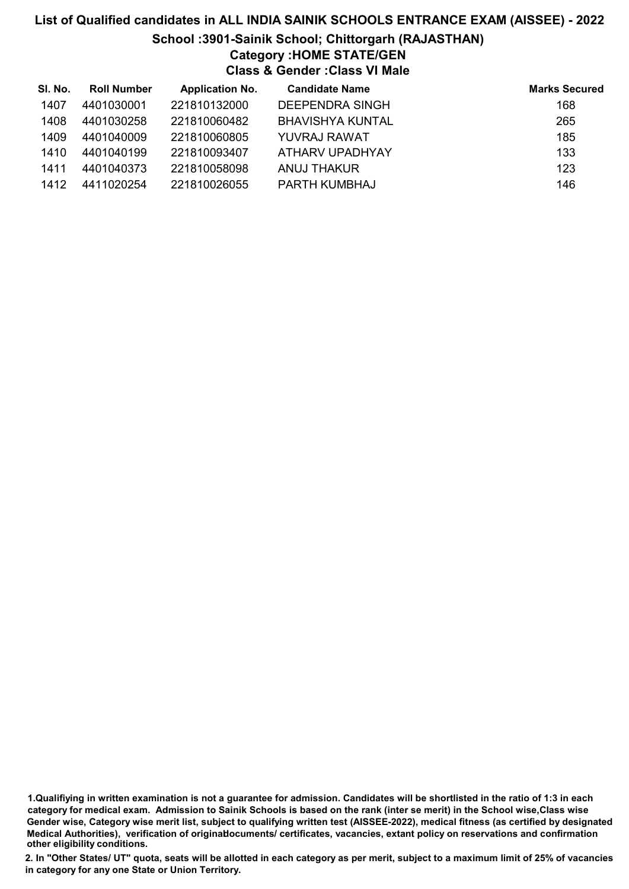# List of Qualified candidates in ALL INDIA SAINIK SCHOOLS ENTRANCE EXAM (AISSEE) - 2022

## School :3901-Sainik School; Chittorgarh (RAJASTHAN)

### Category :HOME STATE/GEN

### Class & Gender :Class VI Male

| Sl. No. | Roll Number | Application No. | Candidate Name | Marks Secured |
|---|---|---|---|---|
| 1407 | 4401030001 | 221810132000 | DEEPENDRA SINGH | 168 |
| 1408 | 4401030258 | 221810060482 | BHAVISHYA KUNTAL | 265 |
| 1409 | 4401040009 | 221810060805 | YUVRAJ RAWAT | 185 |
| 1410 | 4401040199 | 221810093407 | ATHARV UPADHYAY | 133 |
| 1411 | 4401040373 | 221810058098 | ANUJ THAKUR | 123 |
| 1412 | 4411020254 | 221810026055 | PARTH KUMBHAJ | 146 |

1.Qualifiying in written examination is not a guarantee for admission. Candidates will be shortlisted in the ratio of 1:3 in each category for medical exam. Admission to Sainik Schools is based on the rank (inter se merit) in the School wise,Class wise Gender wise, Category wise merit list, subject to qualifying written test (AISSEE-2022), medical fitness (as certified by designated Medical Authorities), verification of originaldocuments/ certificates, vacancies, extant policy on reservations and confirmation other eligibility conditions.

2. In "Other States/ UT" quota, seats will be allotted in each category as per merit, subject to a maximum limit of 25% of vacancies in category for any one State or Union Territory.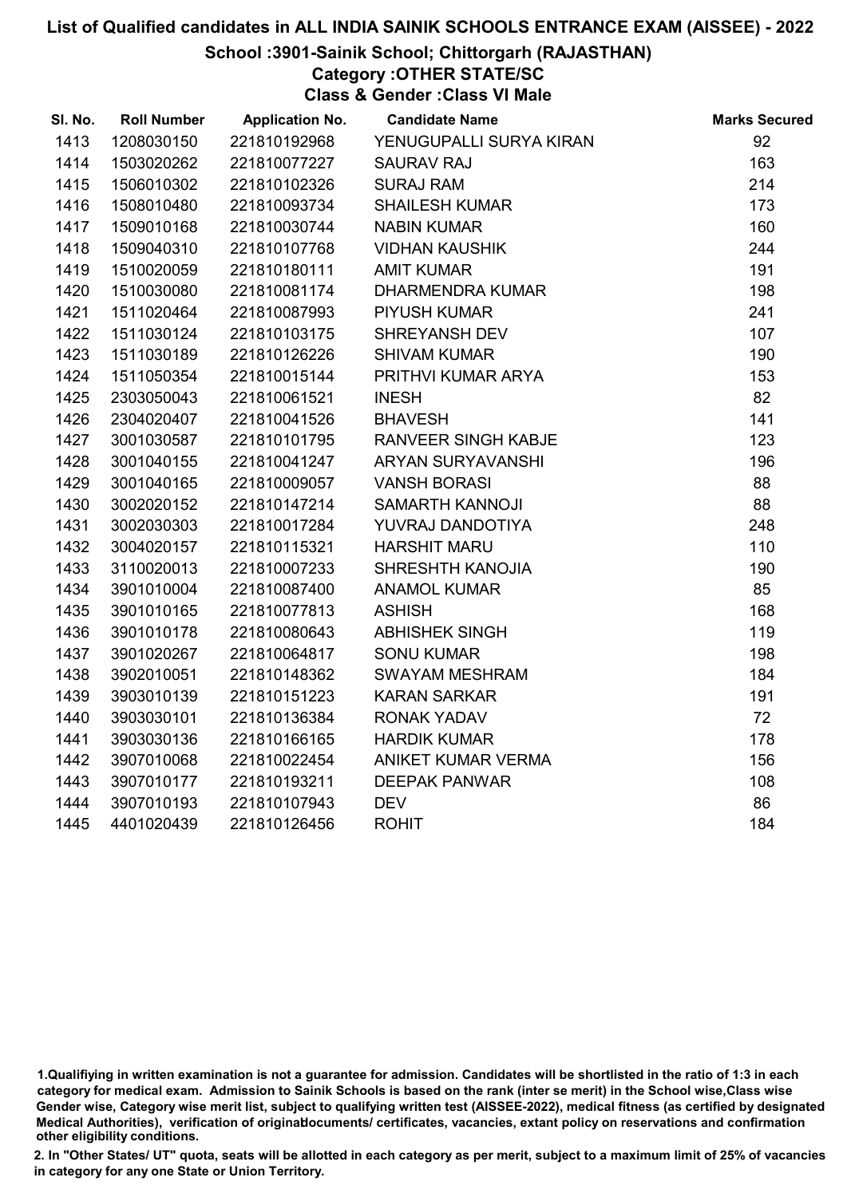# List of Qualified candidates in ALL INDIA SAINIK SCHOOLS ENTRANCE EXAM (AISSEE) - 2022

## School :3901-Sainik School; Chittorgarh (RAJASTHAN)

### Category :OTHER STATE/SC

### Class & Gender :Class VI Male

| Sl. No. | Roll Number | Application No. | Candidate Name | Marks Secured |
|---|---|---|---|---|
| 1413 | 1208030150 | 221810192968 | YENUGUPALLI SURYA KIRAN | 92 |
| 1414 | 1503020262 | 221810077227 | SAURAV RAJ | 163 |
| 1415 | 1506010302 | 221810102326 | SURAJ RAM | 214 |
| 1416 | 1508010480 | 221810093734 | SHAILESH KUMAR | 173 |
| 1417 | 1509010168 | 221810030744 | NABIN KUMAR | 160 |
| 1418 | 1509040310 | 221810107768 | VIDHAN KAUSHIK | 244 |
| 1419 | 1510020059 | 221810180111 | AMIT KUMAR | 191 |
| 1420 | 1510030080 | 221810081174 | DHARMENDRA KUMAR | 198 |
| 1421 | 1511020464 | 221810087993 | PIYUSH KUMAR | 241 |
| 1422 | 1511030124 | 221810103175 | SHREYANSH DEV | 107 |
| 1423 | 1511030189 | 221810126226 | SHIVAM KUMAR | 190 |
| 1424 | 1511050354 | 221810015144 | PRITHVI KUMAR ARYA | 153 |
| 1425 | 2303050043 | 221810061521 | INESH | 82 |
| 1426 | 2304020407 | 221810041526 | BHAVESH | 141 |
| 1427 | 3001030587 | 221810101795 | RANVEER SINGH KABJE | 123 |
| 1428 | 3001040155 | 221810041247 | ARYAN SURYAVANSHI | 196 |
| 1429 | 3001040165 | 221810009057 | VANSH BORASI | 88 |
| 1430 | 3002020152 | 221810147214 | SAMARTH KANNOJI | 88 |
| 1431 | 3002030303 | 221810017284 | YUVRAJ DANDOTIYA | 248 |
| 1432 | 3004020157 | 221810115321 | HARSHIT MARU | 110 |
| 1433 | 3110020013 | 221810007233 | SHRESHTH KANOJIA | 190 |
| 1434 | 3901010004 | 221810087400 | ANAMOL KUMAR | 85 |
| 1435 | 3901010165 | 221810077813 | ASHISH | 168 |
| 1436 | 3901010178 | 221810080643 | ABHISHEK SINGH | 119 |
| 1437 | 3901020267 | 221810064817 | SONU KUMAR | 198 |
| 1438 | 3902010051 | 221810148362 | SWAYAM MESHRAM | 184 |
| 1439 | 3903010139 | 221810151223 | KARAN SARKAR | 191 |
| 1440 | 3903030101 | 221810136384 | RONAK YADAV | 72 |
| 1441 | 3903030136 | 221810166165 | HARDIK KUMAR | 178 |
| 1442 | 3907010068 | 221810022454 | ANIKET KUMAR VERMA | 156 |
| 1443 | 3907010177 | 221810193211 | DEEPAK PANWAR | 108 |
| 1444 | 3907010193 | 221810107943 | DEV | 86 |
| 1445 | 4401020439 | 221810126456 | ROHIT | 184 |

1.Qualifiying in written examination is not a guarantee for admission. Candidates will be shortlisted in the ratio of 1:3 in each category for medical exam. Admission to Sainik Schools is based on the rank (inter se merit) in the School wise,Class wise Gender wise, Category wise merit list, subject to qualifying written test (AISSEE-2022), medical fitness (as certified by designated Medical Authorities), verification of originaldocuments/ certificates, vacancies, extant policy on reservations and confirmation other eligibility conditions.

2. In "Other States/ UT" quota, seats will be allotted in each category as per merit, subject to a maximum limit of 25% of vacancies in category for any one State or Union Territory.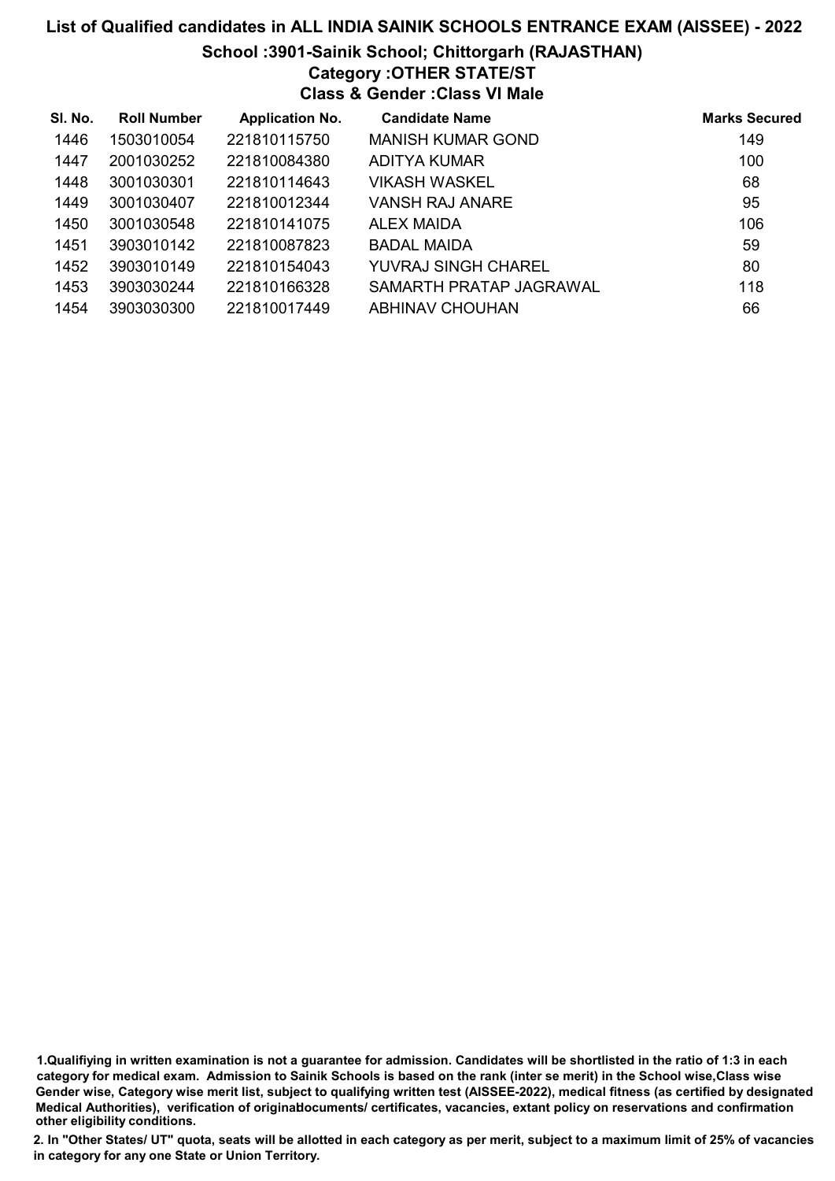# List of Qualified candidates in ALL INDIA SAINIK SCHOOLS ENTRANCE EXAM (AISSEE) - 2022

## School :3901-Sainik School; Chittorgarh (RAJASTHAN)

### Category :OTHER STATE/ST

### Class & Gender :Class VI Male

| Sl. No. | Roll Number | Application No. | Candidate Name | Marks Secured |
|---|---|---|---|---|
| 1446 | 1503010054 | 221810115750 | MANISH KUMAR GOND | 149 |
| 1447 | 2001030252 | 221810084380 | ADITYA KUMAR | 100 |
| 1448 | 3001030301 | 221810114643 | VIKASH WASKEL | 68 |
| 1449 | 3001030407 | 221810012344 | VANSH RAJ ANARE | 95 |
| 1450 | 3001030548 | 221810141075 | ALEX MAIDA | 106 |
| 1451 | 3903010142 | 221810087823 | BADAL MAIDA | 59 |
| 1452 | 3903010149 | 221810154043 | YUVRAJ SINGH CHAREL | 80 |
| 1453 | 3903030244 | 221810166328 | SAMARTH PRATAP JAGRAWAL | 118 |
| 1454 | 3903030300 | 221810017449 | ABHINAV CHOUHAN | 66 |

1.Qualifiying in written examination is not a guarantee for admission. Candidates will be shortlisted in the ratio of 1:3 in each category for medical exam. Admission to Sainik Schools is based on the rank (inter se merit) in the School wise,Class wise Gender wise, Category wise merit list, subject to qualifying written test (AISSEE-2022), medical fitness (as certified by designated Medical Authorities), verification of originaldocuments/ certificates, vacancies, extant policy on reservations and confirmation other eligibility conditions.

2. In "Other States/ UT" quota, seats will be allotted in each category as per merit, subject to a maximum limit of 25% of vacancies in category for any one State or Union Territory.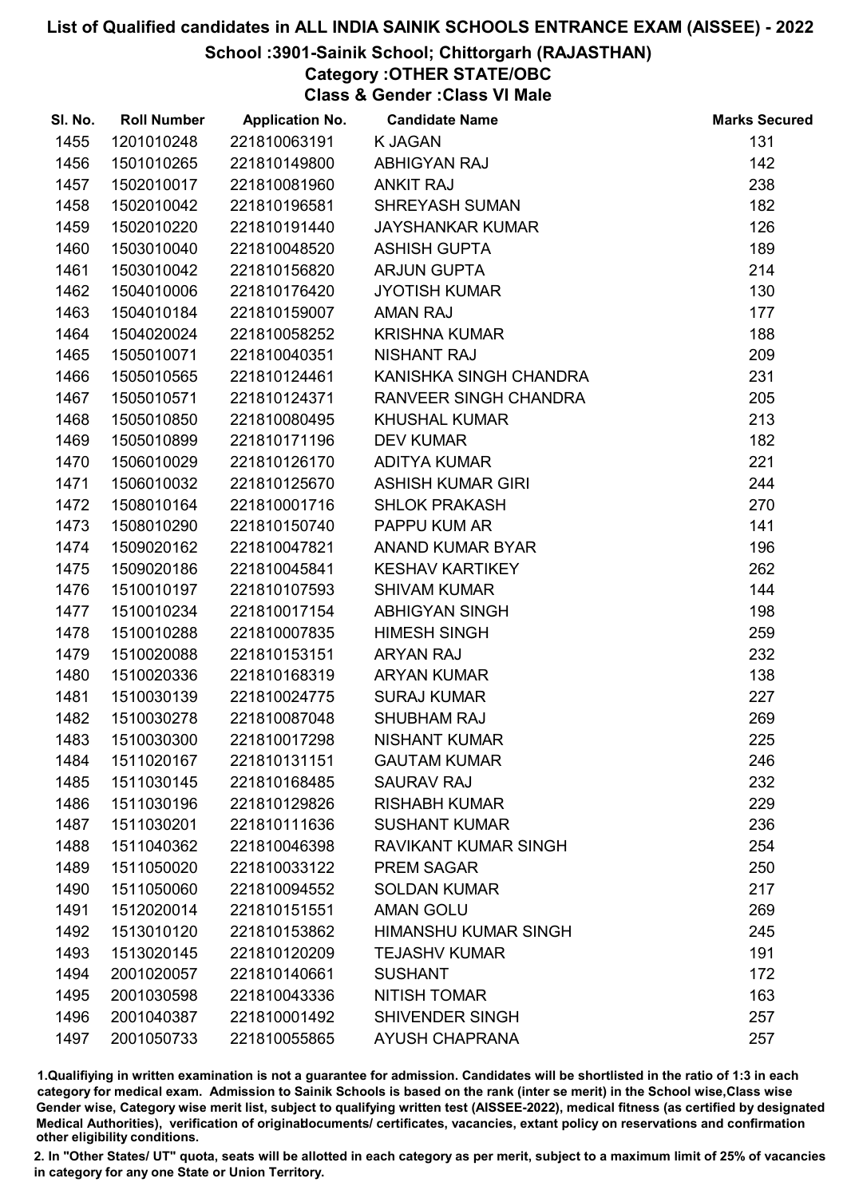# List of Qualified candidates in ALL INDIA SAINIK SCHOOLS ENTRANCE EXAM (AISSEE) - 2022

## School :3901-Sainik School; Chittorgarh (RAJASTHAN)

### Category :OTHER STATE/OBC

### Class & Gender :Class VI Male

| Sl. No. | Roll Number | Application No. | Candidate Name | Marks Secured |
|---|---|---|---|---|
| 1455 | 1201010248 | 221810063191 | K JAGAN | 131 |
| 1456 | 1501010265 | 221810149800 | ABHIGYAN RAJ | 142 |
| 1457 | 1502010017 | 221810081960 | ANKIT RAJ | 238 |
| 1458 | 1502010042 | 221810196581 | SHREYASH SUMAN | 182 |
| 1459 | 1502010220 | 221810191440 | JAYSHANKAR KUMAR | 126 |
| 1460 | 1503010040 | 221810048520 | ASHISH GUPTA | 189 |
| 1461 | 1503010042 | 221810156820 | ARJUN GUPTA | 214 |
| 1462 | 1504010006 | 221810176420 | JYOTISH KUMAR | 130 |
| 1463 | 1504010184 | 221810159007 | AMAN RAJ | 177 |
| 1464 | 1504020024 | 221810058252 | KRISHNA KUMAR | 188 |
| 1465 | 1505010071 | 221810040351 | NISHANT RAJ | 209 |
| 1466 | 1505010565 | 221810124461 | KANISHKA SINGH CHANDRA | 231 |
| 1467 | 1505010571 | 221810124371 | RANVEER SINGH CHANDRA | 205 |
| 1468 | 1505010850 | 221810080495 | KHUSHAL KUMAR | 213 |
| 1469 | 1505010899 | 221810171196 | DEV KUMAR | 182 |
| 1470 | 1506010029 | 221810126170 | ADITYA KUMAR | 221 |
| 1471 | 1506010032 | 221810125670 | ASHISH KUMAR GIRI | 244 |
| 1472 | 1508010164 | 221810001716 | SHLOK PRAKASH | 270 |
| 1473 | 1508010290 | 221810150740 | PAPPU KUM AR | 141 |
| 1474 | 1509020162 | 221810047821 | ANAND KUMAR BYAR | 196 |
| 1475 | 1509020186 | 221810045841 | KESHAV KARTIKEY | 262 |
| 1476 | 1510010197 | 221810107593 | SHIVAM KUMAR | 144 |
| 1477 | 1510010234 | 221810017154 | ABHIGYAN SINGH | 198 |
| 1478 | 1510010288 | 221810007835 | HIMESH SINGH | 259 |
| 1479 | 1510020088 | 221810153151 | ARYAN RAJ | 232 |
| 1480 | 1510020336 | 221810168319 | ARYAN KUMAR | 138 |
| 1481 | 1510030139 | 221810024775 | SURAJ KUMAR | 227 |
| 1482 | 1510030278 | 221810087048 | SHUBHAM RAJ | 269 |
| 1483 | 1510030300 | 221810017298 | NISHANT KUMAR | 225 |
| 1484 | 1511020167 | 221810131151 | GAUTAM KUMAR | 246 |
| 1485 | 1511030145 | 221810168485 | SAURAV RAJ | 232 |
| 1486 | 1511030196 | 221810129826 | RISHABH KUMAR | 229 |
| 1487 | 1511030201 | 221810111636 | SUSHANT KUMAR | 236 |
| 1488 | 1511040362 | 221810046398 | RAVIKANT KUMAR SINGH | 254 |
| 1489 | 1511050020 | 221810033122 | PREM SAGAR | 250 |
| 1490 | 1511050060 | 221810094552 | SOLDAN KUMAR | 217 |
| 1491 | 1512020014 | 221810151551 | AMAN GOLU | 269 |
| 1492 | 1513010120 | 221810153862 | HIMANSHU KUMAR SINGH | 245 |
| 1493 | 1513020145 | 221810120209 | TEJASHV KUMAR | 191 |
| 1494 | 2001020057 | 221810140661 | SUSHANT | 172 |
| 1495 | 2001030598 | 221810043336 | NITISH TOMAR | 163 |
| 1496 | 2001040387 | 221810001492 | SHIVENDER SINGH | 257 |
| 1497 | 2001050733 | 221810055865 | AYUSH CHAPRANA | 257 |

1.Qualifiying in written examination is not a guarantee for admission. Candidates will be shortlisted in the ratio of 1:3 in each category for medical exam. Admission to Sainik Schools is based on the rank (inter se merit) in the School wise,Class wise Gender wise, Category wise merit list, subject to qualifying written test (AISSEE-2022), medical fitness (as certified by designated Medical Authorities), verification of originaldocuments/ certificates, vacancies, extant policy on reservations and confirmation other eligibility conditions.

2. In "Other States/ UT" quota, seats will be allotted in each category as per merit, subject to a maximum limit of 25% of vacancies in category for any one State or Union Territory.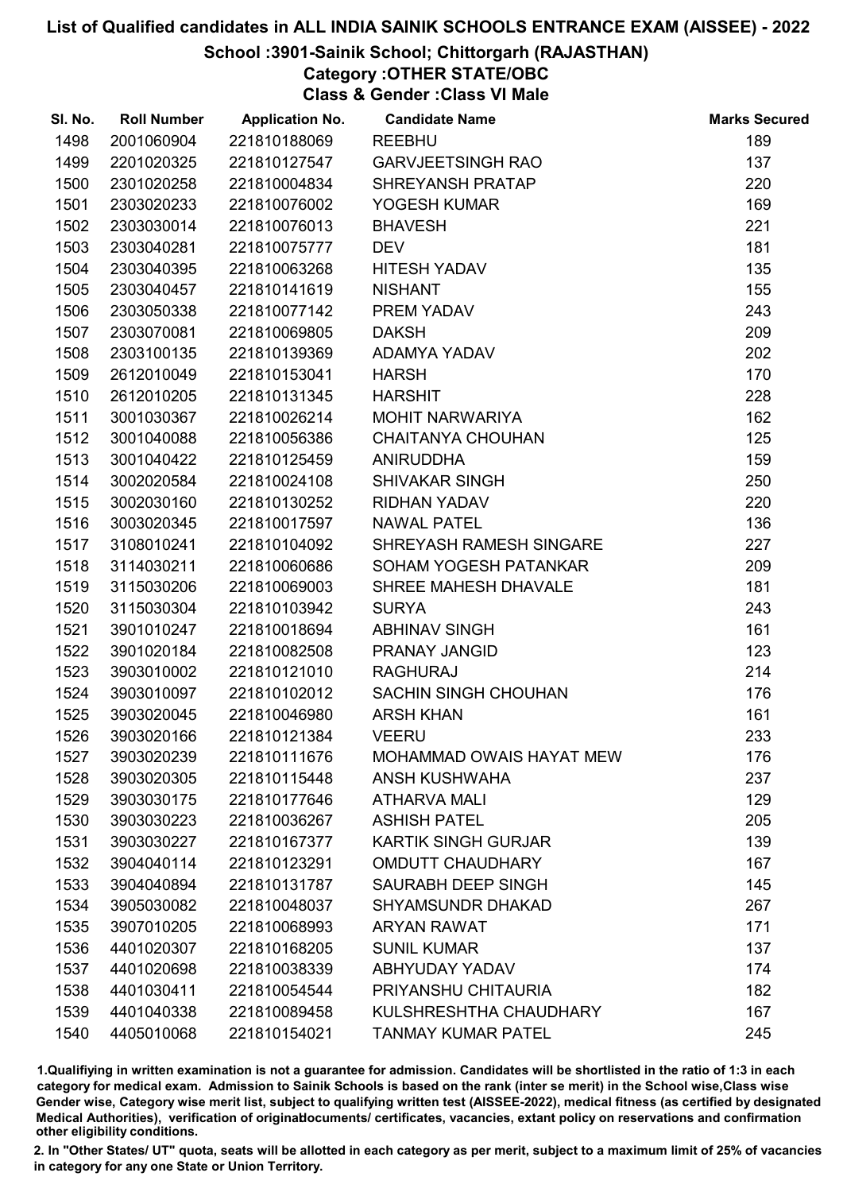# List of Qualified candidates in ALL INDIA SAINIK SCHOOLS ENTRANCE EXAM (AISSEE) - 2022

## School :3901-Sainik School; Chittorgarh (RAJASTHAN)

### Category :OTHER STATE/OBC

### Class & Gender :Class VI Male

| Sl. No. | Roll Number | Application No. | Candidate Name | Marks Secured |
|---|---|---|---|---|
| 1498 | 2001060904 | 221810188069 | REEBHU | 189 |
| 1499 | 2201020325 | 221810127547 | GARVJEETSINGH RAO | 137 |
| 1500 | 2301020258 | 221810004834 | SHREYANSH PRATAP | 220 |
| 1501 | 2303020233 | 221810076002 | YOGESH KUMAR | 169 |
| 1502 | 2303030014 | 221810076013 | BHAVESH | 221 |
| 1503 | 2303040281 | 221810075777 | DEV | 181 |
| 1504 | 2303040395 | 221810063268 | HITESH YADAV | 135 |
| 1505 | 2303040457 | 221810141619 | NISHANT | 155 |
| 1506 | 2303050338 | 221810077142 | PREM YADAV | 243 |
| 1507 | 2303070081 | 221810069805 | DAKSH | 209 |
| 1508 | 2303100135 | 221810139369 | ADAMYA YADAV | 202 |
| 1509 | 2612010049 | 221810153041 | HARSH | 170 |
| 1510 | 2612010205 | 221810131345 | HARSHIT | 228 |
| 1511 | 3001030367 | 221810026214 | MOHIT NARWARIYA | 162 |
| 1512 | 3001040088 | 221810056386 | CHAITANYA CHOUHAN | 125 |
| 1513 | 3001040422 | 221810125459 | ANIRUDDHA | 159 |
| 1514 | 3002020584 | 221810024108 | SHIVAKAR SINGH | 250 |
| 1515 | 3002030160 | 221810130252 | RIDHAN YADAV | 220 |
| 1516 | 3003020345 | 221810017597 | NAWAL PATEL | 136 |
| 1517 | 3108010241 | 221810104092 | SHREYASH RAMESH SINGARE | 227 |
| 1518 | 3114030211 | 221810060686 | SOHAM YOGESH PATANKAR | 209 |
| 1519 | 3115030206 | 221810069003 | SHREE MAHESH DHAVALE | 181 |
| 1520 | 3115030304 | 221810103942 | SURYA | 243 |
| 1521 | 3901010247 | 221810018694 | ABHINAV SINGH | 161 |
| 1522 | 3901020184 | 221810082508 | PRANAY JANGID | 123 |
| 1523 | 3903010002 | 221810121010 | RAGHURAJ | 214 |
| 1524 | 3903010097 | 221810102012 | SACHIN SINGH CHOUHAN | 176 |
| 1525 | 3903020045 | 221810046980 | ARSH KHAN | 161 |
| 1526 | 3903020166 | 221810121384 | VEERU | 233 |
| 1527 | 3903020239 | 221810111676 | MOHAMMAD OWAIS HAYAT MEW | 176 |
| 1528 | 3903020305 | 221810115448 | ANSH KUSHWAHA | 237 |
| 1529 | 3903030175 | 221810177646 | ATHARVA MALI | 129 |
| 1530 | 3903030223 | 221810036267 | ASHISH PATEL | 205 |
| 1531 | 3903030227 | 221810167377 | KARTIK SINGH GURJAR | 139 |
| 1532 | 3904040114 | 221810123291 | OMDUTT CHAUDHARY | 167 |
| 1533 | 3904040894 | 221810131787 | SAURABH DEEP SINGH | 145 |
| 1534 | 3905030082 | 221810048037 | SHYAMSUNDR DHAKAD | 267 |
| 1535 | 3907010205 | 221810068993 | ARYAN RAWAT | 171 |
| 1536 | 4401020307 | 221810168205 | SUNIL KUMAR | 137 |
| 1537 | 4401020698 | 221810038339 | ABHYUDAY YADAV | 174 |
| 1538 | 4401030411 | 221810054544 | PRIYANSHU CHITAURIA | 182 |
| 1539 | 4401040338 | 221810089458 | KULSHRESHTHA CHAUDHARY | 167 |
| 1540 | 4405010068 | 221810154021 | TANMAY KUMAR PATEL | 245 |

1.Qualifiying in written examination is not a guarantee for admission. Candidates will be shortlisted in the ratio of 1:3 in each category for medical exam. Admission to Sainik Schools is based on the rank (inter se merit) in the School wise,Class wise Gender wise, Category wise merit list, subject to qualifying written test (AISSEE-2022), medical fitness (as certified by designated Medical Authorities), verification of originaldocuments/ certificates, vacancies, extant policy on reservations and confirmation other eligibility conditions.

2. In "Other States/ UT" quota, seats will be allotted in each category as per merit, subject to a maximum limit of 25% of vacancies in category for any one State or Union Territory.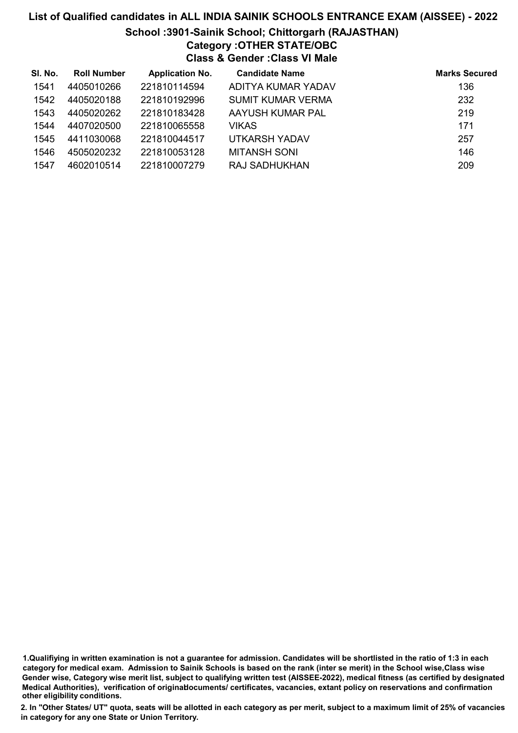# List of Qualified candidates in ALL INDIA SAINIK SCHOOLS ENTRANCE EXAM (AISSEE) - 2022

## School :3901-Sainik School; Chittorgarh (RAJASTHAN)

### Category :OTHER STATE/OBC

### Class & Gender :Class VI Male

| Sl. No. | Roll Number | Application No. | Candidate Name | Marks Secured |
|---|---|---|---|---|
| 1541 | 4405010266 | 221810114594 | ADITYA KUMAR YADAV | 136 |
| 1542 | 4405020188 | 221810192996 | SUMIT KUMAR VERMA | 232 |
| 1543 | 4405020262 | 221810183428 | AAYUSH KUMAR PAL | 219 |
| 1544 | 4407020500 | 221810065558 | VIKAS | 171 |
| 1545 | 4411030068 | 221810044517 | UTKARSH YADAV | 257 |
| 1546 | 4505020232 | 221810053128 | MITANSH SONI | 146 |
| 1547 | 4602010514 | 221810007279 | RAJ SADHUKHAN | 209 |

1.Qualifiying in written examination is not a guarantee for admission. Candidates will be shortlisted in the ratio of 1:3 in each category for medical exam. Admission to Sainik Schools is based on the rank (inter se merit) in the School wise,Class wise Gender wise, Category wise merit list, subject to qualifying written test (AISSEE-2022), medical fitness (as certified by designated Medical Authorities), verification of originaldocuments/ certificates, vacancies, extant policy on reservations and confirmation other eligibility conditions.

2. In "Other States/ UT" quota, seats will be allotted in each category as per merit, subject to a maximum limit of 25% of vacancies in category for any one State or Union Territory.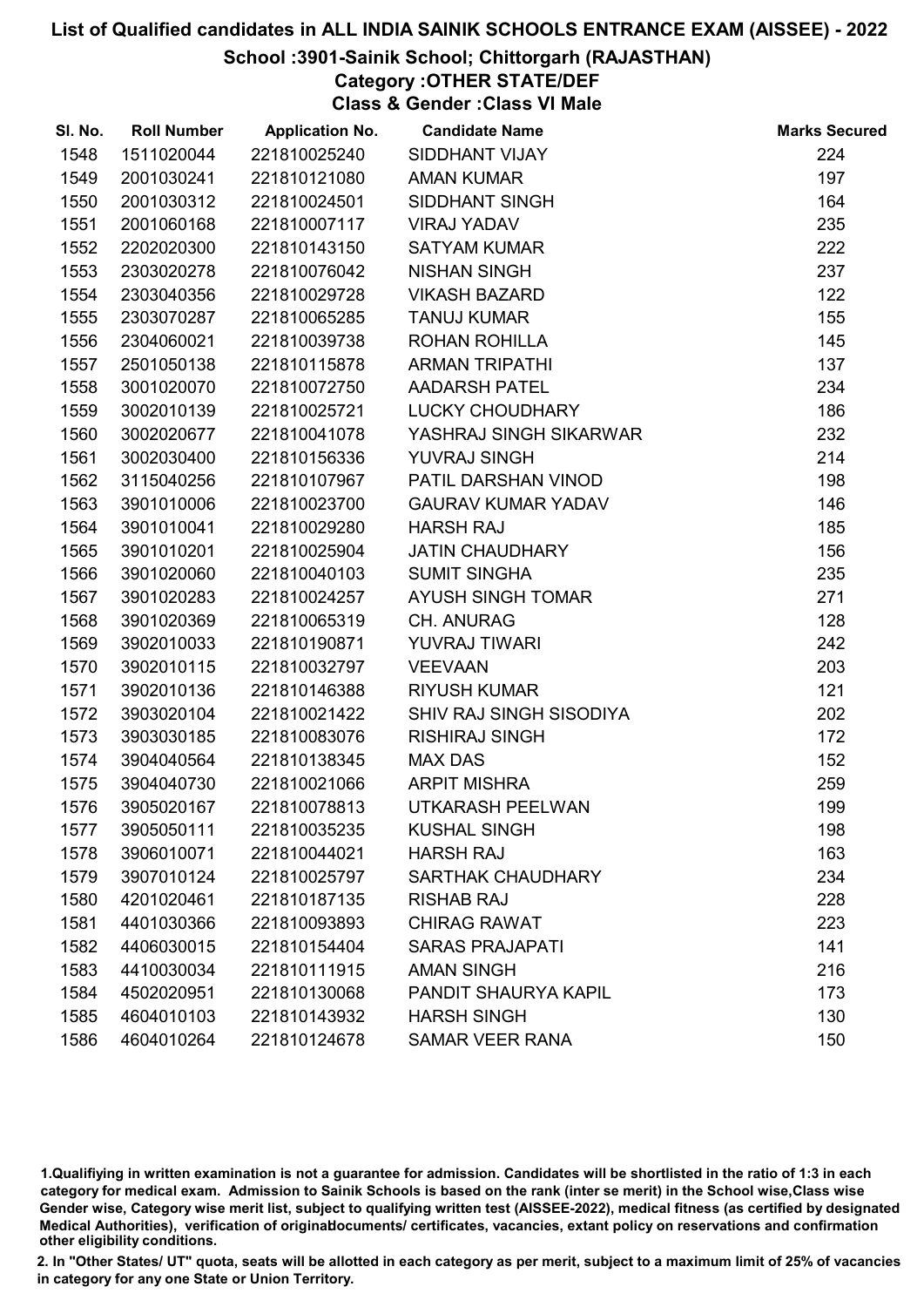# List of Qualified candidates in ALL INDIA SAINIK SCHOOLS ENTRANCE EXAM (AISSEE) - 2022

## School :3901-Sainik School; Chittorgarh (RAJASTHAN)

### Category :OTHER STATE/DEF

### Class & Gender :Class VI Male

| Sl. No. | Roll Number | Application No. | Candidate Name | Marks Secured |
|---|---|---|---|---|
| 1548 | 1511020044 | 221810025240 | SIDDHANT VIJAY | 224 |
| 1549 | 2001030241 | 221810121080 | AMAN KUMAR | 197 |
| 1550 | 2001030312 | 221810024501 | SIDDHANT SINGH | 164 |
| 1551 | 2001060168 | 221810007117 | VIRAJ YADAV | 235 |
| 1552 | 2202020300 | 221810143150 | SATYAM KUMAR | 222 |
| 1553 | 2303020278 | 221810076042 | NISHAN SINGH | 237 |
| 1554 | 2303040356 | 221810029728 | VIKASH BAZARD | 122 |
| 1555 | 2303070287 | 221810065285 | TANUJ KUMAR | 155 |
| 1556 | 2304060021 | 221810039738 | ROHAN ROHILLA | 145 |
| 1557 | 2501050138 | 221810115878 | ARMAN TRIPATHI | 137 |
| 1558 | 3001020070 | 221810072750 | AADARSH PATEL | 234 |
| 1559 | 3002010139 | 221810025721 | LUCKY CHOUDHARY | 186 |
| 1560 | 3002020677 | 221810041078 | YASHRAJ SINGH SIKARWAR | 232 |
| 1561 | 3002030400 | 221810156336 | YUVRAJ SINGH | 214 |
| 1562 | 3115040256 | 221810107967 | PATIL DARSHAN VINOD | 198 |
| 1563 | 3901010006 | 221810023700 | GAURAV KUMAR YADAV | 146 |
| 1564 | 3901010041 | 221810029280 | HARSH RAJ | 185 |
| 1565 | 3901010201 | 221810025904 | JATIN CHAUDHARY | 156 |
| 1566 | 3901020060 | 221810040103 | SUMIT SINGHA | 235 |
| 1567 | 3901020283 | 221810024257 | AYUSH SINGH TOMAR | 271 |
| 1568 | 3901020369 | 221810065319 | CH. ANURAG | 128 |
| 1569 | 3902010033 | 221810190871 | YUVRAJ TIWARI | 242 |
| 1570 | 3902010115 | 221810032797 | VEEVAAN | 203 |
| 1571 | 3902010136 | 221810146388 | RIYUSH KUMAR | 121 |
| 1572 | 3903020104 | 221810021422 | SHIV RAJ SINGH SISODIYA | 202 |
| 1573 | 3903030185 | 221810083076 | RISHIRAJ SINGH | 172 |
| 1574 | 3904040564 | 221810138345 | MAX DAS | 152 |
| 1575 | 3904040730 | 221810021066 | ARPIT MISHRA | 259 |
| 1576 | 3905020167 | 221810078813 | UTKARASH PEELWAN | 199 |
| 1577 | 3905050111 | 221810035235 | KUSHAL SINGH | 198 |
| 1578 | 3906010071 | 221810044021 | HARSH RAJ | 163 |
| 1579 | 3907010124 | 221810025797 | SARTHAK CHAUDHARY | 234 |
| 1580 | 4201020461 | 221810187135 | RISHAB RAJ | 228 |
| 1581 | 4401030366 | 221810093893 | CHIRAG RAWAT | 223 |
| 1582 | 4406030015 | 221810154404 | SARAS PRAJAPATI | 141 |
| 1583 | 4410030034 | 221810111915 | AMAN SINGH | 216 |
| 1584 | 4502020951 | 221810130068 | PANDIT SHAURYA KAPIL | 173 |
| 1585 | 4604010103 | 221810143932 | HARSH SINGH | 130 |
| 1586 | 4604010264 | 221810124678 | SAMAR VEER RANA | 150 |

1.Qualifiying in written examination is not a guarantee for admission. Candidates will be shortlisted in the ratio of 1:3 in each category for medical exam. Admission to Sainik Schools is based on the rank (inter se merit) in the School wise,Class wise Gender wise, Category wise merit list, subject to qualifying written test (AISSEE-2022), medical fitness (as certified by designated Medical Authorities), verification of originaldocuments/ certificates, vacancies, extant policy on reservations and confirmation other eligibility conditions.

2. In "Other States/ UT" quota, seats will be allotted in each category as per merit, subject to a maximum limit of 25% of vacancies in category for any one State or Union Territory.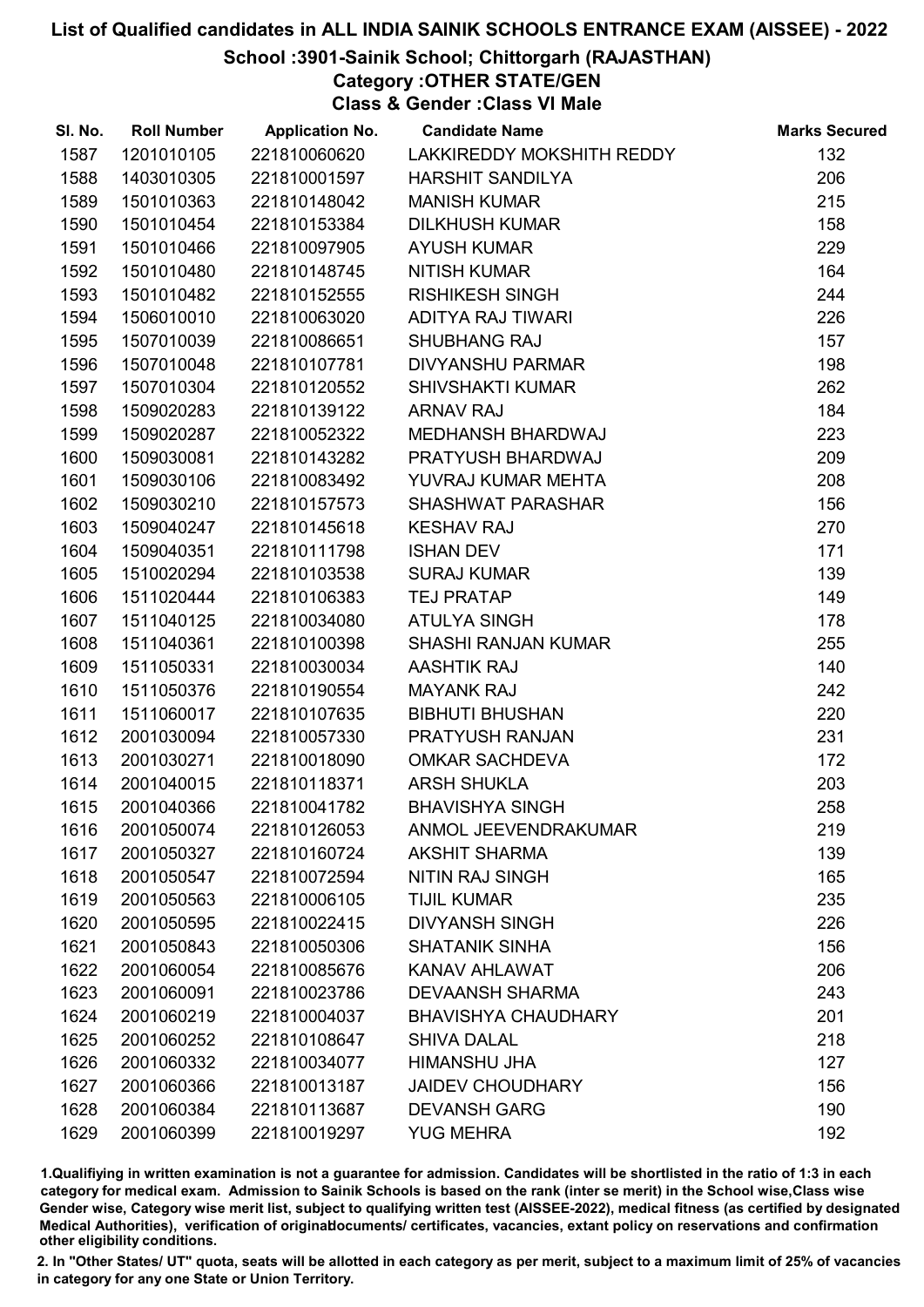# List of Qualified candidates in ALL INDIA SAINIK SCHOOLS ENTRANCE EXAM (AISSEE) - 2022

## School :3901-Sainik School; Chittorgarh (RAJASTHAN)

### Category :OTHER STATE/GEN

### Class & Gender :Class VI Male

| Sl. No. | Roll Number | Application No. | Candidate Name | Marks Secured |
|---|---|---|---|---|
| 1587 | 1201010105 | 221810060620 | LAKKIREDDY MOKSHITH REDDY | 132 |
| 1588 | 1403010305 | 221810001597 | HARSHIT SANDILYA | 206 |
| 1589 | 1501010363 | 221810148042 | MANISH KUMAR | 215 |
| 1590 | 1501010454 | 221810153384 | DILKHUSH KUMAR | 158 |
| 1591 | 1501010466 | 221810097905 | AYUSH KUMAR | 229 |
| 1592 | 1501010480 | 221810148745 | NITISH KUMAR | 164 |
| 1593 | 1501010482 | 221810152555 | RISHIKESH SINGH | 244 |
| 1594 | 1506010010 | 221810063020 | ADITYA RAJ TIWARI | 226 |
| 1595 | 1507010039 | 221810086651 | SHUBHANG RAJ | 157 |
| 1596 | 1507010048 | 221810107781 | DIVYANSHU PARMAR | 198 |
| 1597 | 1507010304 | 221810120552 | SHIVSHAKTI KUMAR | 262 |
| 1598 | 1509020283 | 221810139122 | ARNAV RAJ | 184 |
| 1599 | 1509020287 | 221810052322 | MEDHANSH BHARDWAJ | 223 |
| 1600 | 1509030081 | 221810143282 | PRATYUSH BHARDWAJ | 209 |
| 1601 | 1509030106 | 221810083492 | YUVRAJ KUMAR MEHTA | 208 |
| 1602 | 1509030210 | 221810157573 | SHASHWAT PARASHAR | 156 |
| 1603 | 1509040247 | 221810145618 | KESHAV RAJ | 270 |
| 1604 | 1509040351 | 221810111798 | ISHAN DEV | 171 |
| 1605 | 1510020294 | 221810103538 | SURAJ KUMAR | 139 |
| 1606 | 1511020444 | 221810106383 | TEJ PRATAP | 149 |
| 1607 | 1511040125 | 221810034080 | ATULYA SINGH | 178 |
| 1608 | 1511040361 | 221810100398 | SHASHI RANJAN KUMAR | 255 |
| 1609 | 1511050331 | 221810030034 | AASHTIK RAJ | 140 |
| 1610 | 1511050376 | 221810190554 | MAYANK RAJ | 242 |
| 1611 | 1511060017 | 221810107635 | BIBHUTI BHUSHAN | 220 |
| 1612 | 2001030094 | 221810057330 | PRATYUSH RANJAN | 231 |
| 1613 | 2001030271 | 221810018090 | OMKAR SACHDEVA | 172 |
| 1614 | 2001040015 | 221810118371 | ARSH SHUKLA | 203 |
| 1615 | 2001040366 | 221810041782 | BHAVISHYA SINGH | 258 |
| 1616 | 2001050074 | 221810126053 | ANMOL JEEVENDRAKUMAR | 219 |
| 1617 | 2001050327 | 221810160724 | AKSHIT SHARMA | 139 |
| 1618 | 2001050547 | 221810072594 | NITIN RAJ SINGH | 165 |
| 1619 | 2001050563 | 221810006105 | TIJIL KUMAR | 235 |
| 1620 | 2001050595 | 221810022415 | DIVYANSH SINGH | 226 |
| 1621 | 2001050843 | 221810050306 | SHATANIK SINHA | 156 |
| 1622 | 2001060054 | 221810085676 | KANAV AHLAWAT | 206 |
| 1623 | 2001060091 | 221810023786 | DEVAANSH SHARMA | 243 |
| 1624 | 2001060219 | 221810004037 | BHAVISHYA CHAUDHARY | 201 |
| 1625 | 2001060252 | 221810108647 | SHIVA DALAL | 218 |
| 1626 | 2001060332 | 221810034077 | HIMANSHU JHA | 127 |
| 1627 | 2001060366 | 221810013187 | JAIDEV CHOUDHARY | 156 |
| 1628 | 2001060384 | 221810113687 | DEVANSH GARG | 190 |
| 1629 | 2001060399 | 221810019297 | YUG MEHRA | 192 |

1.Qualifiying in written examination is not a guarantee for admission. Candidates will be shortlisted in the ratio of 1:3 in each category for medical exam. Admission to Sainik Schools is based on the rank (inter se merit) in the School wise,Class wise Gender wise, Category wise merit list, subject to qualifying written test (AISSEE-2022), medical fitness (as certified by designated Medical Authorities), verification of originaldocuments/ certificates, vacancies, extant policy on reservations and confirmation other eligibility conditions.

2. In "Other States/ UT" quota, seats will be allotted in each category as per merit, subject to a maximum limit of 25% of vacancies in category for any one State or Union Territory.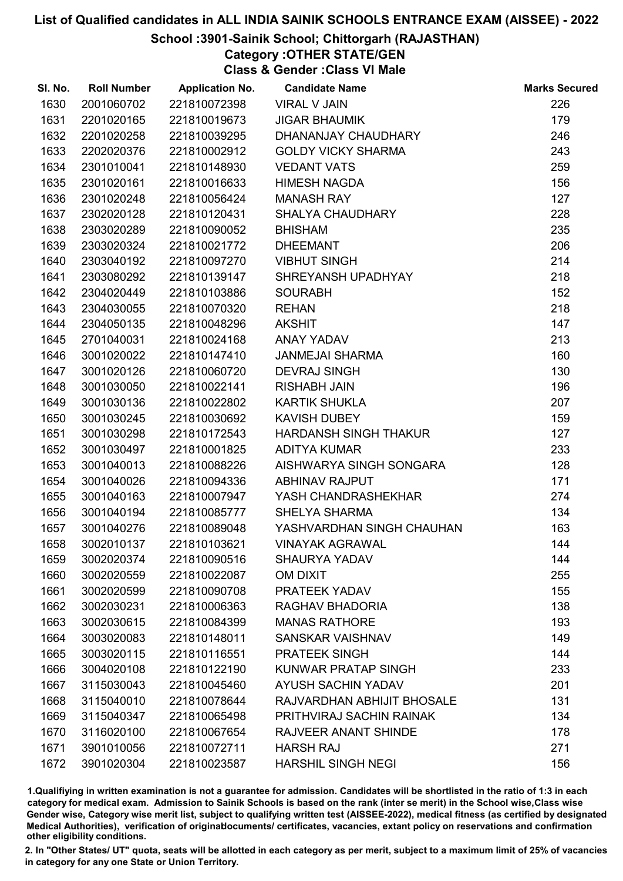# List of Qualified candidates in ALL INDIA SAINIK SCHOOLS ENTRANCE EXAM (AISSEE) - 2022

## School :3901-Sainik School; Chittorgarh (RAJASTHAN)

### Category :OTHER STATE/GEN

### Class & Gender :Class VI Male

| Sl. No. | Roll Number | Application No. | Candidate Name | Marks Secured |
|---|---|---|---|---|
| 1630 | 2001060702 | 221810072398 | VIRAL V JAIN | 226 |
| 1631 | 2201020165 | 221810019673 | JIGAR BHAUMIK | 179 |
| 1632 | 2201020258 | 221810039295 | DHANANJAY CHAUDHARY | 246 |
| 1633 | 2202020376 | 221810002912 | GOLDY VICKY SHARMA | 243 |
| 1634 | 2301010041 | 221810148930 | VEDANT VATS | 259 |
| 1635 | 2301020161 | 221810016633 | HIMESH NAGDA | 156 |
| 1636 | 2301020248 | 221810056424 | MANASH RAY | 127 |
| 1637 | 2302020128 | 221810120431 | SHALYA CHAUDHARY | 228 |
| 1638 | 2303020289 | 221810090052 | BHISHAM | 235 |
| 1639 | 2303020324 | 221810021772 | DHEEMANT | 206 |
| 1640 | 2303040192 | 221810097270 | VIBHUT SINGH | 214 |
| 1641 | 2303080292 | 221810139147 | SHREYANSH UPADHYAY | 218 |
| 1642 | 2304020449 | 221810103886 | SOURABH | 152 |
| 1643 | 2304030055 | 221810070320 | REHAN | 218 |
| 1644 | 2304050135 | 221810048296 | AKSHIT | 147 |
| 1645 | 2701040031 | 221810024168 | ANAY YADAV | 213 |
| 1646 | 3001020022 | 221810147410 | JANMEJAI SHARMA | 160 |
| 1647 | 3001020126 | 221810060720 | DEVRAJ SINGH | 130 |
| 1648 | 3001030050 | 221810022141 | RISHABH JAIN | 196 |
| 1649 | 3001030136 | 221810022802 | KARTIK SHUKLA | 207 |
| 1650 | 3001030245 | 221810030692 | KAVISH DUBEY | 159 |
| 1651 | 3001030298 | 221810172543 | HARDANSH SINGH THAKUR | 127 |
| 1652 | 3001030497 | 221810001825 | ADITYA KUMAR | 233 |
| 1653 | 3001040013 | 221810088226 | AISHWARYA SINGH SONGARA | 128 |
| 1654 | 3001040026 | 221810094336 | ABHINAV RAJPUT | 171 |
| 1655 | 3001040163 | 221810007947 | YASH CHANDRASHEKHAR | 274 |
| 1656 | 3001040194 | 221810085777 | SHELYA SHARMA | 134 |
| 1657 | 3001040276 | 221810089048 | YASHVARDHAN SINGH CHAUHAN | 163 |
| 1658 | 3002010137 | 221810103621 | VINAYAK AGRAWAL | 144 |
| 1659 | 3002020374 | 221810090516 | SHAURYA YADAV | 144 |
| 1660 | 3002020559 | 221810022087 | OM DIXIT | 255 |
| 1661 | 3002020599 | 221810090708 | PRATEEK YADAV | 155 |
| 1662 | 3002030231 | 221810006363 | RAGHAV BHADORIA | 138 |
| 1663 | 3002030615 | 221810084399 | MANAS RATHORE | 193 |
| 1664 | 3003020083 | 221810148011 | SANSKAR VAISHNAV | 149 |
| 1665 | 3003020115 | 221810116551 | PRATEEK SINGH | 144 |
| 1666 | 3004020108 | 221810122190 | KUNWAR PRATAP SINGH | 233 |
| 1667 | 3115030043 | 221810045460 | AYUSH SACHIN YADAV | 201 |
| 1668 | 3115040010 | 221810078644 | RAJVARDHAN ABHIJIT BHOSALE | 131 |
| 1669 | 3115040347 | 221810065498 | PRITHVIRAJ SACHIN RAINAK | 134 |
| 1670 | 3116020100 | 221810067654 | RAJVEER ANANT SHINDE | 178 |
| 1671 | 3901010056 | 221810072711 | HARSH RAJ | 271 |
| 1672 | 3901020304 | 221810023587 | HARSHIL SINGH NEGI | 156 |

1.Qualifiying in written examination is not a guarantee for admission. Candidates will be shortlisted in the ratio of 1:3 in each category for medical exam. Admission to Sainik Schools is based on the rank (inter se merit) in the School wise,Class wise Gender wise, Category wise merit list, subject to qualifying written test (AISSEE-2022), medical fitness (as certified by designated Medical Authorities), verification of originaldocuments/ certificates, vacancies, extant policy on reservations and confirmation other eligibility conditions.

2. In "Other States/ UT" quota, seats will be allotted in each category as per merit, subject to a maximum limit of 25% of vacancies in category for any one State or Union Territory.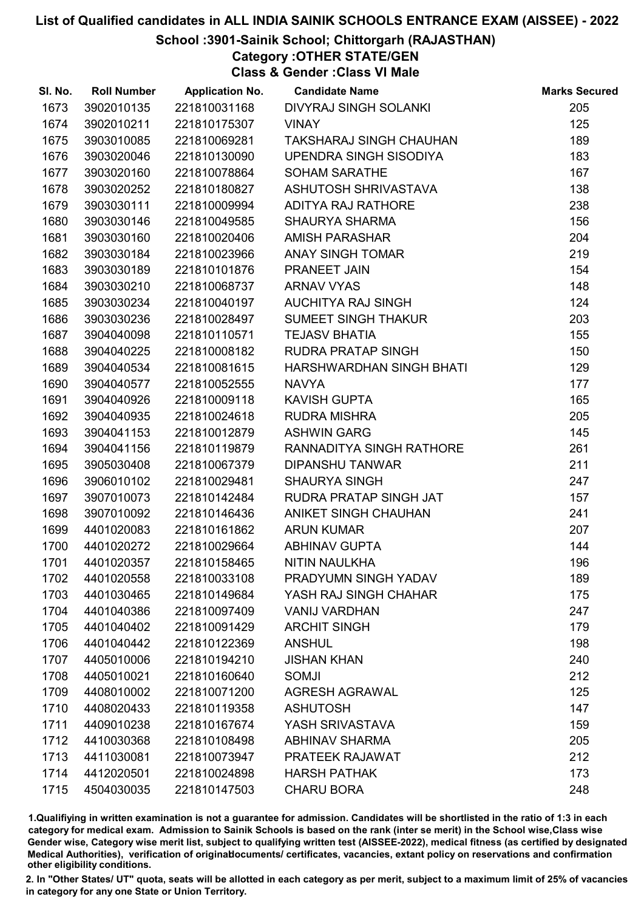# List of Qualified candidates in ALL INDIA SAINIK SCHOOLS ENTRANCE EXAM (AISSEE) - 2022

## School :3901-Sainik School; Chittorgarh (RAJASTHAN)

### Category :OTHER STATE/GEN

### Class & Gender :Class VI Male

| Sl. No. | Roll Number | Application No. | Candidate Name | Marks Secured |
|---|---|---|---|---|
| 1673 | 3902010135 | 221810031168 | DIVYRAJ SINGH SOLANKI | 205 |
| 1674 | 3902010211 | 221810175307 | VINAY | 125 |
| 1675 | 3903010085 | 221810069281 | TAKSHARAJ SINGH CHAUHAN | 189 |
| 1676 | 3903020046 | 221810130090 | UPENDRA SINGH SISODIYA | 183 |
| 1677 | 3903020160 | 221810078864 | SOHAM SARATHE | 167 |
| 1678 | 3903020252 | 221810180827 | ASHUTOSH SHRIVASTAVA | 138 |
| 1679 | 3903030111 | 221810009994 | ADITYA RAJ RATHORE | 238 |
| 1680 | 3903030146 | 221810049585 | SHAURYA SHARMA | 156 |
| 1681 | 3903030160 | 221810020406 | AMISH PARASHAR | 204 |
| 1682 | 3903030184 | 221810023966 | ANAY SINGH TOMAR | 219 |
| 1683 | 3903030189 | 221810101876 | PRANEET JAIN | 154 |
| 1684 | 3903030210 | 221810068737 | ARNAV VYAS | 148 |
| 1685 | 3903030234 | 221810040197 | AUCHITYA RAJ SINGH | 124 |
| 1686 | 3903030236 | 221810028497 | SUMEET SINGH THAKUR | 203 |
| 1687 | 3904040098 | 221810110571 | TEJASV BHATIA | 155 |
| 1688 | 3904040225 | 221810008182 | RUDRA PRATAP SINGH | 150 |
| 1689 | 3904040534 | 221810081615 | HARSHWARDHAN SINGH BHATI | 129 |
| 1690 | 3904040577 | 221810052555 | NAVYA | 177 |
| 1691 | 3904040926 | 221810009118 | KAVISH GUPTA | 165 |
| 1692 | 3904040935 | 221810024618 | RUDRA MISHRA | 205 |
| 1693 | 3904041153 | 221810012879 | ASHWIN GARG | 145 |
| 1694 | 3904041156 | 221810119879 | RANNADITYA SINGH RATHORE | 261 |
| 1695 | 3905030408 | 221810067379 | DIPANSHU TANWAR | 211 |
| 1696 | 3906010102 | 221810029481 | SHAURYA SINGH | 247 |
| 1697 | 3907010073 | 221810142484 | RUDRA PRATAP SINGH JAT | 157 |
| 1698 | 3907010092 | 221810146436 | ANIKET SINGH CHAUHAN | 241 |
| 1699 | 4401020083 | 221810161862 | ARUN KUMAR | 207 |
| 1700 | 4401020272 | 221810029664 | ABHINAV GUPTA | 144 |
| 1701 | 4401020357 | 221810158465 | NITIN NAULKHA | 196 |
| 1702 | 4401020558 | 221810033108 | PRADYUMN SINGH YADAV | 189 |
| 1703 | 4401030465 | 221810149684 | YASH RAJ SINGH CHAHAR | 175 |
| 1704 | 4401040386 | 221810097409 | VANIJ VARDHAN | 247 |
| 1705 | 4401040402 | 221810091429 | ARCHIT SINGH | 179 |
| 1706 | 4401040442 | 221810122369 | ANSHUL | 198 |
| 1707 | 4405010006 | 221810194210 | JISHAN KHAN | 240 |
| 1708 | 4405010021 | 221810160640 | SOMJI | 212 |
| 1709 | 4408010002 | 221810071200 | AGRESH AGRAWAL | 125 |
| 1710 | 4408020433 | 221810119358 | ASHUTOSH | 147 |
| 1711 | 4409010238 | 221810167674 | YASH SRIVASTAVA | 159 |
| 1712 | 4410030368 | 221810108498 | ABHINAV SHARMA | 205 |
| 1713 | 4411030081 | 221810073947 | PRATEEK RAJAWAT | 212 |
| 1714 | 4412020501 | 221810024898 | HARSH PATHAK | 173 |
| 1715 | 4504030035 | 221810147503 | CHARU BORA | 248 |

1.Qualifiying in written examination is not a guarantee for admission. Candidates will be shortlisted in the ratio of 1:3 in each category for medical exam. Admission to Sainik Schools is based on the rank (inter se merit) in the School wise,Class wise Gender wise, Category wise merit list, subject to qualifying written test (AISSEE-2022), medical fitness (as certified by designated Medical Authorities), verification of originaldocuments/ certificates, vacancies, extant policy on reservations and confirmation other eligibility conditions.

2. In "Other States/ UT" quota, seats will be allotted in each category as per merit, subject to a maximum limit of 25% of vacancies in category for any one State or Union Territory.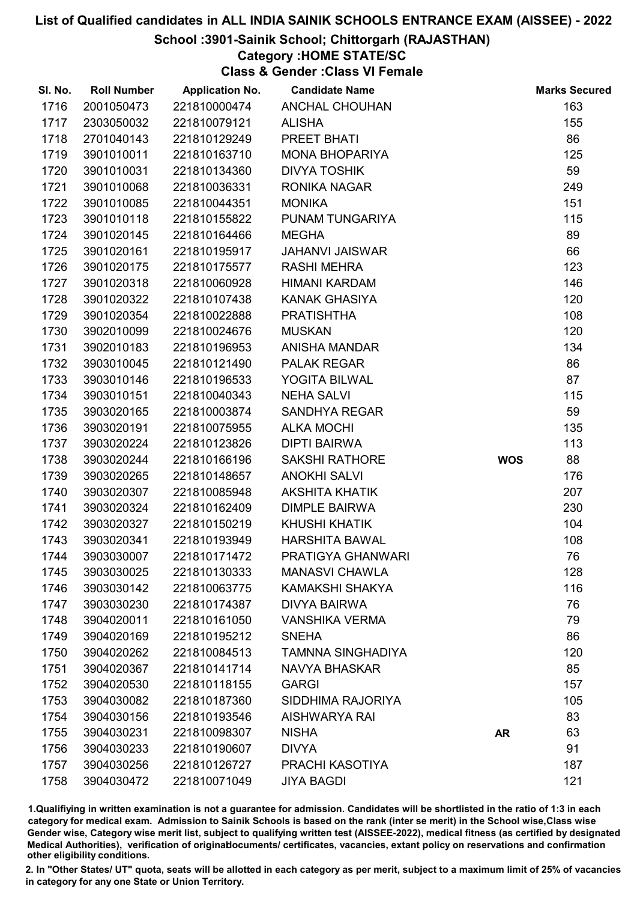# List of Qualified candidates in ALL INDIA SAINIK SCHOOLS ENTRANCE EXAM (AISSEE) - 2022

## School :3901-Sainik School; Chittorgarh (RAJASTHAN)

### Category :HOME STATE/SC

### Class & Gender :Class VI Female

| Sl. No. | Roll Number | Application No. | Candidate Name | | Marks Secured |
|---|---|---|---|---|---|
| 1716 | 2001050473 | 221810000474 | ANCHAL CHOUHAN | | 163 |
| 1717 | 2303050032 | 221810079121 | ALISHA | | 155 |
| 1718 | 2701040143 | 221810129249 | PREET BHATI | | 86 |
| 1719 | 3901010011 | 221810163710 | MONA BHOPARIYA | | 125 |
| 1720 | 3901010031 | 221810134360 | DIVYA TOSHIK | | 59 |
| 1721 | 3901010068 | 221810036331 | RONIKA NAGAR | | 249 |
| 1722 | 3901010085 | 221810044351 | MONIKA | | 151 |
| 1723 | 3901010118 | 221810155822 | PUNAM TUNGARIYA | | 115 |
| 1724 | 3901020145 | 221810164466 | MEGHA | | 89 |
| 1725 | 3901020161 | 221810195917 | JAHANVI JAISWAR | | 66 |
| 1726 | 3901020175 | 221810175577 | RASHI MEHRA | | 123 |
| 1727 | 3901020318 | 221810060928 | HIMANI KARDAM | | 146 |
| 1728 | 3901020322 | 221810107438 | KANAK GHASIYA | | 120 |
| 1729 | 3901020354 | 221810022888 | PRATISHTHA | | 108 |
| 1730 | 3902010099 | 221810024676 | MUSKAN | | 120 |
| 1731 | 3902010183 | 221810196953 | ANISHA MANDAR | | 134 |
| 1732 | 3903010045 | 221810121490 | PALAK REGAR | | 86 |
| 1733 | 3903010146 | 221810196533 | YOGITA BILWAL | | 87 |
| 1734 | 3903010151 | 221810040343 | NEHA SALVI | | 115 |
| 1735 | 3903020165 | 221810003874 | SANDHYA REGAR | | 59 |
| 1736 | 3903020191 | 221810075955 | ALKA MOCHI | | 135 |
| 1737 | 3903020224 | 221810123826 | DIPTI BAIRWA | | 113 |
| 1738 | 3903020244 | 221810166196 | SAKSHI RATHORE | **WOS** | 88 |
| 1739 | 3903020265 | 221810148657 | ANOKHI SALVI | | 176 |
| 1740 | 3903020307 | 221810085948 | AKSHITA KHATIK | | 207 |
| 1741 | 3903020324 | 221810162409 | DIMPLE BAIRWA | | 230 |
| 1742 | 3903020327 | 221810150219 | KHUSHI KHATIK | | 104 |
| 1743 | 3903020341 | 221810193949 | HARSHITA BAWAL | | 108 |
| 1744 | 3903030007 | 221810171472 | PRATIGYA GHANWARI | | 76 |
| 1745 | 3903030025 | 221810130333 | MANASVI CHAWLA | | 128 |
| 1746 | 3903030142 | 221810063775 | KAMAKSHI SHAKYA | | 116 |
| 1747 | 3903030230 | 221810174387 | DIVYA BAIRWA | | 76 |
| 1748 | 3904020011 | 221810161050 | VANSHIKA VERMA | | 79 |
| 1749 | 3904020169 | 221810195212 | SNEHA | | 86 |
| 1750 | 3904020262 | 221810084513 | TAMNNA SINGHADIYA | | 120 |
| 1751 | 3904020367 | 221810141714 | NAVYA BHASKAR | | 85 |
| 1752 | 3904020530 | 221810118155 | GARGI | | 157 |
| 1753 | 3904030082 | 221810187360 | SIDDHIMA RAJORIYA | | 105 |
| 1754 | 3904030156 | 221810193546 | AISHWARYA RAI | | 83 |
| 1755 | 3904030231 | 221810098307 | NISHA | **AR** | 63 |
| 1756 | 3904030233 | 221810190607 | DIVYA | | 91 |
| 1757 | 3904030256 | 221810126727 | PRACHI KASOTIYA | | 187 |
| 1758 | 3904030472 | 221810071049 | JIYA BAGDI | | 121 |

1.Qualifiying in written examination is not a guarantee for admission. Candidates will be shortlisted in the ratio of 1:3 in each category for medical exam. Admission to Sainik Schools is based on the rank (inter se merit) in the School wise,Class wise Gender wise, Category wise merit list, subject to qualifying written test (AISSEE-2022), medical fitness (as certified by designated Medical Authorities), verification of originaldocuments/ certificates, vacancies, extant policy on reservations and confirmation other eligibility conditions.

2. In "Other States/ UT" quota, seats will be allotted in each category as per merit, subject to a maximum limit of 25% of vacancies in category for any one State or Union Territory.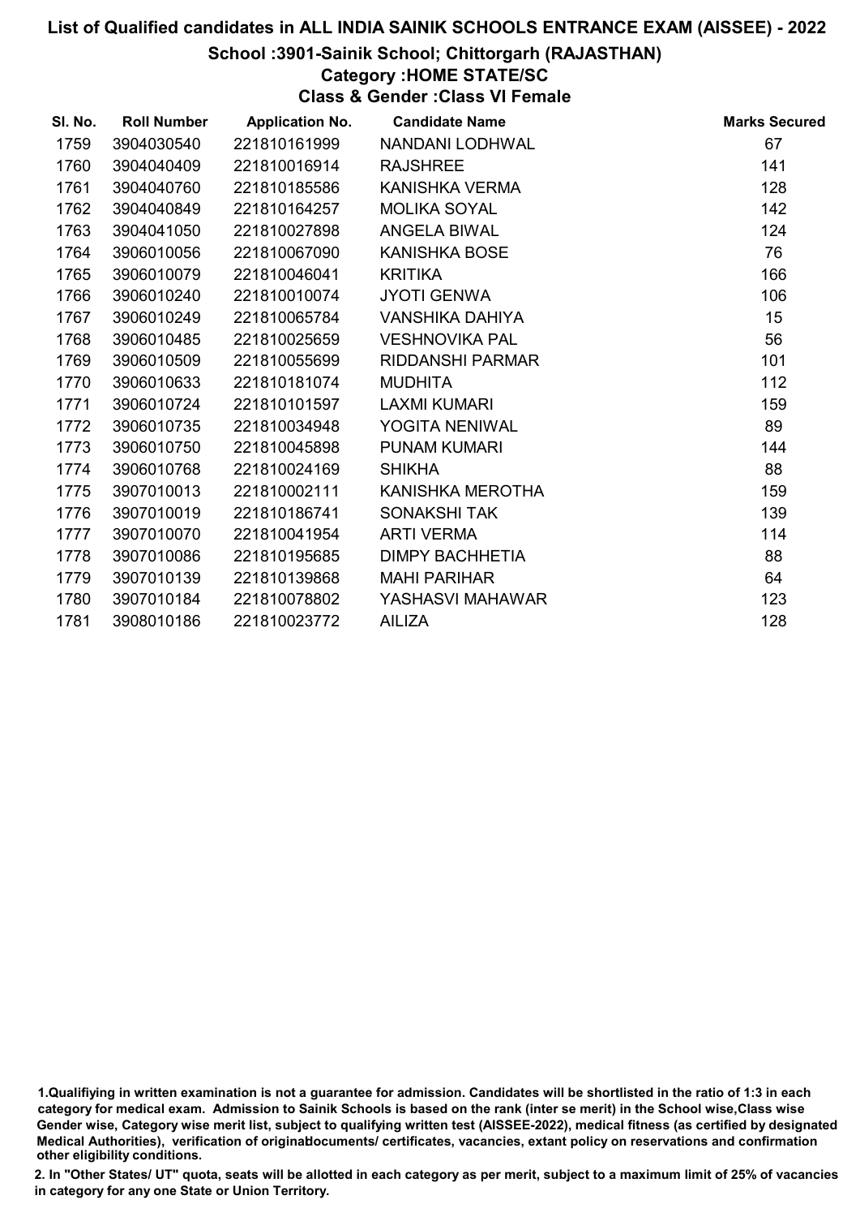# List of Qualified candidates in ALL INDIA SAINIK SCHOOLS ENTRANCE EXAM (AISSEE) - 2022

## School :3901-Sainik School; Chittorgarh (RAJASTHAN)

### Category :HOME STATE/SC

### Class & Gender :Class VI Female

| Sl. No. | Roll Number | Application No. | Candidate Name | Marks Secured |
|---|---|---|---|---|
| 1759 | 3904030540 | 221810161999 | NANDANI LODHWAL | 67 |
| 1760 | 3904040409 | 221810016914 | RAJSHREE | 141 |
| 1761 | 3904040760 | 221810185586 | KANISHKA VERMA | 128 |
| 1762 | 3904040849 | 221810164257 | MOLIKA SOYAL | 142 |
| 1763 | 3904041050 | 221810027898 | ANGELA BIWAL | 124 |
| 1764 | 3906010056 | 221810067090 | KANISHKA BOSE | 76 |
| 1765 | 3906010079 | 221810046041 | KRITIKA | 166 |
| 1766 | 3906010240 | 221810010074 | JYOTI GENWA | 106 |
| 1767 | 3906010249 | 221810065784 | VANSHIKA DAHIYA | 15 |
| 1768 | 3906010485 | 221810025659 | VESHNOVIKA PAL | 56 |
| 1769 | 3906010509 | 221810055699 | RIDDANSHI PARMAR | 101 |
| 1770 | 3906010633 | 221810181074 | MUDHITA | 112 |
| 1771 | 3906010724 | 221810101597 | LAXMI KUMARI | 159 |
| 1772 | 3906010735 | 221810034948 | YOGITA NENIWAL | 89 |
| 1773 | 3906010750 | 221810045898 | PUNAM KUMARI | 144 |
| 1774 | 3906010768 | 221810024169 | SHIKHA | 88 |
| 1775 | 3907010013 | 221810002111 | KANISHKA MEROTHA | 159 |
| 1776 | 3907010019 | 221810186741 | SONAKSHI TAK | 139 |
| 1777 | 3907010070 | 221810041954 | ARTI VERMA | 114 |
| 1778 | 3907010086 | 221810195685 | DIMPY BACHHETIA | 88 |
| 1779 | 3907010139 | 221810139868 | MAHI PARIHAR | 64 |
| 1780 | 3907010184 | 221810078802 | YASHASVI MAHAWAR | 123 |
| 1781 | 3908010186 | 221810023772 | AILIZA | 128 |

1.Qualifiying in written examination is not a guarantee for admission. Candidates will be shortlisted in the ratio of 1:3 in each category for medical exam. Admission to Sainik Schools is based on the rank (inter se merit) in the School wise,Class wise Gender wise, Category wise merit list, subject to qualifying written test (AISSEE-2022), medical fitness (as certified by designated Medical Authorities), verification of originaldocuments/ certificates, vacancies, extant policy on reservations and confirmation other eligibility conditions.

2. In "Other States/ UT" quota, seats will be allotted in each category as per merit, subject to a maximum limit of 25% of vacancies in category for any one State or Union Territory.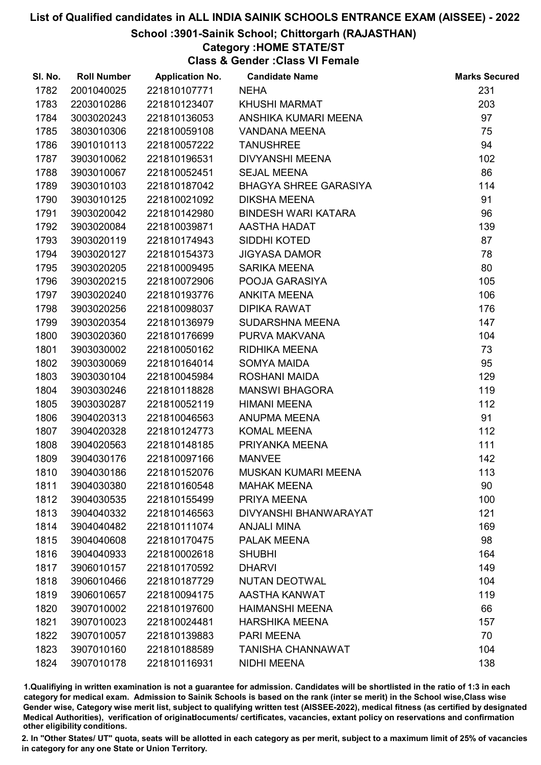# List of Qualified candidates in ALL INDIA SAINIK SCHOOLS ENTRANCE EXAM (AISSEE) - 2022

## School :3901-Sainik School; Chittorgarh (RAJASTHAN)

### Category :HOME STATE/ST

### Class & Gender :Class VI Female

| Sl. No. | Roll Number | Application No. | Candidate Name | Marks Secured |
|---|---|---|---|---|
| 1782 | 2001040025 | 221810107771 | NEHA | 231 |
| 1783 | 2203010286 | 221810123407 | KHUSHI MARMAT | 203 |
| 1784 | 3003020243 | 221810136053 | ANSHIKA KUMARI MEENA | 97 |
| 1785 | 3803010306 | 221810059108 | VANDANA MEENA | 75 |
| 1786 | 3901010113 | 221810057222 | TANUSHREE | 94 |
| 1787 | 3903010062 | 221810196531 | DIVYANSHI MEENA | 102 |
| 1788 | 3903010067 | 221810052451 | SEJAL MEENA | 86 |
| 1789 | 3903010103 | 221810187042 | BHAGYA SHREE GARASIYA | 114 |
| 1790 | 3903010125 | 221810021092 | DIKSHA MEENA | 91 |
| 1791 | 3903020042 | 221810142980 | BINDESH WARI KATARA | 96 |
| 1792 | 3903020084 | 221810039871 | AASTHA HADAT | 139 |
| 1793 | 3903020119 | 221810174943 | SIDDHI KOTED | 87 |
| 1794 | 3903020127 | 221810154373 | JIGYASA DAMOR | 78 |
| 1795 | 3903020205 | 221810009495 | SARIKA MEENA | 80 |
| 1796 | 3903020215 | 221810072906 | POOJA GARASIYA | 105 |
| 1797 | 3903020240 | 221810193776 | ANKITA MEENA | 106 |
| 1798 | 3903020256 | 221810098037 | DIPIKA RAWAT | 176 |
| 1799 | 3903020354 | 221810136979 | SUDARSHNA MEENA | 147 |
| 1800 | 3903020360 | 221810176699 | PURVA MAKVANA | 104 |
| 1801 | 3903030002 | 221810050162 | RIDHIKA MEENA | 73 |
| 1802 | 3903030069 | 221810164014 | SOMYA MAIDA | 95 |
| 1803 | 3903030104 | 221810045984 | ROSHANI MAIDA | 129 |
| 1804 | 3903030246 | 221810118828 | MANSWI BHAGORA | 119 |
| 1805 | 3903030287 | 221810052119 | HIMANI MEENA | 112 |
| 1806 | 3904020313 | 221810046563 | ANUPMA MEENA | 91 |
| 1807 | 3904020328 | 221810124773 | KOMAL MEENA | 112 |
| 1808 | 3904020563 | 221810148185 | PRIYANKA MEENA | 111 |
| 1809 | 3904030176 | 221810097166 | MANVEE | 142 |
| 1810 | 3904030186 | 221810152076 | MUSKAN KUMARI MEENA | 113 |
| 1811 | 3904030380 | 221810160548 | MAHAK MEENA | 90 |
| 1812 | 3904030535 | 221810155499 | PRIYA MEENA | 100 |
| 1813 | 3904040332 | 221810146563 | DIVYANSHI BHANWARAYAT | 121 |
| 1814 | 3904040482 | 221810111074 | ANJALI MINA | 169 |
| 1815 | 3904040608 | 221810170475 | PALAK MEENA | 98 |
| 1816 | 3904040933 | 221810002618 | SHUBHI | 164 |
| 1817 | 3906010157 | 221810170592 | DHARVI | 149 |
| 1818 | 3906010466 | 221810187729 | NUTAN DEOTWAL | 104 |
| 1819 | 3906010657 | 221810094175 | AASTHA KANWAT | 119 |
| 1820 | 3907010002 | 221810197600 | HAIMANSHI MEENA | 66 |
| 1821 | 3907010023 | 221810024481 | HARSHIKA MEENA | 157 |
| 1822 | 3907010057 | 221810139883 | PARI MEENA | 70 |
| 1823 | 3907010160 | 221810188589 | TANISHA CHANNAWAT | 104 |
| 1824 | 3907010178 | 221810116931 | NIDHI MEENA | 138 |

1.Qualifiying in written examination is not a guarantee for admission. Candidates will be shortlisted in the ratio of 1:3 in each category for medical exam. Admission to Sainik Schools is based on the rank (inter se merit) in the School wise,Class wise Gender wise, Category wise merit list, subject to qualifying written test (AISSEE-2022), medical fitness (as certified by designated Medical Authorities), verification of originaldocuments/ certificates, vacancies, extant policy on reservations and confirmation other eligibility conditions.

2. In "Other States/ UT" quota, seats will be allotted in each category as per merit, subject to a maximum limit of 25% of vacancies in category for any one State or Union Territory.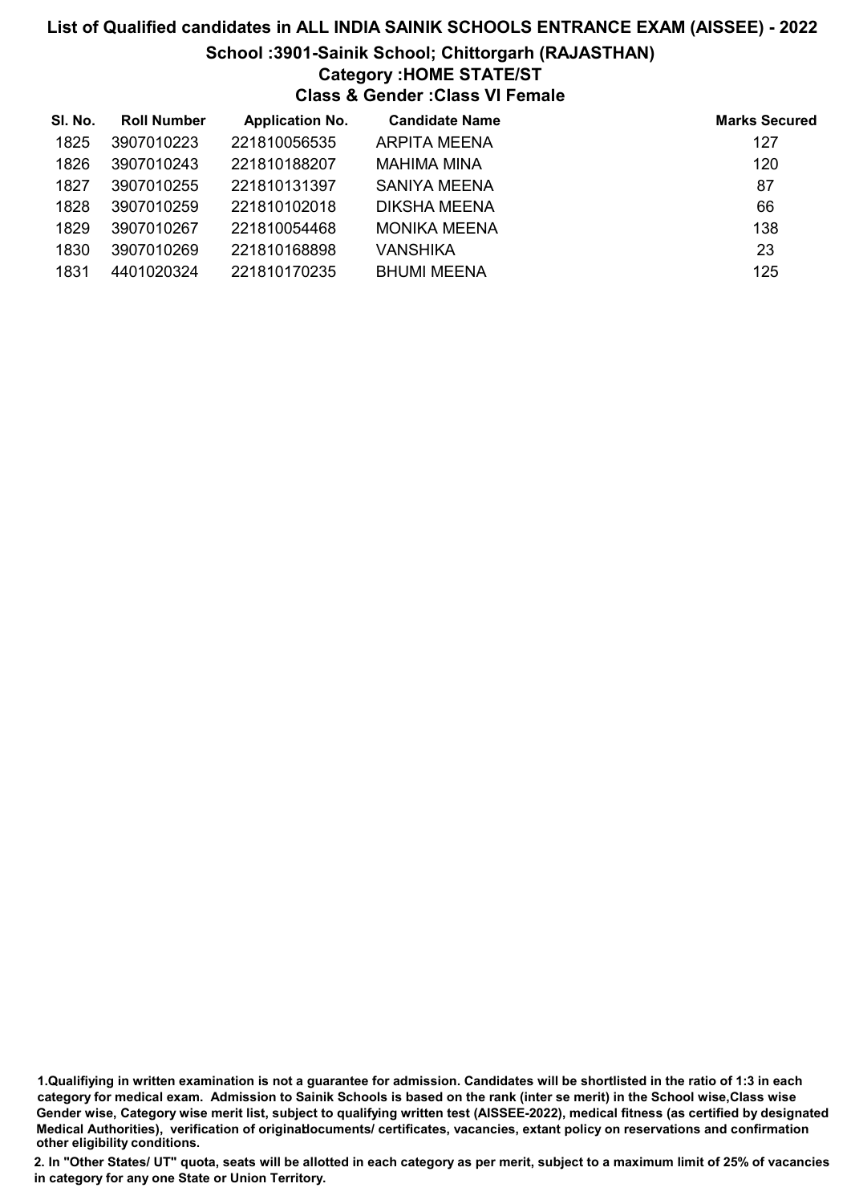# List of Qualified candidates in ALL INDIA SAINIK SCHOOLS ENTRANCE EXAM (AISSEE) - 2022

## School :3901-Sainik School; Chittorgarh (RAJASTHAN)

### Category :HOME STATE/ST

### Class & Gender :Class VI Female

| Sl. No. | Roll Number | Application No. | Candidate Name | Marks Secured |
|---|---|---|---|---|
| 1825 | 3907010223 | 221810056535 | ARPITA MEENA | 127 |
| 1826 | 3907010243 | 221810188207 | MAHIMA MINA | 120 |
| 1827 | 3907010255 | 221810131397 | SANIYA MEENA | 87 |
| 1828 | 3907010259 | 221810102018 | DIKSHA MEENA | 66 |
| 1829 | 3907010267 | 221810054468 | MONIKA MEENA | 138 |
| 1830 | 3907010269 | 221810168898 | VANSHIKA | 23 |
| 1831 | 4401020324 | 221810170235 | BHUMI MEENA | 125 |

1.Qualifiying in written examination is not a guarantee for admission. Candidates will be shortlisted in the ratio of 1:3 in each category for medical exam. Admission to Sainik Schools is based on the rank (inter se merit) in the School wise,Class wise Gender wise, Category wise merit list, subject to qualifying written test (AISSEE-2022), medical fitness (as certified by designated Medical Authorities), verification of originaldocuments/ certificates, vacancies, extant policy on reservations and confirmation other eligibility conditions.

2. In "Other States/ UT" quota, seats will be allotted in each category as per merit, subject to a maximum limit of 25% of vacancies in category for any one State or Union Territory.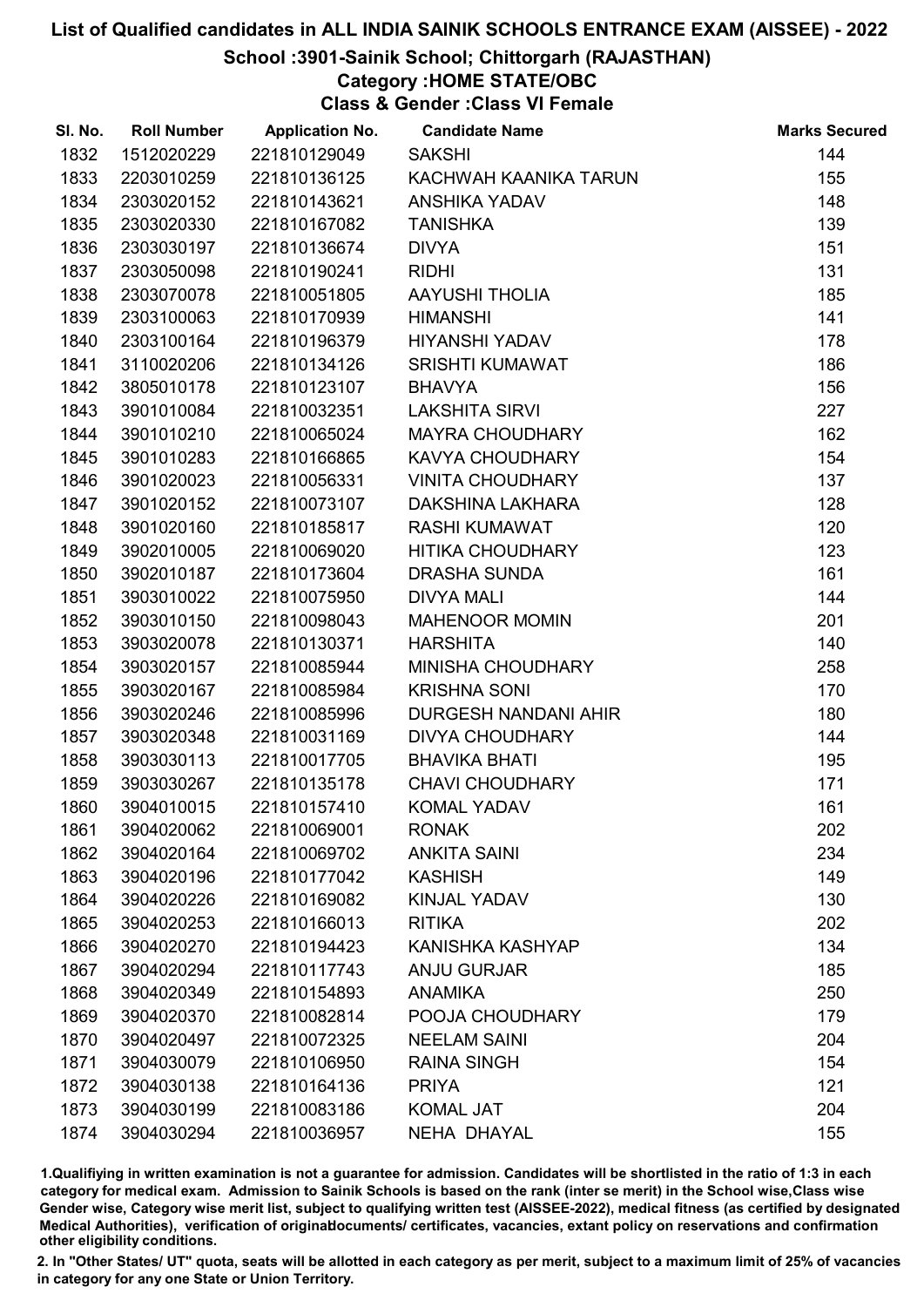# List of Qualified candidates in ALL INDIA SAINIK SCHOOLS ENTRANCE EXAM (AISSEE) - 2022

## School :3901-Sainik School; Chittorgarh (RAJASTHAN)

### Category :HOME STATE/OBC

### Class & Gender :Class VI Female

| Sl. No. | Roll Number | Application No. | Candidate Name | Marks Secured |
|---|---|---|---|---|
| 1832 | 1512020229 | 221810129049 | SAKSHI | 144 |
| 1833 | 2203010259 | 221810136125 | KACHWAH KAANIKA TARUN | 155 |
| 1834 | 2303020152 | 221810143621 | ANSHIKA YADAV | 148 |
| 1835 | 2303020330 | 221810167082 | TANISHKA | 139 |
| 1836 | 2303030197 | 221810136674 | DIVYA | 151 |
| 1837 | 2303050098 | 221810190241 | RIDHI | 131 |
| 1838 | 2303070078 | 221810051805 | AAYUSHI THOLIA | 185 |
| 1839 | 2303100063 | 221810170939 | HIMANSHI | 141 |
| 1840 | 2303100164 | 221810196379 | HIYANSHI YADAV | 178 |
| 1841 | 3110020206 | 221810134126 | SRISHTI KUMAWAT | 186 |
| 1842 | 3805010178 | 221810123107 | BHAVYA | 156 |
| 1843 | 3901010084 | 221810032351 | LAKSHITA SIRVI | 227 |
| 1844 | 3901010210 | 221810065024 | MAYRA CHOUDHARY | 162 |
| 1845 | 3901010283 | 221810166865 | KAVYA CHOUDHARY | 154 |
| 1846 | 3901020023 | 221810056331 | VINITA CHOUDHARY | 137 |
| 1847 | 3901020152 | 221810073107 | DAKSHINA LAKHARA | 128 |
| 1848 | 3901020160 | 221810185817 | RASHI KUMAWAT | 120 |
| 1849 | 3902010005 | 221810069020 | HITIKA CHOUDHARY | 123 |
| 1850 | 3902010187 | 221810173604 | DRASHA SUNDA | 161 |
| 1851 | 3903010022 | 221810075950 | DIVYA MALI | 144 |
| 1852 | 3903010150 | 221810098043 | MAHENOOR MOMIN | 201 |
| 1853 | 3903020078 | 221810130371 | HARSHITA | 140 |
| 1854 | 3903020157 | 221810085944 | MINISHA CHOUDHARY | 258 |
| 1855 | 3903020167 | 221810085984 | KRISHNA SONI | 170 |
| 1856 | 3903020246 | 221810085996 | DURGESH NANDANI AHIR | 180 |
| 1857 | 3903020348 | 221810031169 | DIVYA CHOUDHARY | 144 |
| 1858 | 3903030113 | 221810017705 | BHAVIKA BHATI | 195 |
| 1859 | 3903030267 | 221810135178 | CHAVI CHOUDHARY | 171 |
| 1860 | 3904010015 | 221810157410 | KOMAL YADAV | 161 |
| 1861 | 3904020062 | 221810069001 | RONAK | 202 |
| 1862 | 3904020164 | 221810069702 | ANKITA SAINI | 234 |
| 1863 | 3904020196 | 221810177042 | KASHISH | 149 |
| 1864 | 3904020226 | 221810169082 | KINJAL YADAV | 130 |
| 1865 | 3904020253 | 221810166013 | RITIKA | 202 |
| 1866 | 3904020270 | 221810194423 | KANISHKA KASHYAP | 134 |
| 1867 | 3904020294 | 221810117743 | ANJU GURJAR | 185 |
| 1868 | 3904020349 | 221810154893 | ANAMIKA | 250 |
| 1869 | 3904020370 | 221810082814 | POOJA CHOUDHARY | 179 |
| 1870 | 3904020497 | 221810072325 | NEELAM SAINI | 204 |
| 1871 | 3904030079 | 221810106950 | RAINA SINGH | 154 |
| 1872 | 3904030138 | 221810164136 | PRIYA | 121 |
| 1873 | 3904030199 | 221810083186 | KOMAL JAT | 204 |
| 1874 | 3904030294 | 221810036957 | NEHA DHAYAL | 155 |

1.Qualifiying in written examination is not a guarantee for admission. Candidates will be shortlisted in the ratio of 1:3 in each category for medical exam. Admission to Sainik Schools is based on the rank (inter se merit) in the School wise,Class wise Gender wise, Category wise merit list, subject to qualifying written test (AISSEE-2022), medical fitness (as certified by designated Medical Authorities), verification of originaldocuments/ certificates, vacancies, extant policy on reservations and confirmation other eligibility conditions.

2. In "Other States/ UT" quota, seats will be allotted in each category as per merit, subject to a maximum limit of 25% of vacancies in category for any one State or Union Territory.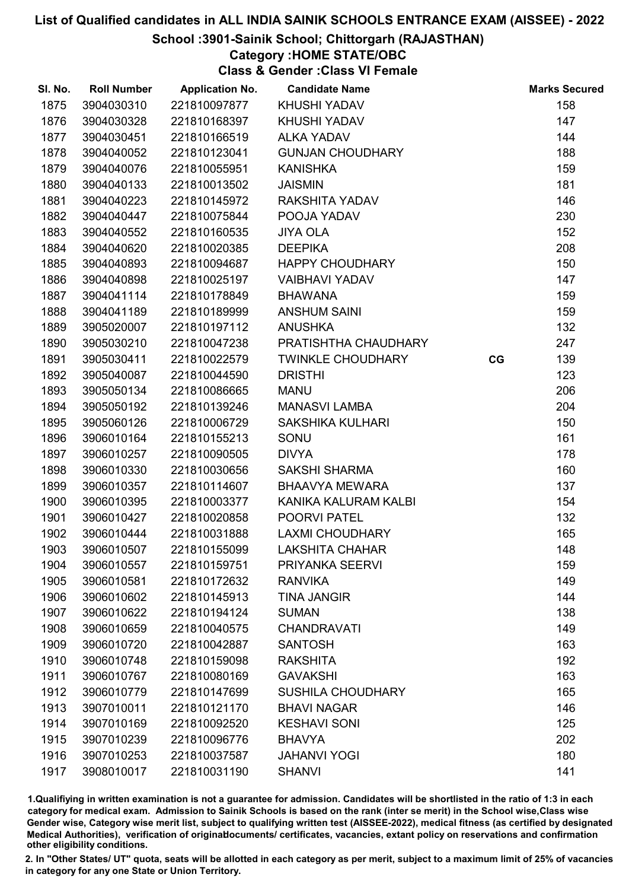# List of Qualified candidates in ALL INDIA SAINIK SCHOOLS ENTRANCE EXAM (AISSEE) - 2022

## School :3901-Sainik School; Chittorgarh (RAJASTHAN)

### Category :HOME STATE/OBC

### Class & Gender :Class VI Female

| Sl. No. | Roll Number | Application No. | Candidate Name | | Marks Secured |
|---|---|---|---|---|---|
| 1875 | 3904030310 | 221810097877 | KHUSHI YADAV | | 158 |
| 1876 | 3904030328 | 221810168397 | KHUSHI YADAV | | 147 |
| 1877 | 3904030451 | 221810166519 | ALKA YADAV | | 144 |
| 1878 | 3904040052 | 221810123041 | GUNJAN CHOUDHARY | | 188 |
| 1879 | 3904040076 | 221810055951 | KANISHKA | | 159 |
| 1880 | 3904040133 | 221810013502 | JAISMIN | | 181 |
| 1881 | 3904040223 | 221810145972 | RAKSHITA YADAV | | 146 |
| 1882 | 3904040447 | 221810075844 | POOJA YADAV | | 230 |
| 1883 | 3904040552 | 221810160535 | JIYA OLA | | 152 |
| 1884 | 3904040620 | 221810020385 | DEEPIKA | | 208 |
| 1885 | 3904040893 | 221810094687 | HAPPY CHOUDHARY | | 150 |
| 1886 | 3904040898 | 221810025197 | VAIBHAVI YADAV | | 147 |
| 1887 | 3904041114 | 221810178849 | BHAWANA | | 159 |
| 1888 | 3904041189 | 221810189999 | ANSHUM SAINI | | 159 |
| 1889 | 3905020007 | 221810197112 | ANUSHKA | | 132 |
| 1890 | 3905030210 | 221810047238 | PRATISHTHA CHAUDHARY | | 247 |
| 1891 | 3905030411 | 221810022579 | TWINKLE CHOUDHARY | CG | 139 |
| 1892 | 3905040087 | 221810044590 | DRISTHI | | 123 |
| 1893 | 3905050134 | 221810086665 | MANU | | 206 |
| 1894 | 3905050192 | 221810139246 | MANASVI LAMBA | | 204 |
| 1895 | 3905060126 | 221810006729 | SAKSHIKA KULHARI | | 150 |
| 1896 | 3906010164 | 221810155213 | SONU | | 161 |
| 1897 | 3906010257 | 221810090505 | DIVYA | | 178 |
| 1898 | 3906010330 | 221810030656 | SAKSHI SHARMA | | 160 |
| 1899 | 3906010357 | 221810114607 | BHAAVYA MEWARA | | 137 |
| 1900 | 3906010395 | 221810003377 | KANIKA KALURAM KALBI | | 154 |
| 1901 | 3906010427 | 221810020858 | POORVI PATEL | | 132 |
| 1902 | 3906010444 | 221810031888 | LAXMI CHOUDHARY | | 165 |
| 1903 | 3906010507 | 221810155099 | LAKSHITA CHAHAR | | 148 |
| 1904 | 3906010557 | 221810159751 | PRIYANKA SEERVI | | 159 |
| 1905 | 3906010581 | 221810172632 | RANVIKA | | 149 |
| 1906 | 3906010602 | 221810145913 | TINA JANGIR | | 144 |
| 1907 | 3906010622 | 221810194124 | SUMAN | | 138 |
| 1908 | 3906010659 | 221810040575 | CHANDRAVATI | | 149 |
| 1909 | 3906010720 | 221810042887 | SANTOSH | | 163 |
| 1910 | 3906010748 | 221810159098 | RAKSHITA | | 192 |
| 1911 | 3906010767 | 221810080169 | GAVAKSHI | | 163 |
| 1912 | 3906010779 | 221810147699 | SUSHILA CHOUDHARY | | 165 |
| 1913 | 3907010011 | 221810121170 | BHAVI NAGAR | | 146 |
| 1914 | 3907010169 | 221810092520 | KESHAVI SONI | | 125 |
| 1915 | 3907010239 | 221810096776 | BHAVYA | | 202 |
| 1916 | 3907010253 | 221810037587 | JAHANVI YOGI | | 180 |
| 1917 | 3908010017 | 221810031190 | SHANVI | | 141 |

1.Qualifying in written examination is not a guarantee for admission. Candidates will be shortlisted in the ratio of 1:3 in each category for medical exam. Admission to Sainik Schools is based on the rank (inter se merit) in the School wise,Class wise Gender wise, Category wise merit list, subject to qualifying written test (AISSEE-2022), medical fitness (as certified by designated Medical Authorities), verification of originaldocuments/ certificates, vacancies, extant policy on reservations and confirmation other eligibility conditions.

2. In "Other States/ UT" quota, seats will be allotted in each category as per merit, subject to a maximum limit of 25% of vacancies in category for any one State or Union Territory.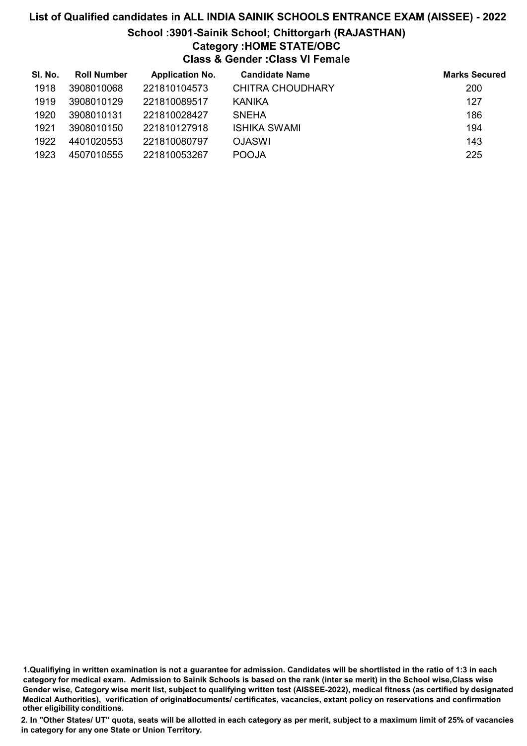# List of Qualified candidates in ALL INDIA SAINIK SCHOOLS ENTRANCE EXAM (AISSEE) - 2022

## School :3901-Sainik School; Chittorgarh (RAJASTHAN)

### Category :HOME STATE/OBC

### Class & Gender :Class VI Female

| Sl. No. | Roll Number | Application No. | Candidate Name | Marks Secured |
|---|---|---|---|---|
| 1918 | 3908010068 | 221810104573 | CHITRA CHOUDHARY | 200 |
| 1919 | 3908010129 | 221810089517 | KANIKA | 127 |
| 1920 | 3908010131 | 221810028427 | SNEHA | 186 |
| 1921 | 3908010150 | 221810127918 | ISHIKA SWAMI | 194 |
| 1922 | 4401020553 | 221810080797 | OJASWI | 143 |
| 1923 | 4507010555 | 221810053267 | POOJA | 225 |

**1.Qualifiying in written examination is not a guarantee for admission. Candidates will be shortlisted in the ratio of 1:3 in each category for medical exam. Admission to Sainik Schools is based on the rank (inter se merit) in the School wise,Class wise Gender wise, Category wise merit list, subject to qualifying written test (AISSEE-2022), medical fitness (as certified by designated Medical Authorities), verification of originaldocuments/ certificates, vacancies, extant policy on reservations and confirmation other eligibility conditions.**

**2. In "Other States/ UT" quota, seats will be allotted in each category as per merit, subject to a maximum limit of 25% of vacancies in category for any one State or Union Territory.**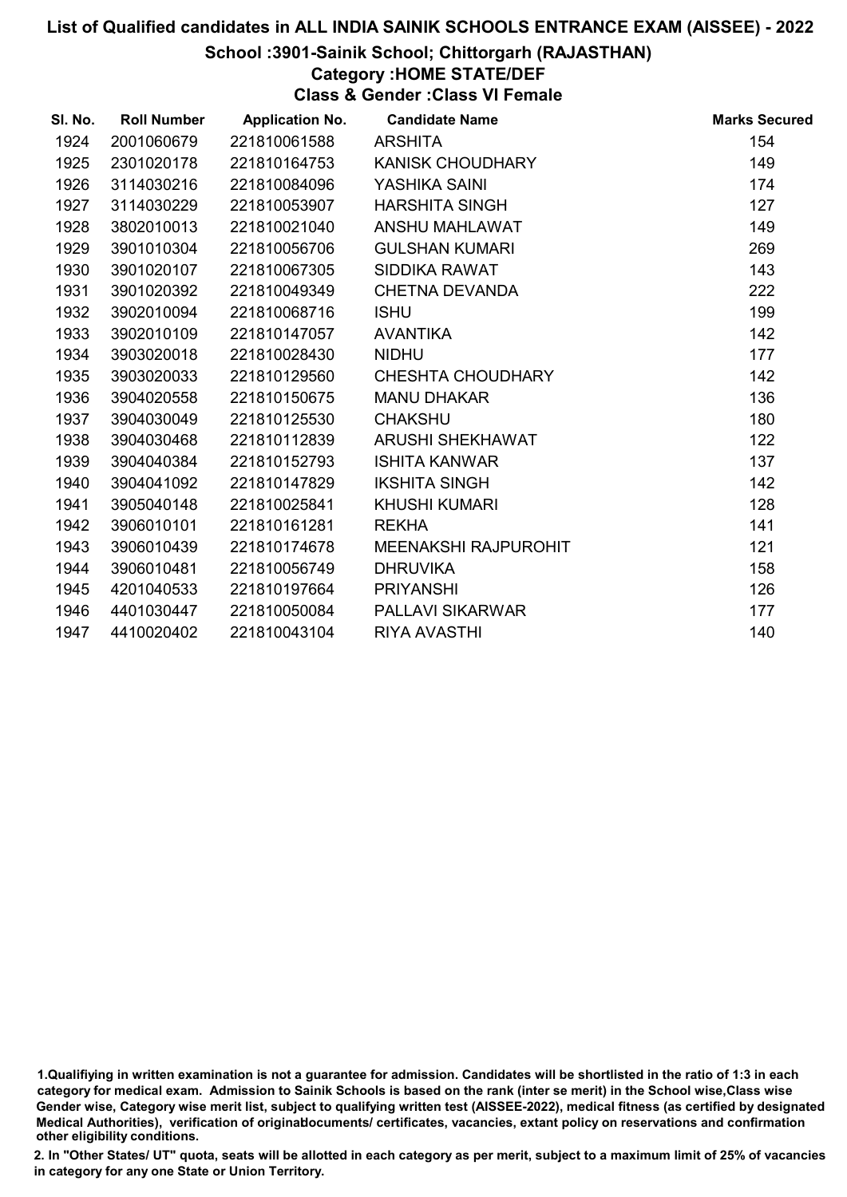# List of Qualified candidates in ALL INDIA SAINIK SCHOOLS ENTRANCE EXAM (AISSEE) - 2022

## School :3901-Sainik School; Chittorgarh (RAJASTHAN)

### Category :HOME STATE/DEF

### Class & Gender :Class VI Female

| Sl. No. | Roll Number | Application No. | Candidate Name | Marks Secured |
|---|---|---|---|---|
| 1924 | 2001060679 | 221810061588 | ARSHITA | 154 |
| 1925 | 2301020178 | 221810164753 | KANISK CHOUDHARY | 149 |
| 1926 | 3114030216 | 221810084096 | YASHIKA SAINI | 174 |
| 1927 | 3114030229 | 221810053907 | HARSHITA SINGH | 127 |
| 1928 | 3802010013 | 221810021040 | ANSHU MAHLAWAT | 149 |
| 1929 | 3901010304 | 221810056706 | GULSHAN KUMARI | 269 |
| 1930 | 3901020107 | 221810067305 | SIDDIKA RAWAT | 143 |
| 1931 | 3901020392 | 221810049349 | CHETNA DEVANDA | 222 |
| 1932 | 3902010094 | 221810068716 | ISHU | 199 |
| 1933 | 3902010109 | 221810147057 | AVANTIKA | 142 |
| 1934 | 3903020018 | 221810028430 | NIDHU | 177 |
| 1935 | 3903020033 | 221810129560 | CHESHTA CHOUDHARY | 142 |
| 1936 | 3904020558 | 221810150675 | MANU DHAKAR | 136 |
| 1937 | 3904030049 | 221810125530 | CHAKSHU | 180 |
| 1938 | 3904030468 | 221810112839 | ARUSHI SHEKHAWAT | 122 |
| 1939 | 3904040384 | 221810152793 | ISHITA KANWAR | 137 |
| 1940 | 3904041092 | 221810147829 | IKSHITA SINGH | 142 |
| 1941 | 3905040148 | 221810025841 | KHUSHI KUMARI | 128 |
| 1942 | 3906010101 | 221810161281 | REKHA | 141 |
| 1943 | 3906010439 | 221810174678 | MEENAKSHI RAJPUROHIT | 121 |
| 1944 | 3906010481 | 221810056749 | DHRUVIKA | 158 |
| 1945 | 4201040533 | 221810197664 | PRIYANSHI | 126 |
| 1946 | 4401030447 | 221810050084 | PALLAVI SIKARWAR | 177 |
| 1947 | 4410020402 | 221810043104 | RIYA AVASTHI | 140 |

1.Qualifiying in written examination is not a guarantee for admission. Candidates will be shortlisted in the ratio of 1:3 in each category for medical exam. Admission to Sainik Schools is based on the rank (inter se merit) in the School wise,Class wise Gender wise, Category wise merit list, subject to qualifying written test (AISSEE-2022), medical fitness (as certified by designated Medical Authorities), verification of originaldocuments/ certificates, vacancies, extant policy on reservations and confirmation other eligibility conditions.

2. In "Other States/ UT" quota, seats will be allotted in each category as per merit, subject to a maximum limit of 25% of vacancies in category for any one State or Union Territory.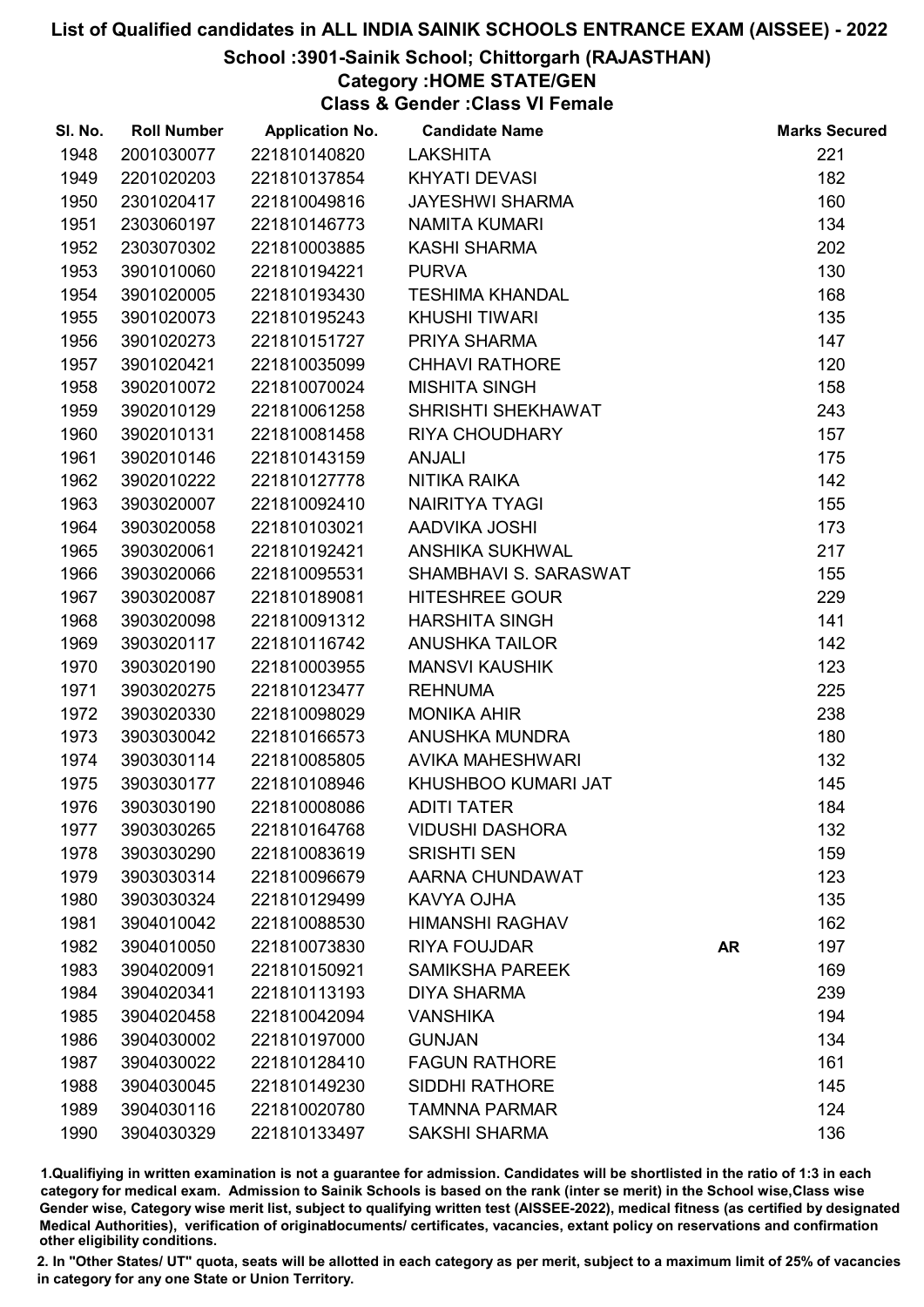# List of Qualified candidates in ALL INDIA SAINIK SCHOOLS ENTRANCE EXAM (AISSEE) - 2022

## School :3901-Sainik School; Chittorgarh (RAJASTHAN)

### Category :HOME STATE/GEN

### Class & Gender :Class VI Female

| Sl. No. | Roll Number | Application No. | Candidate Name | | Marks Secured |
|---|---|---|---|---|---|
| 1948 | 2001030077 | 221810140820 | LAKSHITA | | 221 |
| 1949 | 2201020203 | 221810137854 | KHYATI DEVASI | | 182 |
| 1950 | 2301020417 | 221810049816 | JAYESHWI SHARMA | | 160 |
| 1951 | 2303060197 | 221810146773 | NAMITA KUMARI | | 134 |
| 1952 | 2303070302 | 221810003885 | KASHI SHARMA | | 202 |
| 1953 | 3901010060 | 221810194221 | PURVA | | 130 |
| 1954 | 3901020005 | 221810193430 | TESHIMA KHANDAL | | 168 |
| 1955 | 3901020073 | 221810195243 | KHUSHI TIWARI | | 135 |
| 1956 | 3901020273 | 221810151727 | PRIYA SHARMA | | 147 |
| 1957 | 3901020421 | 221810035099 | CHHAVI RATHORE | | 120 |
| 1958 | 3902010072 | 221810070024 | MISHITA SINGH | | 158 |
| 1959 | 3902010129 | 221810061258 | SHRISHTI SHEKHAWAT | | 243 |
| 1960 | 3902010131 | 221810081458 | RIYA CHOUDHARY | | 157 |
| 1961 | 3902010146 | 221810143159 | ANJALI | | 175 |
| 1962 | 3902010222 | 221810127778 | NITIKA RAIKA | | 142 |
| 1963 | 3903020007 | 221810092410 | NAIRITYA TYAGI | | 155 |
| 1964 | 3903020058 | 221810103021 | AADVIKA JOSHI | | 173 |
| 1965 | 3903020061 | 221810192421 | ANSHIKA SUKHWAL | | 217 |
| 1966 | 3903020066 | 221810095531 | SHAMBHAVI S. SARASWAT | | 155 |
| 1967 | 3903020087 | 221810189081 | HITESHREE GOUR | | 229 |
| 1968 | 3903020098 | 221810091312 | HARSHITA SINGH | | 141 |
| 1969 | 3903020117 | 221810116742 | ANUSHKA TAILOR | | 142 |
| 1970 | 3903020190 | 221810003955 | MANSVI KAUSHIK | | 123 |
| 1971 | 3903020275 | 221810123477 | REHNUMA | | 225 |
| 1972 | 3903020330 | 221810098029 | MONIKA AHIR | | 238 |
| 1973 | 3903030042 | 221810166573 | ANUSHKA MUNDRA | | 180 |
| 1974 | 3903030114 | 221810085805 | AVIKA MAHESHWARI | | 132 |
| 1975 | 3903030177 | 221810108946 | KHUSHBOO KUMARI JAT | | 145 |
| 1976 | 3903030190 | 221810008086 | ADITI TATER | | 184 |
| 1977 | 3903030265 | 221810164768 | VIDUSHI DASHORA | | 132 |
| 1978 | 3903030290 | 221810083619 | SRISHTI SEN | | 159 |
| 1979 | 3903030314 | 221810096679 | AARNA CHUNDAWAT | | 123 |
| 1980 | 3903030324 | 221810129499 | KAVYA OJHA | | 135 |
| 1981 | 3904010042 | 221810088530 | HIMANSHI RAGHAV | | 162 |
| 1982 | 3904010050 | 221810073830 | RIYA FOUJDAR | AR | 197 |
| 1983 | 3904020091 | 221810150921 | SAMIKSHA PAREEK | | 169 |
| 1984 | 3904020341 | 221810113193 | DIYA SHARMA | | 239 |
| 1985 | 3904020458 | 221810042094 | VANSHIKA | | 194 |
| 1986 | 3904030002 | 221810197000 | GUNJAN | | 134 |
| 1987 | 3904030022 | 221810128410 | FAGUN RATHORE | | 161 |
| 1988 | 3904030045 | 221810149230 | SIDDHI RATHORE | | 145 |
| 1989 | 3904030116 | 221810020780 | TAMNNA PARMAR | | 124 |
| 1990 | 3904030329 | 221810133497 | SAKSHI SHARMA | | 136 |

1.Qualifiying in written examination is not a guarantee for admission. Candidates will be shortlisted in the ratio of 1:3 in each category for medical exam. Admission to Sainik Schools is based on the rank (inter se merit) in the School wise,Class wise Gender wise, Category wise merit list, subject to qualifying written test (AISSEE-2022), medical fitness (as certified by designated Medical Authorities), verification of originaldocuments/ certificates, vacancies, extant policy on reservations and confirmation other eligibility conditions.

2. In "Other States/ UT" quota, seats will be allotted in each category as per merit, subject to a maximum limit of 25% of vacancies in category for any one State or Union Territory.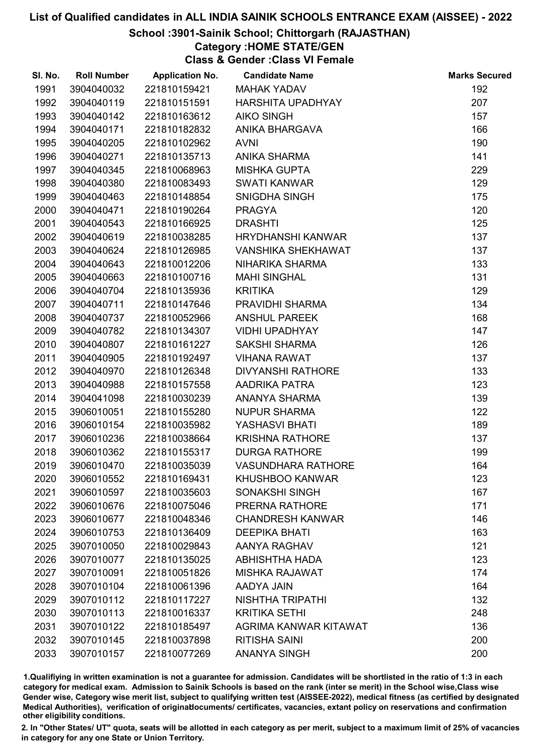# List of Qualified candidates in ALL INDIA SAINIK SCHOOLS ENTRANCE EXAM (AISSEE) - 2022

## School :3901-Sainik School; Chittorgarh (RAJASTHAN)

### Category :HOME STATE/GEN

### Class & Gender :Class VI Female

| Sl. No. | Roll Number | Application No. | Candidate Name | Marks Secured |
|---|---|---|---|---|
| 1991 | 3904040032 | 221810159421 | MAHAK YADAV | 192 |
| 1992 | 3904040119 | 221810151591 | HARSHITA UPADHYAY | 207 |
| 1993 | 3904040142 | 221810163612 | AIKO SINGH | 157 |
| 1994 | 3904040171 | 221810182832 | ANIKA BHARGAVA | 166 |
| 1995 | 3904040205 | 221810102962 | AVNI | 190 |
| 1996 | 3904040271 | 221810135713 | ANIKA SHARMA | 141 |
| 1997 | 3904040345 | 221810068963 | MISHKA GUPTA | 229 |
| 1998 | 3904040380 | 221810083493 | SWATI KANWAR | 129 |
| 1999 | 3904040463 | 221810148854 | SNIGDHA SINGH | 175 |
| 2000 | 3904040471 | 221810190264 | PRAGYA | 120 |
| 2001 | 3904040543 | 221810166925 | DRASHTI | 125 |
| 2002 | 3904040619 | 221810038285 | HRYDHANSHI KANWAR | 137 |
| 2003 | 3904040624 | 221810126985 | VANSHIKA SHEKHAWAT | 137 |
| 2004 | 3904040643 | 221810012206 | NIHARIKA SHARMA | 133 |
| 2005 | 3904040663 | 221810100716 | MAHI SINGHAL | 131 |
| 2006 | 3904040704 | 221810135936 | KRITIKA | 129 |
| 2007 | 3904040711 | 221810147646 | PRAVIDHI SHARMA | 134 |
| 2008 | 3904040737 | 221810052966 | ANSHUL PAREEK | 168 |
| 2009 | 3904040782 | 221810134307 | VIDHI UPADHYAY | 147 |
| 2010 | 3904040807 | 221810161227 | SAKSHI SHARMA | 126 |
| 2011 | 3904040905 | 221810192497 | VIHANA RAWAT | 137 |
| 2012 | 3904040970 | 221810126348 | DIVYANSHI RATHORE | 133 |
| 2013 | 3904040988 | 221810157558 | AADRIKA PATRA | 123 |
| 2014 | 3904041098 | 221810030239 | ANANYA SHARMA | 139 |
| 2015 | 3906010051 | 221810155280 | NUPUR SHARMA | 122 |
| 2016 | 3906010154 | 221810035982 | YASHASVI BHATI | 189 |
| 2017 | 3906010236 | 221810038664 | KRISHNA RATHORE | 137 |
| 2018 | 3906010362 | 221810155317 | DURGA RATHORE | 199 |
| 2019 | 3906010470 | 221810035039 | VASUNDHARA RATHORE | 164 |
| 2020 | 3906010552 | 221810169431 | KHUSHBOO KANWAR | 123 |
| 2021 | 3906010597 | 221810035603 | SONAKSHI SINGH | 167 |
| 2022 | 3906010676 | 221810075046 | PRERNA RATHORE | 171 |
| 2023 | 3906010677 | 221810048346 | CHANDRESH KANWAR | 146 |
| 2024 | 3906010753 | 221810136409 | DEEPIKA BHATI | 163 |
| 2025 | 3907010050 | 221810029843 | AANYA RAGHAV | 121 |
| 2026 | 3907010077 | 221810135025 | ABHISHTHA HADA | 123 |
| 2027 | 3907010091 | 221810051826 | MISHKA RAJAWAT | 174 |
| 2028 | 3907010104 | 221810061396 | AADYA JAIN | 164 |
| 2029 | 3907010112 | 221810117227 | NISHTHA TRIPATHI | 132 |
| 2030 | 3907010113 | 221810016337 | KRITIKA SETHI | 248 |
| 2031 | 3907010122 | 221810185497 | AGRIMA KANWAR KITAWAT | 136 |
| 2032 | 3907010145 | 221810037898 | RITISHA SAINI | 200 |
| 2033 | 3907010157 | 221810077269 | ANANYA SINGH | 200 |

1.Qualifying in written examination is not a guarantee for admission. Candidates will be shortlisted in the ratio of 1:3 in each category for medical exam. Admission to Sainik Schools is based on the rank (inter se merit) in the School wise,Class wise Gender wise, Category wise merit list, subject to qualifying written test (AISSEE-2022), medical fitness (as certified by designated Medical Authorities), verification of originaldocuments/ certificates, vacancies, extant policy on reservations and confirmation other eligibility conditions.

2. In "Other States/ UT" quota, seats will be allotted in each category as per merit, subject to a maximum limit of 25% of vacancies in category for any one State or Union Territory.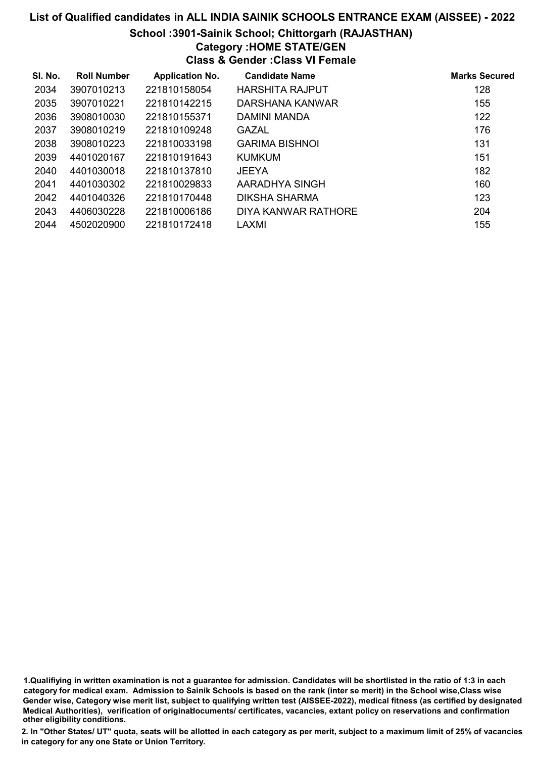# List of Qualified candidates in ALL INDIA SAINIK SCHOOLS ENTRANCE EXAM (AISSEE) - 2022

## School :3901-Sainik School; Chittorgarh (RAJASTHAN)

### Category :HOME STATE/GEN

### Class & Gender :Class VI Female

| Sl. No. | Roll Number | Application No. | Candidate Name | Marks Secured |
|---|---|---|---|---|
| 2034 | 3907010213 | 221810158054 | HARSHITA RAJPUT | 128 |
| 2035 | 3907010221 | 221810142215 | DARSHANA KANWAR | 155 |
| 2036 | 3908010030 | 221810155371 | DAMINI MANDA | 122 |
| 2037 | 3908010219 | 221810109248 | GAZAL | 176 |
| 2038 | 3908010223 | 221810033198 | GARIMA BISHNOI | 131 |
| 2039 | 4401020167 | 221810191643 | KUMKUM | 151 |
| 2040 | 4401030018 | 221810137810 | JEEYA | 182 |
| 2041 | 4401030302 | 221810029833 | AARADHYA SINGH | 160 |
| 2042 | 4401040326 | 221810170448 | DIKSHA SHARMA | 123 |
| 2043 | 4406030228 | 221810006186 | DIYA KANWAR RATHORE | 204 |
| 2044 | 4502020900 | 221810172418 | LAXMI | 155 |

1.Qualifiying in written examination is not a guarantee for admission. Candidates will be shortlisted in the ratio of 1:3 in each category for medical exam. Admission to Sainik Schools is based on the rank (inter se merit) in the School wise,Class wise Gender wise, Category wise merit list, subject to qualifying written test (AISSEE-2022), medical fitness (as certified by designated Medical Authorities), verification of originaldocuments/ certificates, vacancies, extant policy on reservations and confirmation other eligibility conditions.

2. In "Other States/ UT" quota, seats will be allotted in each category as per merit, subject to a maximum limit of 25% of vacancies in category for any one State or Union Territory.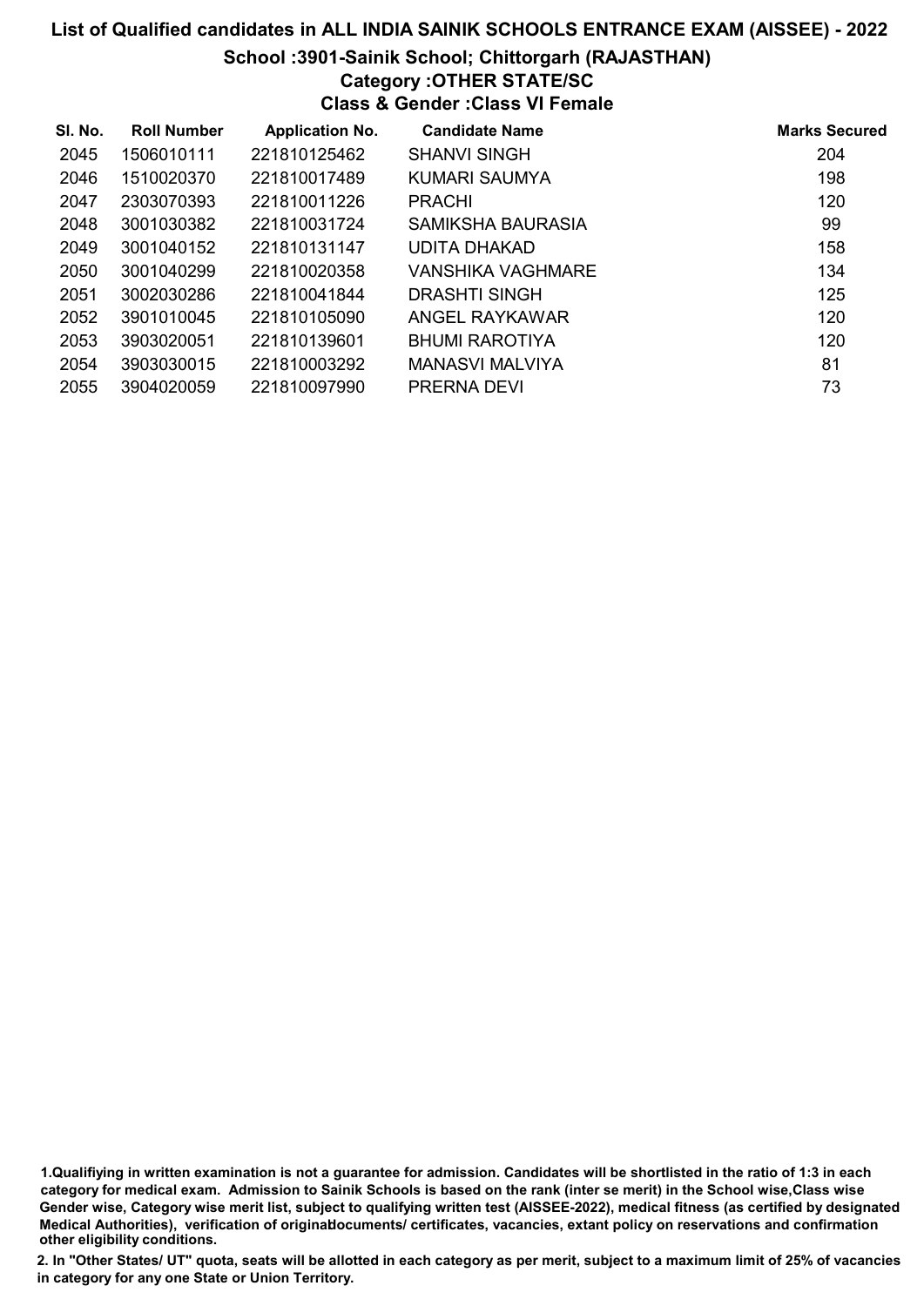# List of Qualified candidates in ALL INDIA SAINIK SCHOOLS ENTRANCE EXAM (AISSEE) - 2022

## School :3901-Sainik School; Chittorgarh (RAJASTHAN)

### Category :OTHER STATE/SC

### Class & Gender :Class VI Female

| Sl. No. | Roll Number | Application No. | Candidate Name | Marks Secured |
|---|---|---|---|---|
| 2045 | 1506010111 | 221810125462 | SHANVI SINGH | 204 |
| 2046 | 1510020370 | 221810017489 | KUMARI SAUMYA | 198 |
| 2047 | 2303070393 | 221810011226 | PRACHI | 120 |
| 2048 | 3001030382 | 221810031724 | SAMIKSHA BAURASIA | 99 |
| 2049 | 3001040152 | 221810131147 | UDITA DHAKAD | 158 |
| 2050 | 3001040299 | 221810020358 | VANSHIKA VAGHMARE | 134 |
| 2051 | 3002030286 | 221810041844 | DRASHTI SINGH | 125 |
| 2052 | 3901010045 | 221810105090 | ANGEL RAYKAWAR | 120 |
| 2053 | 3903020051 | 221810139601 | BHUMI RAROTIYA | 120 |
| 2054 | 3903030015 | 221810003292 | MANASVI MALVIYA | 81 |
| 2055 | 3904020059 | 221810097990 | PRERNA DEVI | 73 |

1.Qualifiying in written examination is not a guarantee for admission. Candidates will be shortlisted in the ratio of 1:3 in each category for medical exam. Admission to Sainik Schools is based on the rank (inter se merit) in the School wise,Class wise Gender wise, Category wise merit list, subject to qualifying written test (AISSEE-2022), medical fitness (as certified by designated Medical Authorities), verification of originaldocuments/ certificates, vacancies, extant policy on reservations and confirmation other eligibility conditions.

2. In "Other States/ UT" quota, seats will be allotted in each category as per merit, subject to a maximum limit of 25% of vacancies in category for any one State or Union Territory.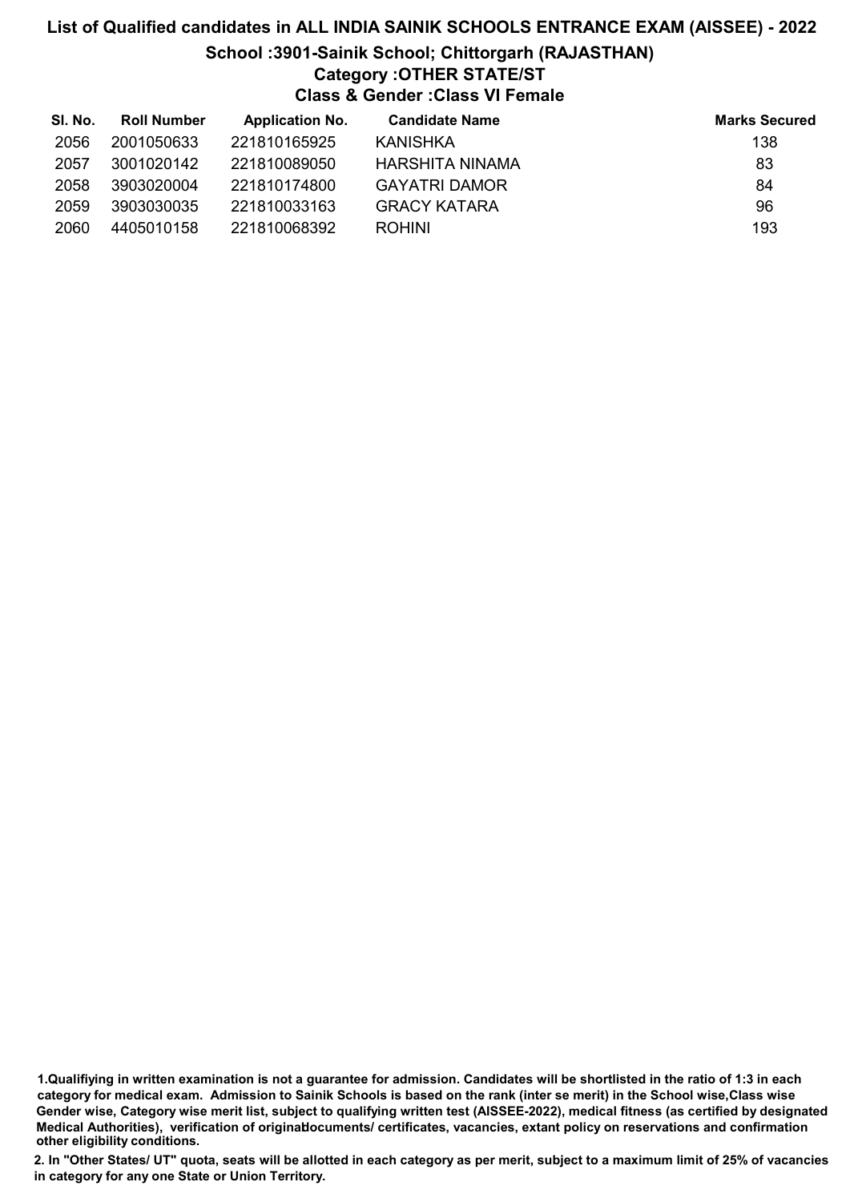# List of Qualified candidates in ALL INDIA SAINIK SCHOOLS ENTRANCE EXAM (AISSEE) - 2022

## School :3901-Sainik School; Chittorgarh (RAJASTHAN)

### Category :OTHER STATE/ST

### Class & Gender :Class VI Female

| Sl. No. | Roll Number | Application No. | Candidate Name | Marks Secured |
|---|---|---|---|---|
| 2056 | 2001050633 | 221810165925 | KANISHKA | 138 |
| 2057 | 3001020142 | 221810089050 | HARSHITA NINAMA | 83 |
| 2058 | 3903020004 | 221810174800 | GAYATRI DAMOR | 84 |
| 2059 | 3903030035 | 221810033163 | GRACY KATARA | 96 |
| 2060 | 4405010158 | 221810068392 | ROHINI | 193 |

1.Qualifiying in written examination is not a guarantee for admission. Candidates will be shortlisted in the ratio of 1:3 in each category for medical exam. Admission to Sainik Schools is based on the rank (inter se merit) in the School wise,Class wise Gender wise, Category wise merit list, subject to qualifying written test (AISSEE-2022), medical fitness (as certified by designated Medical Authorities), verification of originaldocuments/ certificates, vacancies, extant policy on reservations and confirmation other eligibility conditions.

2. In "Other States/ UT" quota, seats will be allotted in each category as per merit, subject to a maximum limit of 25% of vacancies in category for any one State or Union Territory.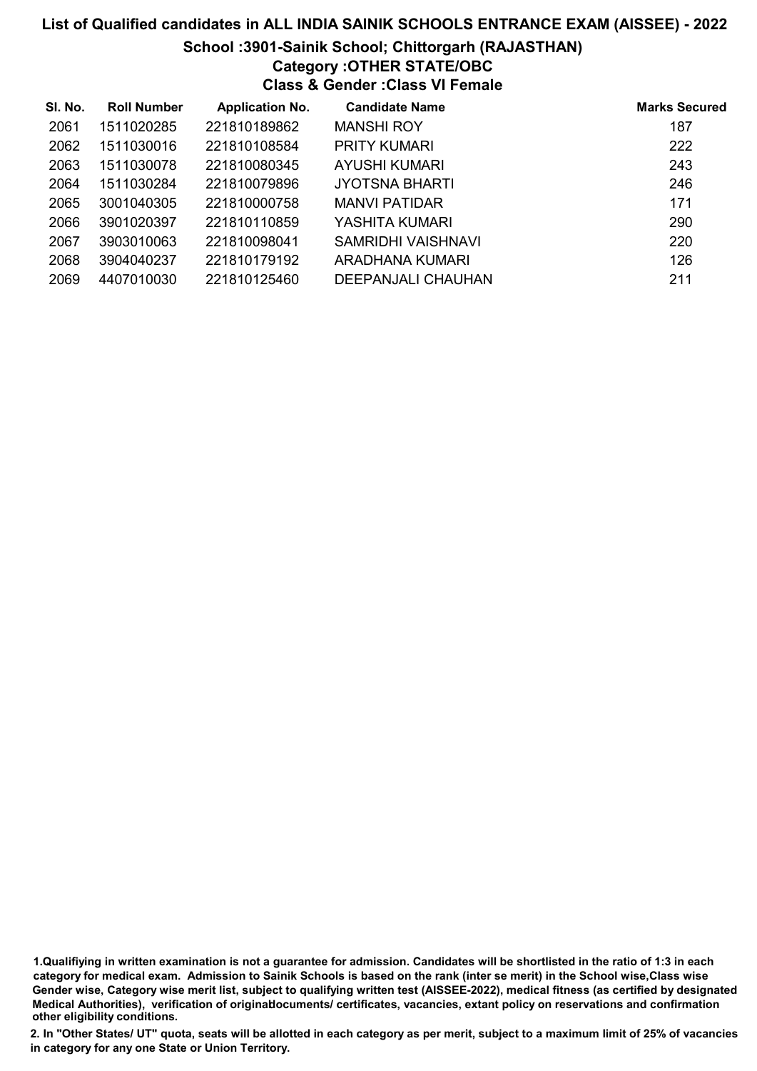# List of Qualified candidates in ALL INDIA SAINIK SCHOOLS ENTRANCE EXAM (AISSEE) - 2022

## School :3901-Sainik School; Chittorgarh (RAJASTHAN)

### Category :OTHER STATE/OBC

### Class & Gender :Class VI Female

| Sl. No. | Roll Number | Application No. | Candidate Name | Marks Secured |
|---|---|---|---|---|
| 2061 | 1511020285 | 221810189862 | MANSHI ROY | 187 |
| 2062 | 1511030016 | 221810108584 | PRITY KUMARI | 222 |
| 2063 | 1511030078 | 221810080345 | AYUSHI KUMARI | 243 |
| 2064 | 1511030284 | 221810079896 | JYOTSNA BHARTI | 246 |
| 2065 | 3001040305 | 221810000758 | MANVI PATIDAR | 171 |
| 2066 | 3901020397 | 221810110859 | YASHITA KUMARI | 290 |
| 2067 | 3903010063 | 221810098041 | SAMRIDHI VAISHNAVI | 220 |
| 2068 | 3904040237 | 221810179192 | ARADHANA KUMARI | 126 |
| 2069 | 4407010030 | 221810125460 | DEEPANJALI CHAUHAN | 211 |

1.Qualifiying in written examination is not a guarantee for admission. Candidates will be shortlisted in the ratio of 1:3 in each category for medical exam. Admission to Sainik Schools is based on the rank (inter se merit) in the School wise,Class wise Gender wise, Category wise merit list, subject to qualifying written test (AISSEE-2022), medical fitness (as certified by designated Medical Authorities), verification of originaldocuments/ certificates, vacancies, extant policy on reservations and confirmation other eligibility conditions.

2. In "Other States/ UT" quota, seats will be allotted in each category as per merit, subject to a maximum limit of 25% of vacancies in category for any one State or Union Territory.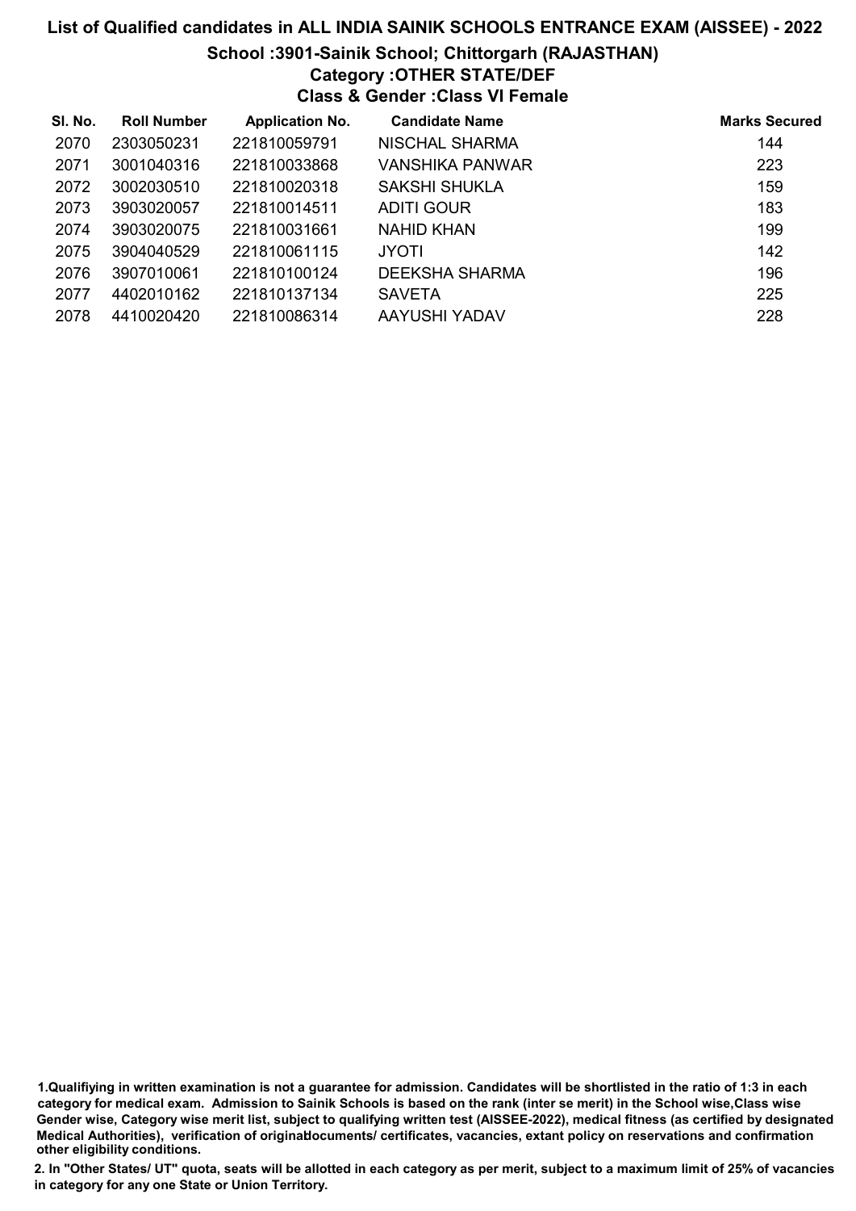# List of Qualified candidates in ALL INDIA SAINIK SCHOOLS ENTRANCE EXAM (AISSEE) - 2022

## School :3901-Sainik School; Chittorgarh (RAJASTHAN)

### Category :OTHER STATE/DEF

### Class & Gender :Class VI Female

| Sl. No. | Roll Number | Application No. | Candidate Name | Marks Secured |
|---|---|---|---|---|
| 2070 | 2303050231 | 221810059791 | NISCHAL SHARMA | 144 |
| 2071 | 3001040316 | 221810033868 | VANSHIKA PANWAR | 223 |
| 2072 | 3002030510 | 221810020318 | SAKSHI SHUKLA | 159 |
| 2073 | 3903020057 | 221810014511 | ADITI GOUR | 183 |
| 2074 | 3903020075 | 221810031661 | NAHID KHAN | 199 |
| 2075 | 3904040529 | 221810061115 | JYOTI | 142 |
| 2076 | 3907010061 | 221810100124 | DEEKSHA SHARMA | 196 |
| 2077 | 4402010162 | 221810137134 | SAVETA | 225 |
| 2078 | 4410020420 | 221810086314 | AAYUSHI YADAV | 228 |

1.Qualifiying in written examination is not a guarantee for admission. Candidates will be shortlisted in the ratio of 1:3 in each category for medical exam. Admission to Sainik Schools is based on the rank (inter se merit) in the School wise,Class wise Gender wise, Category wise merit list, subject to qualifying written test (AISSEE-2022), medical fitness (as certified by designated Medical Authorities), verification of originaldocuments/ certificates, vacancies, extant policy on reservations and confirmation other eligibility conditions.

2. In "Other States/ UT" quota, seats will be allotted in each category as per merit, subject to a maximum limit of 25% of vacancies in category for any one State or Union Territory.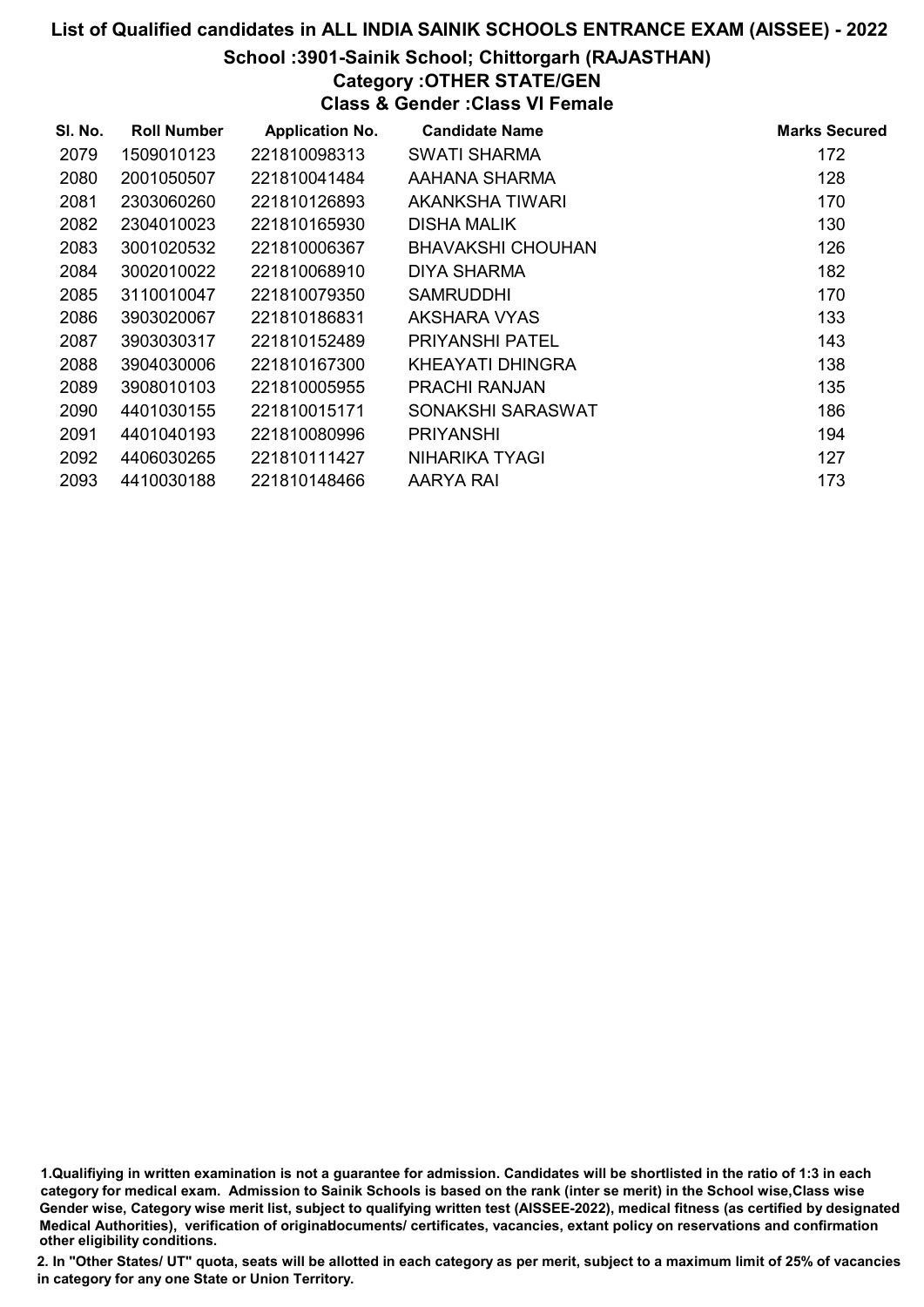# List of Qualified candidates in ALL INDIA SAINIK SCHOOLS ENTRANCE EXAM (AISSEE) - 2022

## School :3901-Sainik School; Chittorgarh (RAJASTHAN)

### Category :OTHER STATE/GEN

### Class & Gender :Class VI Female

| Sl. No. | Roll Number | Application No. | Candidate Name | Marks Secured |
|---|---|---|---|---|
| 2079 | 1509010123 | 221810098313 | SWATI SHARMA | 172 |
| 2080 | 2001050507 | 221810041484 | AAHANA SHARMA | 128 |
| 2081 | 2303060260 | 221810126893 | AKANKSHA TIWARI | 170 |
| 2082 | 2304010023 | 221810165930 | DISHA MALIK | 130 |
| 2083 | 3001020532 | 221810006367 | BHAVAKSHI CHOUHAN | 126 |
| 2084 | 3002010022 | 221810068910 | DIYA SHARMA | 182 |
| 2085 | 3110010047 | 221810079350 | SAMRUDDHI | 170 |
| 2086 | 3903020067 | 221810186831 | AKSHARA VYAS | 133 |
| 2087 | 3903030317 | 221810152489 | PRIYANSHI PATEL | 143 |
| 2088 | 3904030006 | 221810167300 | KHEAYATI DHINGRA | 138 |
| 2089 | 3908010103 | 221810005955 | PRACHI RANJAN | 135 |
| 2090 | 4401030155 | 221810015171 | SONAKSHI SARASWAT | 186 |
| 2091 | 4401040193 | 221810080996 | PRIYANSHI | 194 |
| 2092 | 4406030265 | 221810111427 | NIHARIKA TYAGI | 127 |
| 2093 | 4410030188 | 221810148466 | AARYA RAI | 173 |

1.Qualifiying in written examination is not a guarantee for admission. Candidates will be shortlisted in the ratio of 1:3 in each category for medical exam. Admission to Sainik Schools is based on the rank (inter se merit) in the School wise,Class wise Gender wise, Category wise merit list, subject to qualifying written test (AISSEE-2022), medical fitness (as certified by designated Medical Authorities), verification of originaldocuments/ certificates, vacancies, extant policy on reservations and confirmation other eligibility conditions.

2. In "Other States/ UT" quota, seats will be allotted in each category as per merit, subject to a maximum limit of 25% of vacancies in category for any one State or Union Territory.